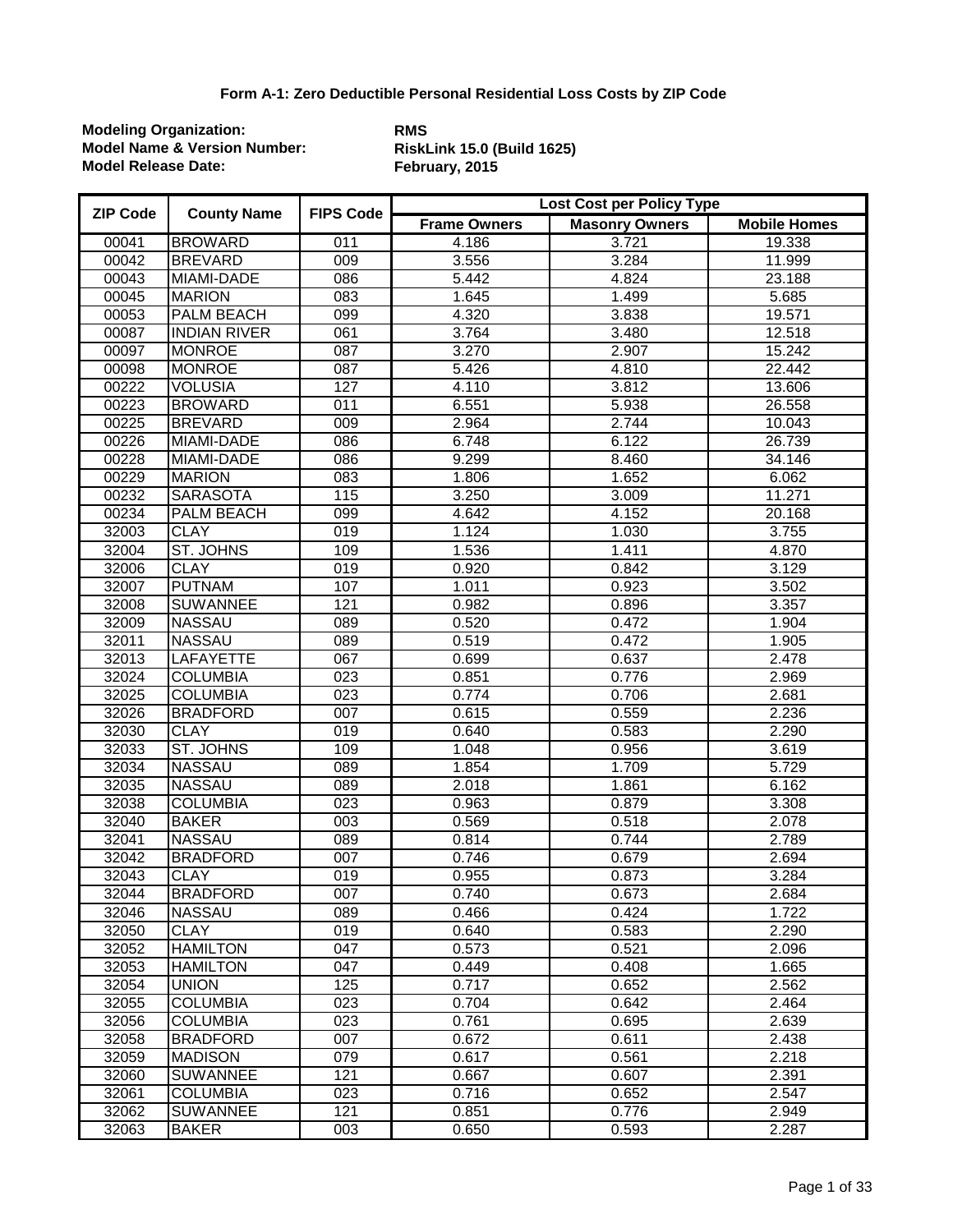### Form A-1: Zero Deductible Personal Residential Loss Costs by ZIP Code

**Modeling Organization:** **RMS**
**Model Name & Version Number:** **RiskLink 15.0 (Build 1625)**
**Model Release Date:** **February, 2015**

| ZIP Code | County Name | FIPS Code | Lost Cost per Policy Type | | |
|---|---|---|---|---|---|
| | | | Frame Owners | Masonry Owners | Mobile Homes |
| 00041 | BROWARD | 011 | 4.186 | 3.721 | 19.338 |
| 00042 | BREVARD | 009 | 3.556 | 3.284 | 11.999 |
| 00043 | MIAMI-DADE | 086 | 5.442 | 4.824 | 23.188 |
| 00045 | MARION | 083 | 1.645 | 1.499 | 5.685 |
| 00053 | PALM BEACH | 099 | 4.320 | 3.838 | 19.571 |
| 00087 | INDIAN RIVER | 061 | 3.764 | 3.480 | 12.518 |
| 00097 | MONROE | 087 | 3.270 | 2.907 | 15.242 |
| 00098 | MONROE | 087 | 5.426 | 4.810 | 22.442 |
| 00222 | VOLUSIA | 127 | 4.110 | 3.812 | 13.606 |
| 00223 | BROWARD | 011 | 6.551 | 5.938 | 26.558 |
| 00225 | BREVARD | 009 | 2.964 | 2.744 | 10.043 |
| 00226 | MIAMI-DADE | 086 | 6.748 | 6.122 | 26.739 |
| 00228 | MIAMI-DADE | 086 | 9.299 | 8.460 | 34.146 |
| 00229 | MARION | 083 | 1.806 | 1.652 | 6.062 |
| 00232 | SARASOTA | 115 | 3.250 | 3.009 | 11.271 |
| 00234 | PALM BEACH | 099 | 4.642 | 4.152 | 20.168 |
| 32003 | CLAY | 019 | 1.124 | 1.030 | 3.755 |
| 32004 | ST. JOHNS | 109 | 1.536 | 1.411 | 4.870 |
| 32006 | CLAY | 019 | 0.920 | 0.842 | 3.129 |
| 32007 | PUTNAM | 107 | 1.011 | 0.923 | 3.502 |
| 32008 | SUWANNEE | 121 | 0.982 | 0.896 | 3.357 |
| 32009 | NASSAU | 089 | 0.520 | 0.472 | 1.904 |
| 32011 | NASSAU | 089 | 0.519 | 0.472 | 1.905 |
| 32013 | LAFAYETTE | 067 | 0.699 | 0.637 | 2.478 |
| 32024 | COLUMBIA | 023 | 0.851 | 0.776 | 2.969 |
| 32025 | COLUMBIA | 023 | 0.774 | 0.706 | 2.681 |
| 32026 | BRADFORD | 007 | 0.615 | 0.559 | 2.236 |
| 32030 | CLAY | 019 | 0.640 | 0.583 | 2.290 |
| 32033 | ST. JOHNS | 109 | 1.048 | 0.956 | 3.619 |
| 32034 | NASSAU | 089 | 1.854 | 1.709 | 5.729 |
| 32035 | NASSAU | 089 | 2.018 | 1.861 | 6.162 |
| 32038 | COLUMBIA | 023 | 0.963 | 0.879 | 3.308 |
| 32040 | BAKER | 003 | 0.569 | 0.518 | 2.078 |
| 32041 | NASSAU | 089 | 0.814 | 0.744 | 2.789 |
| 32042 | BRADFORD | 007 | 0.746 | 0.679 | 2.694 |
| 32043 | CLAY | 019 | 0.955 | 0.873 | 3.284 |
| 32044 | BRADFORD | 007 | 0.740 | 0.673 | 2.684 |
| 32046 | NASSAU | 089 | 0.466 | 0.424 | 1.722 |
| 32050 | CLAY | 019 | 0.640 | 0.583 | 2.290 |
| 32052 | HAMILTON | 047 | 0.573 | 0.521 | 2.096 |
| 32053 | HAMILTON | 047 | 0.449 | 0.408 | 1.665 |
| 32054 | UNION | 125 | 0.717 | 0.652 | 2.562 |
| 32055 | COLUMBIA | 023 | 0.704 | 0.642 | 2.464 |
| 32056 | COLUMBIA | 023 | 0.761 | 0.695 | 2.639 |
| 32058 | BRADFORD | 007 | 0.672 | 0.611 | 2.438 |
| 32059 | MADISON | 079 | 0.617 | 0.561 | 2.218 |
| 32060 | SUWANNEE | 121 | 0.667 | 0.607 | 2.391 |
| 32061 | COLUMBIA | 023 | 0.716 | 0.652 | 2.547 |
| 32062 | SUWANNEE | 121 | 0.851 | 0.776 | 2.949 |
| 32063 | BAKER | 003 | 0.650 | 0.593 | 2.287 |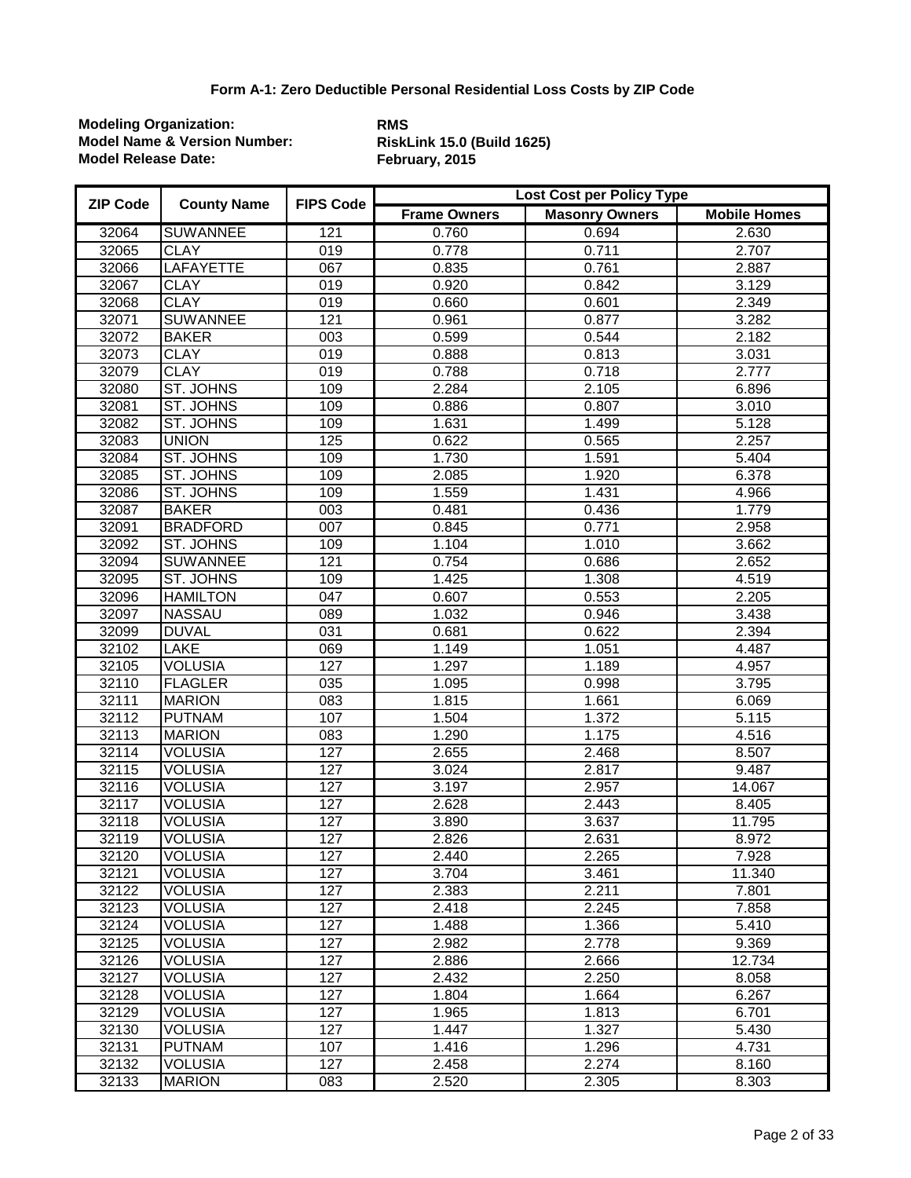### Form A-1: Zero Deductible Personal Residential Loss Costs by ZIP Code

**Modeling Organization:** **RMS**
**Model Name & Version Number:** **RiskLink 15.0 (Build 1625)**
**Model Release Date:** **February, 2015**

| ZIP Code | County Name | FIPS Code | Lost Cost per Policy Type | | |
|---|---|---|---|---|---|
| | | | Frame Owners | Masonry Owners | Mobile Homes |
| 32064 | SUWANNEE | 121 | 0.760 | 0.694 | 2.630 |
| 32065 | CLAY | 019 | 0.778 | 0.711 | 2.707 |
| 32066 | LAFAYETTE | 067 | 0.835 | 0.761 | 2.887 |
| 32067 | CLAY | 019 | 0.920 | 0.842 | 3.129 |
| 32068 | CLAY | 019 | 0.660 | 0.601 | 2.349 |
| 32071 | SUWANNEE | 121 | 0.961 | 0.877 | 3.282 |
| 32072 | BAKER | 003 | 0.599 | 0.544 | 2.182 |
| 32073 | CLAY | 019 | 0.888 | 0.813 | 3.031 |
| 32079 | CLAY | 019 | 0.788 | 0.718 | 2.777 |
| 32080 | ST. JOHNS | 109 | 2.284 | 2.105 | 6.896 |
| 32081 | ST. JOHNS | 109 | 0.886 | 0.807 | 3.010 |
| 32082 | ST. JOHNS | 109 | 1.631 | 1.499 | 5.128 |
| 32083 | UNION | 125 | 0.622 | 0.565 | 2.257 |
| 32084 | ST. JOHNS | 109 | 1.730 | 1.591 | 5.404 |
| 32085 | ST. JOHNS | 109 | 2.085 | 1.920 | 6.378 |
| 32086 | ST. JOHNS | 109 | 1.559 | 1.431 | 4.966 |
| 32087 | BAKER | 003 | 0.481 | 0.436 | 1.779 |
| 32091 | BRADFORD | 007 | 0.845 | 0.771 | 2.958 |
| 32092 | ST. JOHNS | 109 | 1.104 | 1.010 | 3.662 |
| 32094 | SUWANNEE | 121 | 0.754 | 0.686 | 2.652 |
| 32095 | ST. JOHNS | 109 | 1.425 | 1.308 | 4.519 |
| 32096 | HAMILTON | 047 | 0.607 | 0.553 | 2.205 |
| 32097 | NASSAU | 089 | 1.032 | 0.946 | 3.438 |
| 32099 | DUVAL | 031 | 0.681 | 0.622 | 2.394 |
| 32102 | LAKE | 069 | 1.149 | 1.051 | 4.487 |
| 32105 | VOLUSIA | 127 | 1.297 | 1.189 | 4.957 |
| 32110 | FLAGLER | 035 | 1.095 | 0.998 | 3.795 |
| 32111 | MARION | 083 | 1.815 | 1.661 | 6.069 |
| 32112 | PUTNAM | 107 | 1.504 | 1.372 | 5.115 |
| 32113 | MARION | 083 | 1.290 | 1.175 | 4.516 |
| 32114 | VOLUSIA | 127 | 2.655 | 2.468 | 8.507 |
| 32115 | VOLUSIA | 127 | 3.024 | 2.817 | 9.487 |
| 32116 | VOLUSIA | 127 | 3.197 | 2.957 | 14.067 |
| 32117 | VOLUSIA | 127 | 2.628 | 2.443 | 8.405 |
| 32118 | VOLUSIA | 127 | 3.890 | 3.637 | 11.795 |
| 32119 | VOLUSIA | 127 | 2.826 | 2.631 | 8.972 |
| 32120 | VOLUSIA | 127 | 2.440 | 2.265 | 7.928 |
| 32121 | VOLUSIA | 127 | 3.704 | 3.461 | 11.340 |
| 32122 | VOLUSIA | 127 | 2.383 | 2.211 | 7.801 |
| 32123 | VOLUSIA | 127 | 2.418 | 2.245 | 7.858 |
| 32124 | VOLUSIA | 127 | 1.488 | 1.366 | 5.410 |
| 32125 | VOLUSIA | 127 | 2.982 | 2.778 | 9.369 |
| 32126 | VOLUSIA | 127 | 2.886 | 2.666 | 12.734 |
| 32127 | VOLUSIA | 127 | 2.432 | 2.250 | 8.058 |
| 32128 | VOLUSIA | 127 | 1.804 | 1.664 | 6.267 |
| 32129 | VOLUSIA | 127 | 1.965 | 1.813 | 6.701 |
| 32130 | VOLUSIA | 127 | 1.447 | 1.327 | 5.430 |
| 32131 | PUTNAM | 107 | 1.416 | 1.296 | 4.731 |
| 32132 | VOLUSIA | 127 | 2.458 | 2.274 | 8.160 |
| 32133 | MARION | 083 | 2.520 | 2.305 | 8.303 |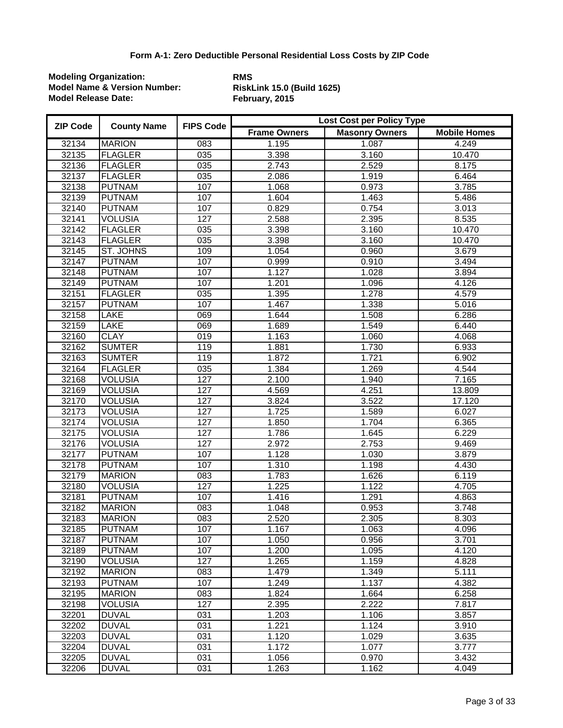**Form A-1: Zero Deductible Personal Residential Loss Costs by ZIP Code**

**Modeling Organization:** **RMS**
**Model Name & Version Number:** **RiskLink 15.0 (Build 1625)**
**Model Release Date:** **February, 2015**

| ZIP Code | County Name | FIPS Code | Lost Cost per Policy Type | | |
|---|---|---|---|---|---|
| | | | Frame Owners | Masonry Owners | Mobile Homes |
| 32134 | MARION | 083 | 1.195 | 1.087 | 4.249 |
| 32135 | FLAGLER | 035 | 3.398 | 3.160 | 10.470 |
| 32136 | FLAGLER | 035 | 2.743 | 2.529 | 8.175 |
| 32137 | FLAGLER | 035 | 2.086 | 1.919 | 6.464 |
| 32138 | PUTNAM | 107 | 1.068 | 0.973 | 3.785 |
| 32139 | PUTNAM | 107 | 1.604 | 1.463 | 5.486 |
| 32140 | PUTNAM | 107 | 0.829 | 0.754 | 3.013 |
| 32141 | VOLUSIA | 127 | 2.588 | 2.395 | 8.535 |
| 32142 | FLAGLER | 035 | 3.398 | 3.160 | 10.470 |
| 32143 | FLAGLER | 035 | 3.398 | 3.160 | 10.470 |
| 32145 | ST. JOHNS | 109 | 1.054 | 0.960 | 3.679 |
| 32147 | PUTNAM | 107 | 0.999 | 0.910 | 3.494 |
| 32148 | PUTNAM | 107 | 1.127 | 1.028 | 3.894 |
| 32149 | PUTNAM | 107 | 1.201 | 1.096 | 4.126 |
| 32151 | FLAGLER | 035 | 1.395 | 1.278 | 4.579 |
| 32157 | PUTNAM | 107 | 1.467 | 1.338 | 5.016 |
| 32158 | LAKE | 069 | 1.644 | 1.508 | 6.286 |
| 32159 | LAKE | 069 | 1.689 | 1.549 | 6.440 |
| 32160 | CLAY | 019 | 1.163 | 1.060 | 4.068 |
| 32162 | SUMTER | 119 | 1.881 | 1.730 | 6.933 |
| 32163 | SUMTER | 119 | 1.872 | 1.721 | 6.902 |
| 32164 | FLAGLER | 035 | 1.384 | 1.269 | 4.544 |
| 32168 | VOLUSIA | 127 | 2.100 | 1.940 | 7.165 |
| 32169 | VOLUSIA | 127 | 4.569 | 4.251 | 13.809 |
| 32170 | VOLUSIA | 127 | 3.824 | 3.522 | 17.120 |
| 32173 | VOLUSIA | 127 | 1.725 | 1.589 | 6.027 |
| 32174 | VOLUSIA | 127 | 1.850 | 1.704 | 6.365 |
| 32175 | VOLUSIA | 127 | 1.786 | 1.645 | 6.229 |
| 32176 | VOLUSIA | 127 | 2.972 | 2.753 | 9.469 |
| 32177 | PUTNAM | 107 | 1.128 | 1.030 | 3.879 |
| 32178 | PUTNAM | 107 | 1.310 | 1.198 | 4.430 |
| 32179 | MARION | 083 | 1.783 | 1.626 | 6.119 |
| 32180 | VOLUSIA | 127 | 1.225 | 1.122 | 4.705 |
| 32181 | PUTNAM | 107 | 1.416 | 1.291 | 4.863 |
| 32182 | MARION | 083 | 1.048 | 0.953 | 3.748 |
| 32183 | MARION | 083 | 2.520 | 2.305 | 8.303 |
| 32185 | PUTNAM | 107 | 1.167 | 1.063 | 4.096 |
| 32187 | PUTNAM | 107 | 1.050 | 0.956 | 3.701 |
| 32189 | PUTNAM | 107 | 1.200 | 1.095 | 4.120 |
| 32190 | VOLUSIA | 127 | 1.265 | 1.159 | 4.828 |
| 32192 | MARION | 083 | 1.479 | 1.349 | 5.111 |
| 32193 | PUTNAM | 107 | 1.249 | 1.137 | 4.382 |
| 32195 | MARION | 083 | 1.824 | 1.664 | 6.258 |
| 32198 | VOLUSIA | 127 | 2.395 | 2.222 | 7.817 |
| 32201 | DUVAL | 031 | 1.203 | 1.106 | 3.857 |
| 32202 | DUVAL | 031 | 1.221 | 1.124 | 3.910 |
| 32203 | DUVAL | 031 | 1.120 | 1.029 | 3.635 |
| 32204 | DUVAL | 031 | 1.172 | 1.077 | 3.777 |
| 32205 | DUVAL | 031 | 1.056 | 0.970 | 3.432 |
| 32206 | DUVAL | 031 | 1.263 | 1.162 | 4.049 |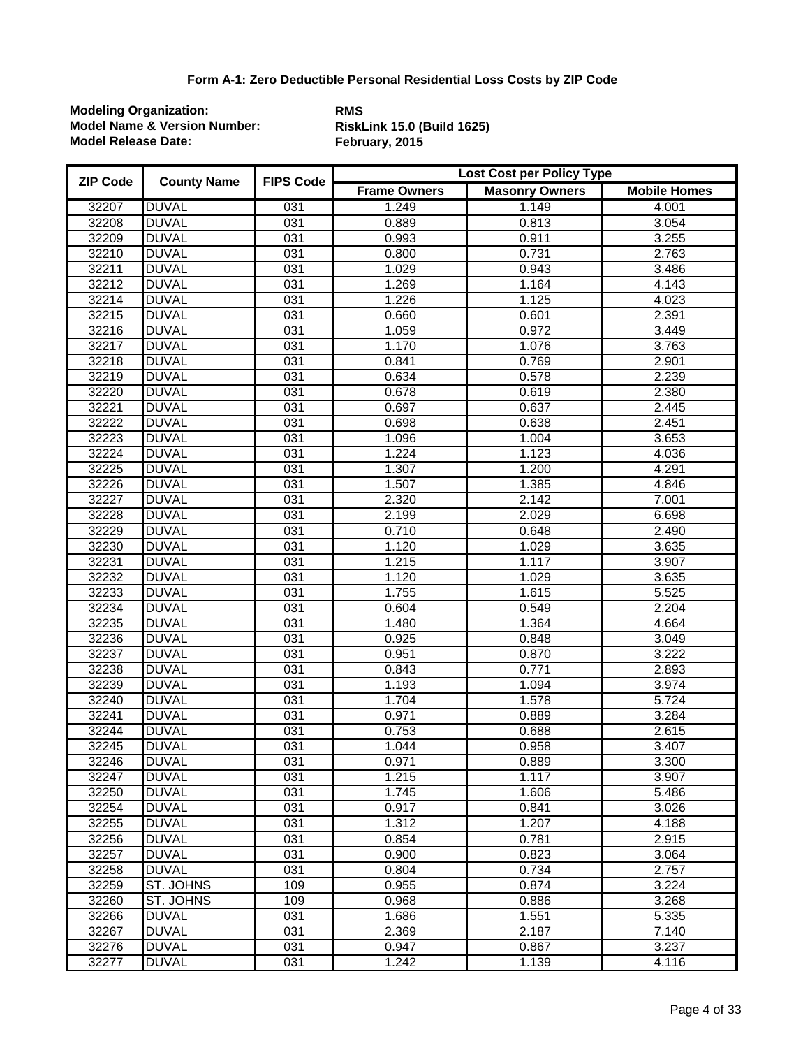# Form A-1: Zero Deductible Personal Residential Loss Costs by ZIP Code

**Modeling Organization:** RMS
**Model Name & Version Number:** RiskLink 15.0 (Build 1625)
**Model Release Date:** February, 2015

| ZIP Code | County Name | FIPS Code | Lost Cost per Policy Type | | |
|---|---|---|---|---|---|
| | | | Frame Owners | Masonry Owners | Mobile Homes |
| 32207 | DUVAL | 031 | 1.249 | 1.149 | 4.001 |
| 32208 | DUVAL | 031 | 0.889 | 0.813 | 3.054 |
| 32209 | DUVAL | 031 | 0.993 | 0.911 | 3.255 |
| 32210 | DUVAL | 031 | 0.800 | 0.731 | 2.763 |
| 32211 | DUVAL | 031 | 1.029 | 0.943 | 3.486 |
| 32212 | DUVAL | 031 | 1.269 | 1.164 | 4.143 |
| 32214 | DUVAL | 031 | 1.226 | 1.125 | 4.023 |
| 32215 | DUVAL | 031 | 0.660 | 0.601 | 2.391 |
| 32216 | DUVAL | 031 | 1.059 | 0.972 | 3.449 |
| 32217 | DUVAL | 031 | 1.170 | 1.076 | 3.763 |
| 32218 | DUVAL | 031 | 0.841 | 0.769 | 2.901 |
| 32219 | DUVAL | 031 | 0.634 | 0.578 | 2.239 |
| 32220 | DUVAL | 031 | 0.678 | 0.619 | 2.380 |
| 32221 | DUVAL | 031 | 0.697 | 0.637 | 2.445 |
| 32222 | DUVAL | 031 | 0.698 | 0.638 | 2.451 |
| 32223 | DUVAL | 031 | 1.096 | 1.004 | 3.653 |
| 32224 | DUVAL | 031 | 1.224 | 1.123 | 4.036 |
| 32225 | DUVAL | 031 | 1.307 | 1.200 | 4.291 |
| 32226 | DUVAL | 031 | 1.507 | 1.385 | 4.846 |
| 32227 | DUVAL | 031 | 2.320 | 2.142 | 7.001 |
| 32228 | DUVAL | 031 | 2.199 | 2.029 | 6.698 |
| 32229 | DUVAL | 031 | 0.710 | 0.648 | 2.490 |
| 32230 | DUVAL | 031 | 1.120 | 1.029 | 3.635 |
| 32231 | DUVAL | 031 | 1.215 | 1.117 | 3.907 |
| 32232 | DUVAL | 031 | 1.120 | 1.029 | 3.635 |
| 32233 | DUVAL | 031 | 1.755 | 1.615 | 5.525 |
| 32234 | DUVAL | 031 | 0.604 | 0.549 | 2.204 |
| 32235 | DUVAL | 031 | 1.480 | 1.364 | 4.664 |
| 32236 | DUVAL | 031 | 0.925 | 0.848 | 3.049 |
| 32237 | DUVAL | 031 | 0.951 | 0.870 | 3.222 |
| 32238 | DUVAL | 031 | 0.843 | 0.771 | 2.893 |
| 32239 | DUVAL | 031 | 1.193 | 1.094 | 3.974 |
| 32240 | DUVAL | 031 | 1.704 | 1.578 | 5.724 |
| 32241 | DUVAL | 031 | 0.971 | 0.889 | 3.284 |
| 32244 | DUVAL | 031 | 0.753 | 0.688 | 2.615 |
| 32245 | DUVAL | 031 | 1.044 | 0.958 | 3.407 |
| 32246 | DUVAL | 031 | 0.971 | 0.889 | 3.300 |
| 32247 | DUVAL | 031 | 1.215 | 1.117 | 3.907 |
| 32250 | DUVAL | 031 | 1.745 | 1.606 | 5.486 |
| 32254 | DUVAL | 031 | 0.917 | 0.841 | 3.026 |
| 32255 | DUVAL | 031 | 1.312 | 1.207 | 4.188 |
| 32256 | DUVAL | 031 | 0.854 | 0.781 | 2.915 |
| 32257 | DUVAL | 031 | 0.900 | 0.823 | 3.064 |
| 32258 | DUVAL | 031 | 0.804 | 0.734 | 2.757 |
| 32259 | ST. JOHNS | 109 | 0.955 | 0.874 | 3.224 |
| 32260 | ST. JOHNS | 109 | 0.968 | 0.886 | 3.268 |
| 32266 | DUVAL | 031 | 1.686 | 1.551 | 5.335 |
| 32267 | DUVAL | 031 | 2.369 | 2.187 | 7.140 |
| 32276 | DUVAL | 031 | 0.947 | 0.867 | 3.237 |
| 32277 | DUVAL | 031 | 1.242 | 1.139 | 4.116 |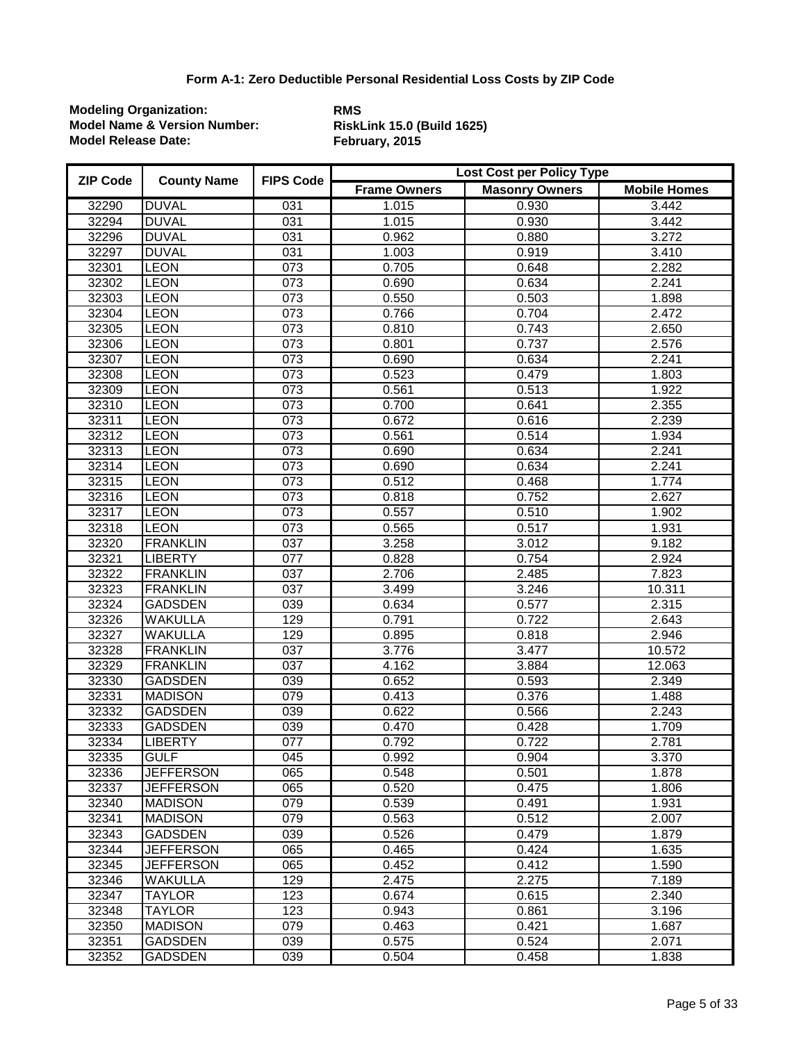# Form A-1: Zero Deductible Personal Residential Loss Costs by ZIP Code

**Modeling Organization:** RMS
**Model Name & Version Number:** RiskLink 15.0 (Build 1625)
**Model Release Date:** February, 2015

| ZIP Code | County Name | FIPS Code | Lost Cost per Policy Type | | |
|---|---|---|---|---|---|
| | | | Frame Owners | Masonry Owners | Mobile Homes |
| 32290 | DUVAL | 031 | 1.015 | 0.930 | 3.442 |
| 32294 | DUVAL | 031 | 1.015 | 0.930 | 3.442 |
| 32296 | DUVAL | 031 | 0.962 | 0.880 | 3.272 |
| 32297 | DUVAL | 031 | 1.003 | 0.919 | 3.410 |
| 32301 | LEON | 073 | 0.705 | 0.648 | 2.282 |
| 32302 | LEON | 073 | 0.690 | 0.634 | 2.241 |
| 32303 | LEON | 073 | 0.550 | 0.503 | 1.898 |
| 32304 | LEON | 073 | 0.766 | 0.704 | 2.472 |
| 32305 | LEON | 073 | 0.810 | 0.743 | 2.650 |
| 32306 | LEON | 073 | 0.801 | 0.737 | 2.576 |
| 32307 | LEON | 073 | 0.690 | 0.634 | 2.241 |
| 32308 | LEON | 073 | 0.523 | 0.479 | 1.803 |
| 32309 | LEON | 073 | 0.561 | 0.513 | 1.922 |
| 32310 | LEON | 073 | 0.700 | 0.641 | 2.355 |
| 32311 | LEON | 073 | 0.672 | 0.616 | 2.239 |
| 32312 | LEON | 073 | 0.561 | 0.514 | 1.934 |
| 32313 | LEON | 073 | 0.690 | 0.634 | 2.241 |
| 32314 | LEON | 073 | 0.690 | 0.634 | 2.241 |
| 32315 | LEON | 073 | 0.512 | 0.468 | 1.774 |
| 32316 | LEON | 073 | 0.818 | 0.752 | 2.627 |
| 32317 | LEON | 073 | 0.557 | 0.510 | 1.902 |
| 32318 | LEON | 073 | 0.565 | 0.517 | 1.931 |
| 32320 | FRANKLIN | 037 | 3.258 | 3.012 | 9.182 |
| 32321 | LIBERTY | 077 | 0.828 | 0.754 | 2.924 |
| 32322 | FRANKLIN | 037 | 2.706 | 2.485 | 7.823 |
| 32323 | FRANKLIN | 037 | 3.499 | 3.246 | 10.311 |
| 32324 | GADSDEN | 039 | 0.634 | 0.577 | 2.315 |
| 32326 | WAKULLA | 129 | 0.791 | 0.722 | 2.643 |
| 32327 | WAKULLA | 129 | 0.895 | 0.818 | 2.946 |
| 32328 | FRANKLIN | 037 | 3.776 | 3.477 | 10.572 |
| 32329 | FRANKLIN | 037 | 4.162 | 3.884 | 12.063 |
| 32330 | GADSDEN | 039 | 0.652 | 0.593 | 2.349 |
| 32331 | MADISON | 079 | 0.413 | 0.376 | 1.488 |
| 32332 | GADSDEN | 039 | 0.622 | 0.566 | 2.243 |
| 32333 | GADSDEN | 039 | 0.470 | 0.428 | 1.709 |
| 32334 | LIBERTY | 077 | 0.792 | 0.722 | 2.781 |
| 32335 | GULF | 045 | 0.992 | 0.904 | 3.370 |
| 32336 | JEFFERSON | 065 | 0.548 | 0.501 | 1.878 |
| 32337 | JEFFERSON | 065 | 0.520 | 0.475 | 1.806 |
| 32340 | MADISON | 079 | 0.539 | 0.491 | 1.931 |
| 32341 | MADISON | 079 | 0.563 | 0.512 | 2.007 |
| 32343 | GADSDEN | 039 | 0.526 | 0.479 | 1.879 |
| 32344 | JEFFERSON | 065 | 0.465 | 0.424 | 1.635 |
| 32345 | JEFFERSON | 065 | 0.452 | 0.412 | 1.590 |
| 32346 | WAKULLA | 129 | 2.475 | 2.275 | 7.189 |
| 32347 | TAYLOR | 123 | 0.674 | 0.615 | 2.340 |
| 32348 | TAYLOR | 123 | 0.943 | 0.861 | 3.196 |
| 32350 | MADISON | 079 | 0.463 | 0.421 | 1.687 |
| 32351 | GADSDEN | 039 | 0.575 | 0.524 | 2.071 |
| 32352 | GADSDEN | 039 | 0.504 | 0.458 | 1.838 |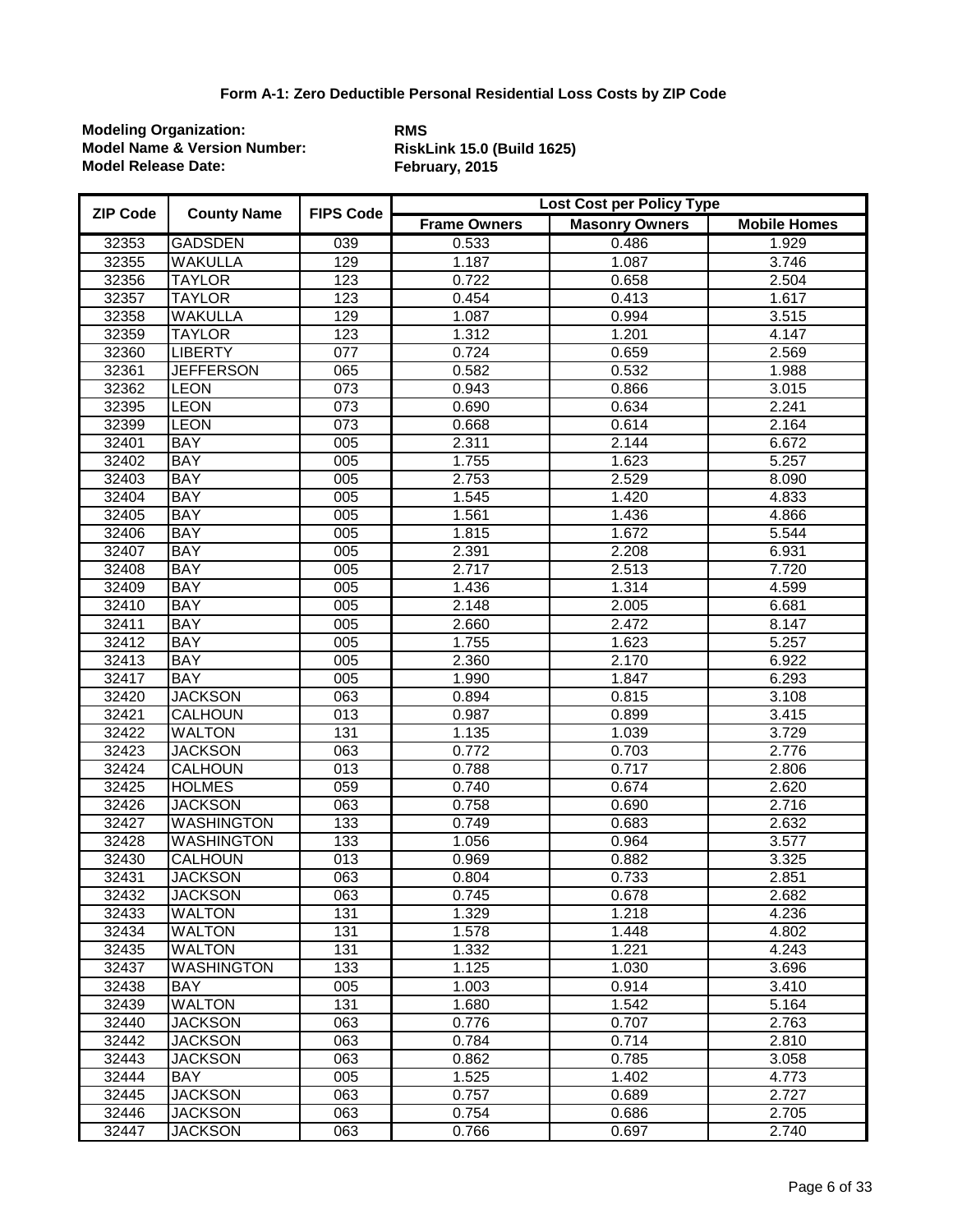### Form A-1: Zero Deductible Personal Residential Loss Costs by ZIP Code

**Modeling Organization:** RMS
**Model Name & Version Number:** RiskLink 15.0 (Build 1625)
**Model Release Date:** February, 2015

| ZIP Code | County Name | FIPS Code | Lost Cost per Policy Type | | |
|---|---|---|---|---|---|
| | | | Frame Owners | Masonry Owners | Mobile Homes |
| 32353 | GADSDEN | 039 | 0.533 | 0.486 | 1.929 |
| 32355 | WAKULLA | 129 | 1.187 | 1.087 | 3.746 |
| 32356 | TAYLOR | 123 | 0.722 | 0.658 | 2.504 |
| 32357 | TAYLOR | 123 | 0.454 | 0.413 | 1.617 |
| 32358 | WAKULLA | 129 | 1.087 | 0.994 | 3.515 |
| 32359 | TAYLOR | 123 | 1.312 | 1.201 | 4.147 |
| 32360 | LIBERTY | 077 | 0.724 | 0.659 | 2.569 |
| 32361 | JEFFERSON | 065 | 0.582 | 0.532 | 1.988 |
| 32362 | LEON | 073 | 0.943 | 0.866 | 3.015 |
| 32395 | LEON | 073 | 0.690 | 0.634 | 2.241 |
| 32399 | LEON | 073 | 0.668 | 0.614 | 2.164 |
| 32401 | BAY | 005 | 2.311 | 2.144 | 6.672 |
| 32402 | BAY | 005 | 1.755 | 1.623 | 5.257 |
| 32403 | BAY | 005 | 2.753 | 2.529 | 8.090 |
| 32404 | BAY | 005 | 1.545 | 1.420 | 4.833 |
| 32405 | BAY | 005 | 1.561 | 1.436 | 4.866 |
| 32406 | BAY | 005 | 1.815 | 1.672 | 5.544 |
| 32407 | BAY | 005 | 2.391 | 2.208 | 6.931 |
| 32408 | BAY | 005 | 2.717 | 2.513 | 7.720 |
| 32409 | BAY | 005 | 1.436 | 1.314 | 4.599 |
| 32410 | BAY | 005 | 2.148 | 2.005 | 6.681 |
| 32411 | BAY | 005 | 2.660 | 2.472 | 8.147 |
| 32412 | BAY | 005 | 1.755 | 1.623 | 5.257 |
| 32413 | BAY | 005 | 2.360 | 2.170 | 6.922 |
| 32417 | BAY | 005 | 1.990 | 1.847 | 6.293 |
| 32420 | JACKSON | 063 | 0.894 | 0.815 | 3.108 |
| 32421 | CALHOUN | 013 | 0.987 | 0.899 | 3.415 |
| 32422 | WALTON | 131 | 1.135 | 1.039 | 3.729 |
| 32423 | JACKSON | 063 | 0.772 | 0.703 | 2.776 |
| 32424 | CALHOUN | 013 | 0.788 | 0.717 | 2.806 |
| 32425 | HOLMES | 059 | 0.740 | 0.674 | 2.620 |
| 32426 | JACKSON | 063 | 0.758 | 0.690 | 2.716 |
| 32427 | WASHINGTON | 133 | 0.749 | 0.683 | 2.632 |
| 32428 | WASHINGTON | 133 | 1.056 | 0.964 | 3.577 |
| 32430 | CALHOUN | 013 | 0.969 | 0.882 | 3.325 |
| 32431 | JACKSON | 063 | 0.804 | 0.733 | 2.851 |
| 32432 | JACKSON | 063 | 0.745 | 0.678 | 2.682 |
| 32433 | WALTON | 131 | 1.329 | 1.218 | 4.236 |
| 32434 | WALTON | 131 | 1.578 | 1.448 | 4.802 |
| 32435 | WALTON | 131 | 1.332 | 1.221 | 4.243 |
| 32437 | WASHINGTON | 133 | 1.125 | 1.030 | 3.696 |
| 32438 | BAY | 005 | 1.003 | 0.914 | 3.410 |
| 32439 | WALTON | 131 | 1.680 | 1.542 | 5.164 |
| 32440 | JACKSON | 063 | 0.776 | 0.707 | 2.763 |
| 32442 | JACKSON | 063 | 0.784 | 0.714 | 2.810 |
| 32443 | JACKSON | 063 | 0.862 | 0.785 | 3.058 |
| 32444 | BAY | 005 | 1.525 | 1.402 | 4.773 |
| 32445 | JACKSON | 063 | 0.757 | 0.689 | 2.727 |
| 32446 | JACKSON | 063 | 0.754 | 0.686 | 2.705 |
| 32447 | JACKSON | 063 | 0.766 | 0.697 | 2.740 |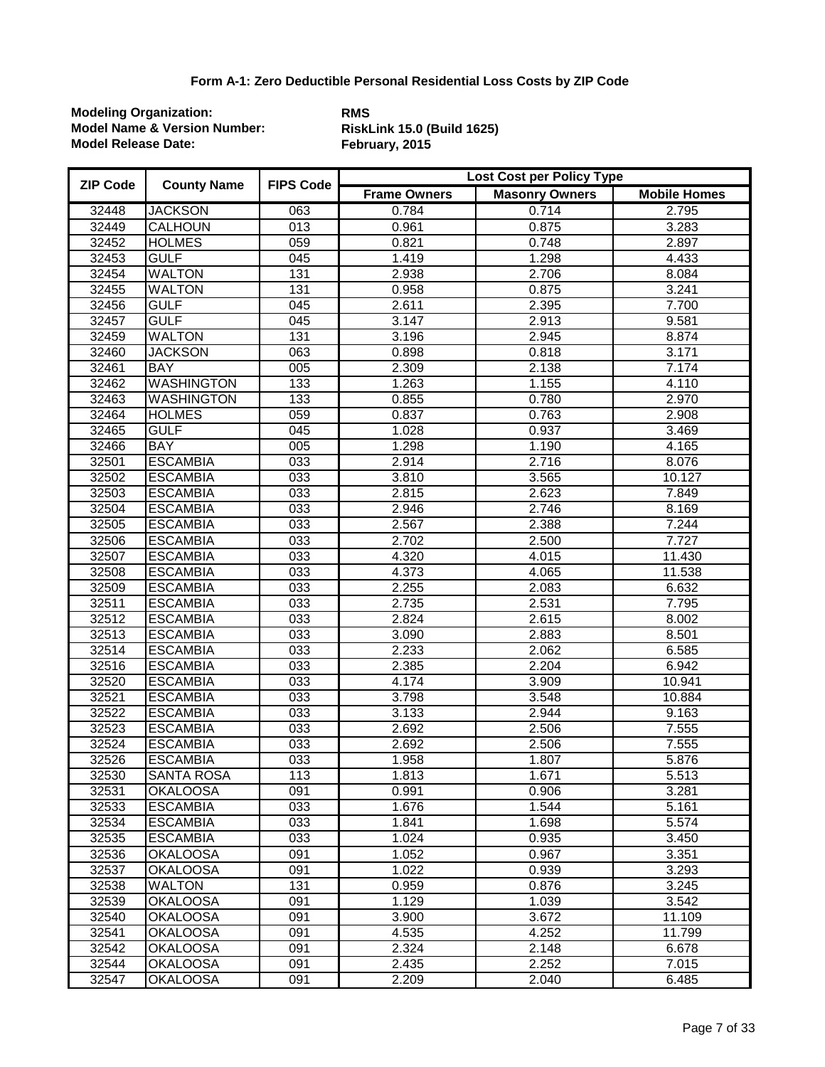### Form A-1: Zero Deductible Personal Residential Loss Costs by ZIP Code

**Modeling Organization:** **RMS**
**Model Name & Version Number:** **RiskLink 15.0 (Build 1625)**
**Model Release Date:** **February, 2015**

| ZIP Code | County Name | FIPS Code | Lost Cost per Policy Type | | |
|---|---|---|---|---|---|
| | | | Frame Owners | Masonry Owners | Mobile Homes |
| 32448 | JACKSON | 063 | 0.784 | 0.714 | 2.795 |
| 32449 | CALHOUN | 013 | 0.961 | 0.875 | 3.283 |
| 32452 | HOLMES | 059 | 0.821 | 0.748 | 2.897 |
| 32453 | GULF | 045 | 1.419 | 1.298 | 4.433 |
| 32454 | WALTON | 131 | 2.938 | 2.706 | 8.084 |
| 32455 | WALTON | 131 | 0.958 | 0.875 | 3.241 |
| 32456 | GULF | 045 | 2.611 | 2.395 | 7.700 |
| 32457 | GULF | 045 | 3.147 | 2.913 | 9.581 |
| 32459 | WALTON | 131 | 3.196 | 2.945 | 8.874 |
| 32460 | JACKSON | 063 | 0.898 | 0.818 | 3.171 |
| 32461 | BAY | 005 | 2.309 | 2.138 | 7.174 |
| 32462 | WASHINGTON | 133 | 1.263 | 1.155 | 4.110 |
| 32463 | WASHINGTON | 133 | 0.855 | 0.780 | 2.970 |
| 32464 | HOLMES | 059 | 0.837 | 0.763 | 2.908 |
| 32465 | GULF | 045 | 1.028 | 0.937 | 3.469 |
| 32466 | BAY | 005 | 1.298 | 1.190 | 4.165 |
| 32501 | ESCAMBIA | 033 | 2.914 | 2.716 | 8.076 |
| 32502 | ESCAMBIA | 033 | 3.810 | 3.565 | 10.127 |
| 32503 | ESCAMBIA | 033 | 2.815 | 2.623 | 7.849 |
| 32504 | ESCAMBIA | 033 | 2.946 | 2.746 | 8.169 |
| 32505 | ESCAMBIA | 033 | 2.567 | 2.388 | 7.244 |
| 32506 | ESCAMBIA | 033 | 2.702 | 2.500 | 7.727 |
| 32507 | ESCAMBIA | 033 | 4.320 | 4.015 | 11.430 |
| 32508 | ESCAMBIA | 033 | 4.373 | 4.065 | 11.538 |
| 32509 | ESCAMBIA | 033 | 2.255 | 2.083 | 6.632 |
| 32511 | ESCAMBIA | 033 | 2.735 | 2.531 | 7.795 |
| 32512 | ESCAMBIA | 033 | 2.824 | 2.615 | 8.002 |
| 32513 | ESCAMBIA | 033 | 3.090 | 2.883 | 8.501 |
| 32514 | ESCAMBIA | 033 | 2.233 | 2.062 | 6.585 |
| 32516 | ESCAMBIA | 033 | 2.385 | 2.204 | 6.942 |
| 32520 | ESCAMBIA | 033 | 4.174 | 3.909 | 10.941 |
| 32521 | ESCAMBIA | 033 | 3.798 | 3.548 | 10.884 |
| 32522 | ESCAMBIA | 033 | 3.133 | 2.944 | 9.163 |
| 32523 | ESCAMBIA | 033 | 2.692 | 2.506 | 7.555 |
| 32524 | ESCAMBIA | 033 | 2.692 | 2.506 | 7.555 |
| 32526 | ESCAMBIA | 033 | 1.958 | 1.807 | 5.876 |
| 32530 | SANTA ROSA | 113 | 1.813 | 1.671 | 5.513 |
| 32531 | OKALOOSA | 091 | 0.991 | 0.906 | 3.281 |
| 32533 | ESCAMBIA | 033 | 1.676 | 1.544 | 5.161 |
| 32534 | ESCAMBIA | 033 | 1.841 | 1.698 | 5.574 |
| 32535 | ESCAMBIA | 033 | 1.024 | 0.935 | 3.450 |
| 32536 | OKALOOSA | 091 | 1.052 | 0.967 | 3.351 |
| 32537 | OKALOOSA | 091 | 1.022 | 0.939 | 3.293 |
| 32538 | WALTON | 131 | 0.959 | 0.876 | 3.245 |
| 32539 | OKALOOSA | 091 | 1.129 | 1.039 | 3.542 |
| 32540 | OKALOOSA | 091 | 3.900 | 3.672 | 11.109 |
| 32541 | OKALOOSA | 091 | 4.535 | 4.252 | 11.799 |
| 32542 | OKALOOSA | 091 | 2.324 | 2.148 | 6.678 |
| 32544 | OKALOOSA | 091 | 2.435 | 2.252 | 7.015 |
| 32547 | OKALOOSA | 091 | 2.209 | 2.040 | 6.485 |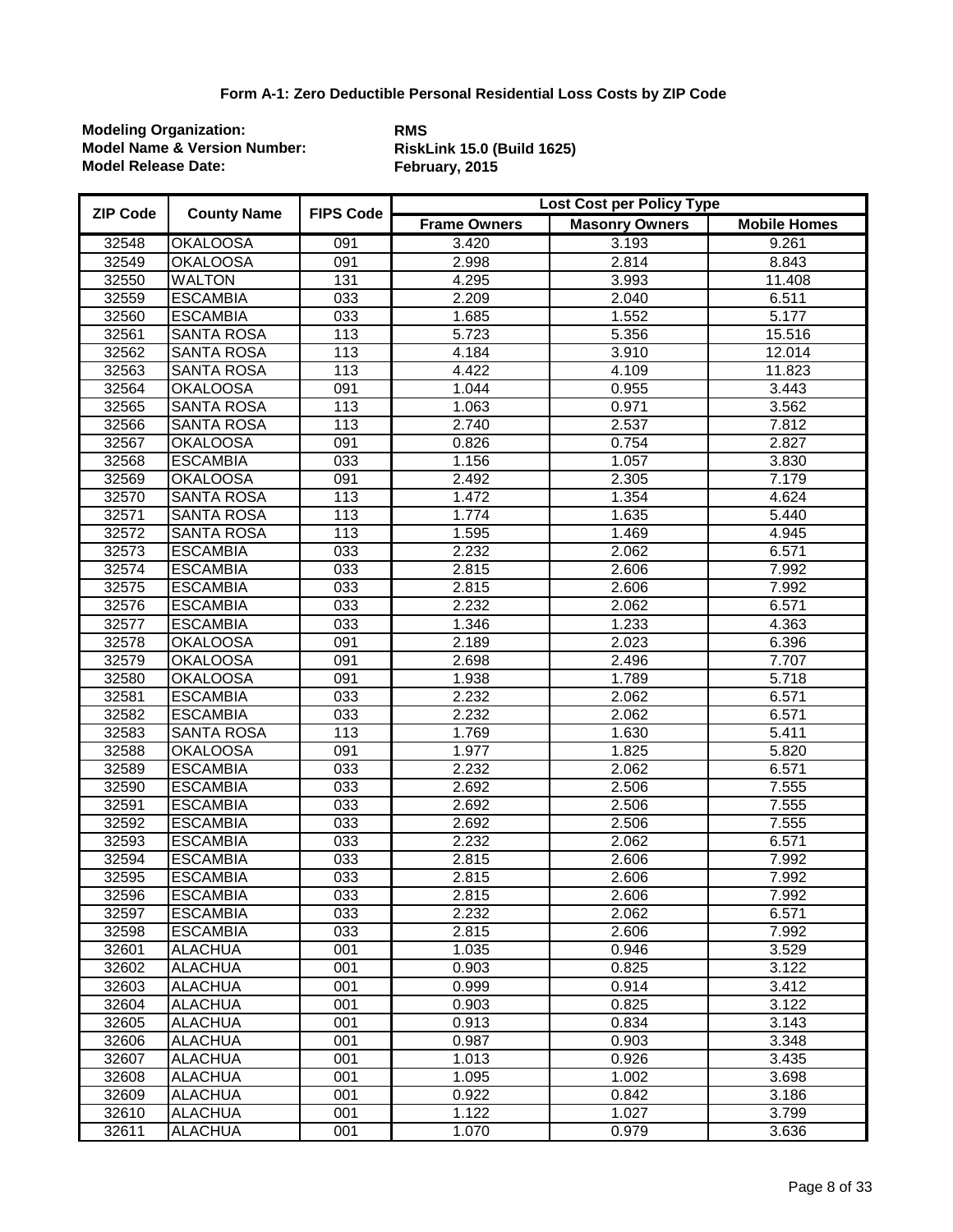# Form A-1: Zero Deductible Personal Residential Loss Costs by ZIP Code

**Modeling Organization:** RMS
**Model Name & Version Number:** RiskLink 15.0 (Build 1625)
**Model Release Date:** February, 2015

| ZIP Code | County Name | FIPS Code | Lost Cost per Policy Type | | |
|---|---|---|---|---|---|
| | | | Frame Owners | Masonry Owners | Mobile Homes |
| 32548 | OKALOOSA | 091 | 3.420 | 3.193 | 9.261 |
| 32549 | OKALOOSA | 091 | 2.998 | 2.814 | 8.843 |
| 32550 | WALTON | 131 | 4.295 | 3.993 | 11.408 |
| 32559 | ESCAMBIA | 033 | 2.209 | 2.040 | 6.511 |
| 32560 | ESCAMBIA | 033 | 1.685 | 1.552 | 5.177 |
| 32561 | SANTA ROSA | 113 | 5.723 | 5.356 | 15.516 |
| 32562 | SANTA ROSA | 113 | 4.184 | 3.910 | 12.014 |
| 32563 | SANTA ROSA | 113 | 4.422 | 4.109 | 11.823 |
| 32564 | OKALOOSA | 091 | 1.044 | 0.955 | 3.443 |
| 32565 | SANTA ROSA | 113 | 1.063 | 0.971 | 3.562 |
| 32566 | SANTA ROSA | 113 | 2.740 | 2.537 | 7.812 |
| 32567 | OKALOOSA | 091 | 0.826 | 0.754 | 2.827 |
| 32568 | ESCAMBIA | 033 | 1.156 | 1.057 | 3.830 |
| 32569 | OKALOOSA | 091 | 2.492 | 2.305 | 7.179 |
| 32570 | SANTA ROSA | 113 | 1.472 | 1.354 | 4.624 |
| 32571 | SANTA ROSA | 113 | 1.774 | 1.635 | 5.440 |
| 32572 | SANTA ROSA | 113 | 1.595 | 1.469 | 4.945 |
| 32573 | ESCAMBIA | 033 | 2.232 | 2.062 | 6.571 |
| 32574 | ESCAMBIA | 033 | 2.815 | 2.606 | 7.992 |
| 32575 | ESCAMBIA | 033 | 2.815 | 2.606 | 7.992 |
| 32576 | ESCAMBIA | 033 | 2.232 | 2.062 | 6.571 |
| 32577 | ESCAMBIA | 033 | 1.346 | 1.233 | 4.363 |
| 32578 | OKALOOSA | 091 | 2.189 | 2.023 | 6.396 |
| 32579 | OKALOOSA | 091 | 2.698 | 2.496 | 7.707 |
| 32580 | OKALOOSA | 091 | 1.938 | 1.789 | 5.718 |
| 32581 | ESCAMBIA | 033 | 2.232 | 2.062 | 6.571 |
| 32582 | ESCAMBIA | 033 | 2.232 | 2.062 | 6.571 |
| 32583 | SANTA ROSA | 113 | 1.769 | 1.630 | 5.411 |
| 32588 | OKALOOSA | 091 | 1.977 | 1.825 | 5.820 |
| 32589 | ESCAMBIA | 033 | 2.232 | 2.062 | 6.571 |
| 32590 | ESCAMBIA | 033 | 2.692 | 2.506 | 7.555 |
| 32591 | ESCAMBIA | 033 | 2.692 | 2.506 | 7.555 |
| 32592 | ESCAMBIA | 033 | 2.692 | 2.506 | 7.555 |
| 32593 | ESCAMBIA | 033 | 2.232 | 2.062 | 6.571 |
| 32594 | ESCAMBIA | 033 | 2.815 | 2.606 | 7.992 |
| 32595 | ESCAMBIA | 033 | 2.815 | 2.606 | 7.992 |
| 32596 | ESCAMBIA | 033 | 2.815 | 2.606 | 7.992 |
| 32597 | ESCAMBIA | 033 | 2.232 | 2.062 | 6.571 |
| 32598 | ESCAMBIA | 033 | 2.815 | 2.606 | 7.992 |
| 32601 | ALACHUA | 001 | 1.035 | 0.946 | 3.529 |
| 32602 | ALACHUA | 001 | 0.903 | 0.825 | 3.122 |
| 32603 | ALACHUA | 001 | 0.999 | 0.914 | 3.412 |
| 32604 | ALACHUA | 001 | 0.903 | 0.825 | 3.122 |
| 32605 | ALACHUA | 001 | 0.913 | 0.834 | 3.143 |
| 32606 | ALACHUA | 001 | 0.987 | 0.903 | 3.348 |
| 32607 | ALACHUA | 001 | 1.013 | 0.926 | 3.435 |
| 32608 | ALACHUA | 001 | 1.095 | 1.002 | 3.698 |
| 32609 | ALACHUA | 001 | 0.922 | 0.842 | 3.186 |
| 32610 | ALACHUA | 001 | 1.122 | 1.027 | 3.799 |
| 32611 | ALACHUA | 001 | 1.070 | 0.979 | 3.636 |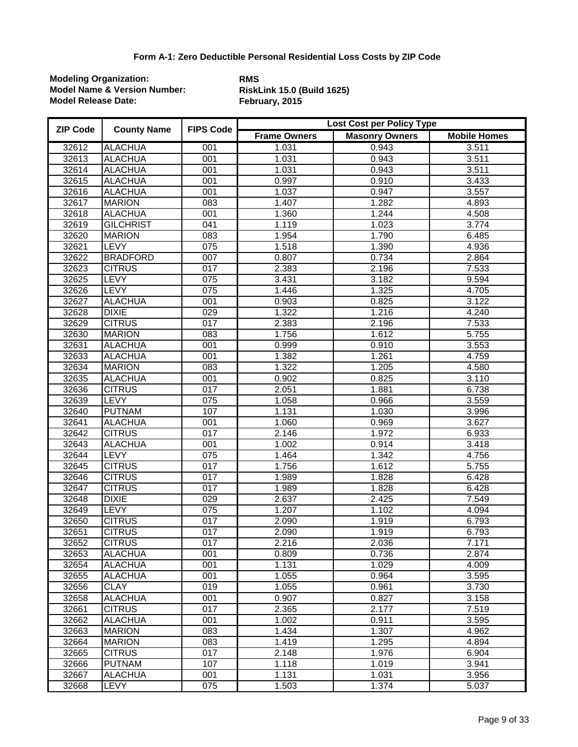**Form A-1: Zero Deductible Personal Residential Loss Costs by ZIP Code**

**Modeling Organization:** RMS
**Model Name & Version Number:** RiskLink 15.0 (Build 1625)
**Model Release Date:** February, 2015

| ZIP Code | County Name | FIPS Code | Lost Cost per Policy Type | | |
|---|---|---|---|---|---|
| | | | Frame Owners | Masonry Owners | Mobile Homes |
| 32612 | ALACHUA | 001 | 1.031 | 0.943 | 3.511 |
| 32613 | ALACHUA | 001 | 1.031 | 0.943 | 3.511 |
| 32614 | ALACHUA | 001 | 1.031 | 0.943 | 3.511 |
| 32615 | ALACHUA | 001 | 0.997 | 0.910 | 3.433 |
| 32616 | ALACHUA | 001 | 1.037 | 0.947 | 3.557 |
| 32617 | MARION | 083 | 1.407 | 1.282 | 4.893 |
| 32618 | ALACHUA | 001 | 1.360 | 1.244 | 4.508 |
| 32619 | GILCHRIST | 041 | 1.119 | 1.023 | 3.774 |
| 32620 | MARION | 083 | 1.954 | 1.790 | 6.485 |
| 32621 | LEVY | 075 | 1.518 | 1.390 | 4.936 |
| 32622 | BRADFORD | 007 | 0.807 | 0.734 | 2.864 |
| 32623 | CITRUS | 017 | 2.383 | 2.196 | 7.533 |
| 32625 | LEVY | 075 | 3.431 | 3.182 | 9.594 |
| 32626 | LEVY | 075 | 1.446 | 1.325 | 4.705 |
| 32627 | ALACHUA | 001 | 0.903 | 0.825 | 3.122 |
| 32628 | DIXIE | 029 | 1.322 | 1.216 | 4.240 |
| 32629 | CITRUS | 017 | 2.383 | 2.196 | 7.533 |
| 32630 | MARION | 083 | 1.756 | 1.612 | 5.755 |
| 32631 | ALACHUA | 001 | 0.999 | 0.910 | 3.553 |
| 32633 | ALACHUA | 001 | 1.382 | 1.261 | 4.759 |
| 32634 | MARION | 083 | 1.322 | 1.205 | 4.580 |
| 32635 | ALACHUA | 001 | 0.902 | 0.825 | 3.110 |
| 32636 | CITRUS | 017 | 2.051 | 1.881 | 6.738 |
| 32639 | LEVY | 075 | 1.058 | 0.966 | 3.559 |
| 32640 | PUTNAM | 107 | 1.131 | 1.030 | 3.996 |
| 32641 | ALACHUA | 001 | 1.060 | 0.969 | 3.627 |
| 32642 | CITRUS | 017 | 2.146 | 1.972 | 6.933 |
| 32643 | ALACHUA | 001 | 1.002 | 0.914 | 3.418 |
| 32644 | LEVY | 075 | 1.464 | 1.342 | 4.756 |
| 32645 | CITRUS | 017 | 1.756 | 1.612 | 5.755 |
| 32646 | CITRUS | 017 | 1.989 | 1.828 | 6.428 |
| 32647 | CITRUS | 017 | 1.989 | 1.828 | 6.428 |
| 32648 | DIXIE | 029 | 2.637 | 2.425 | 7.549 |
| 32649 | LEVY | 075 | 1.207 | 1.102 | 4.094 |
| 32650 | CITRUS | 017 | 2.090 | 1.919 | 6.793 |
| 32651 | CITRUS | 017 | 2.090 | 1.919 | 6.793 |
| 32652 | CITRUS | 017 | 2.216 | 2.036 | 7.171 |
| 32653 | ALACHUA | 001 | 0.809 | 0.736 | 2.874 |
| 32654 | ALACHUA | 001 | 1.131 | 1.029 | 4.009 |
| 32655 | ALACHUA | 001 | 1.055 | 0.964 | 3.595 |
| 32656 | CLAY | 019 | 1.055 | 0.961 | 3.730 |
| 32658 | ALACHUA | 001 | 0.907 | 0.827 | 3.158 |
| 32661 | CITRUS | 017 | 2.365 | 2.177 | 7.519 |
| 32662 | ALACHUA | 001 | 1.002 | 0.911 | 3.595 |
| 32663 | MARION | 083 | 1.434 | 1.307 | 4.962 |
| 32664 | MARION | 083 | 1.419 | 1.295 | 4.894 |
| 32665 | CITRUS | 017 | 2.148 | 1.976 | 6.904 |
| 32666 | PUTNAM | 107 | 1.118 | 1.019 | 3.941 |
| 32667 | ALACHUA | 001 | 1.131 | 1.031 | 3.956 |
| 32668 | LEVY | 075 | 1.503 | 1.374 | 5.037 |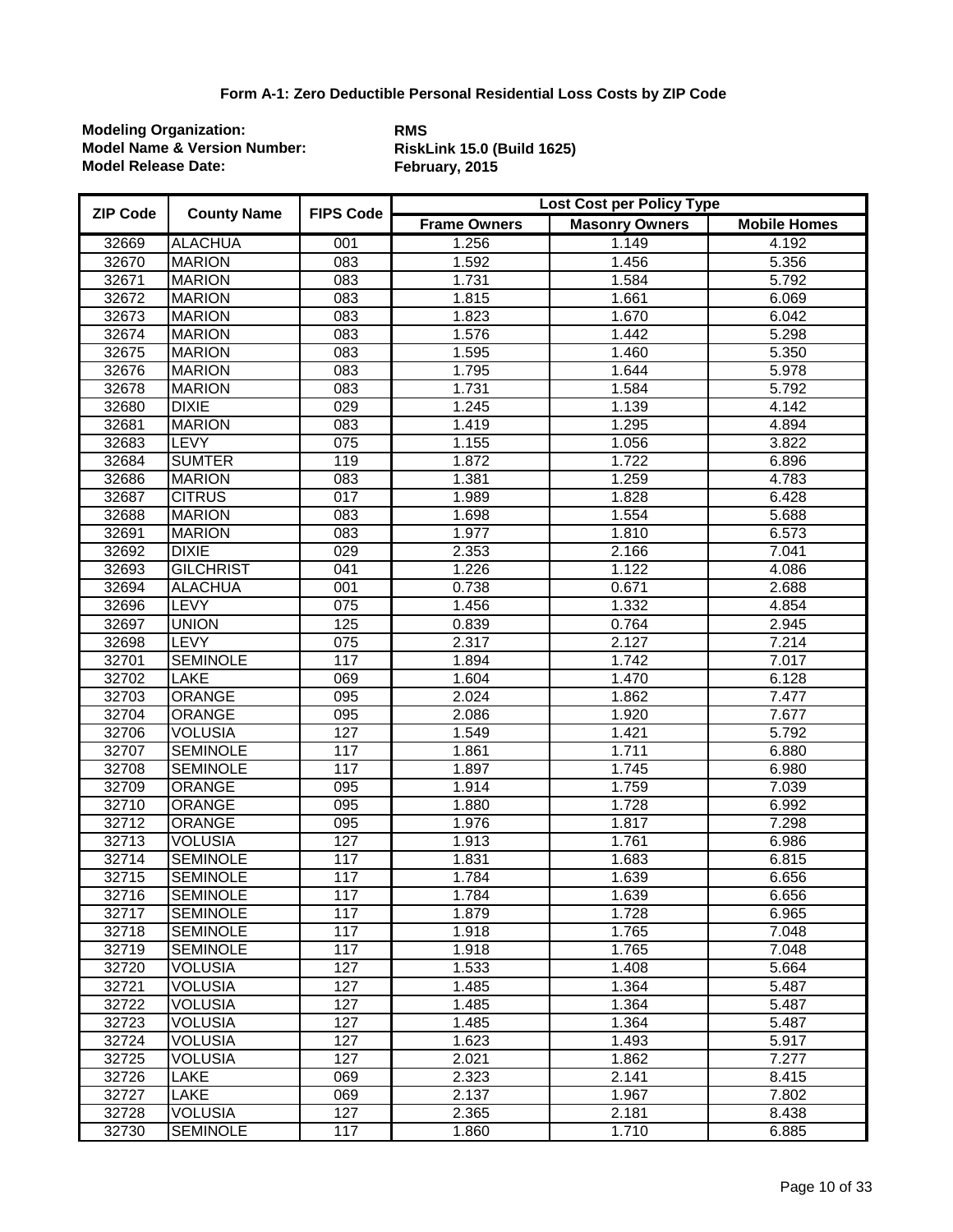**Form A-1: Zero Deductible Personal Residential Loss Costs by ZIP Code**

**Modeling Organization:** **RMS**
**Model Name & Version Number:** **RiskLink 15.0 (Build 1625)**
**Model Release Date:** **February, 2015**

| ZIP Code | County Name | FIPS Code | Lost Cost per Policy Type | | |
|---|---|---|---|---|---|
| | | | Frame Owners | Masonry Owners | Mobile Homes |
| 32669 | ALACHUA | 001 | 1.256 | 1.149 | 4.192 |
| 32670 | MARION | 083 | 1.592 | 1.456 | 5.356 |
| 32671 | MARION | 083 | 1.731 | 1.584 | 5.792 |
| 32672 | MARION | 083 | 1.815 | 1.661 | 6.069 |
| 32673 | MARION | 083 | 1.823 | 1.670 | 6.042 |
| 32674 | MARION | 083 | 1.576 | 1.442 | 5.298 |
| 32675 | MARION | 083 | 1.595 | 1.460 | 5.350 |
| 32676 | MARION | 083 | 1.795 | 1.644 | 5.978 |
| 32678 | MARION | 083 | 1.731 | 1.584 | 5.792 |
| 32680 | DIXIE | 029 | 1.245 | 1.139 | 4.142 |
| 32681 | MARION | 083 | 1.419 | 1.295 | 4.894 |
| 32683 | LEVY | 075 | 1.155 | 1.056 | 3.822 |
| 32684 | SUMTER | 119 | 1.872 | 1.722 | 6.896 |
| 32686 | MARION | 083 | 1.381 | 1.259 | 4.783 |
| 32687 | CITRUS | 017 | 1.989 | 1.828 | 6.428 |
| 32688 | MARION | 083 | 1.698 | 1.554 | 5.688 |
| 32691 | MARION | 083 | 1.977 | 1.810 | 6.573 |
| 32692 | DIXIE | 029 | 2.353 | 2.166 | 7.041 |
| 32693 | GILCHRIST | 041 | 1.226 | 1.122 | 4.086 |
| 32694 | ALACHUA | 001 | 0.738 | 0.671 | 2.688 |
| 32696 | LEVY | 075 | 1.456 | 1.332 | 4.854 |
| 32697 | UNION | 125 | 0.839 | 0.764 | 2.945 |
| 32698 | LEVY | 075 | 2.317 | 2.127 | 7.214 |
| 32701 | SEMINOLE | 117 | 1.894 | 1.742 | 7.017 |
| 32702 | LAKE | 069 | 1.604 | 1.470 | 6.128 |
| 32703 | ORANGE | 095 | 2.024 | 1.862 | 7.477 |
| 32704 | ORANGE | 095 | 2.086 | 1.920 | 7.677 |
| 32706 | VOLUSIA | 127 | 1.549 | 1.421 | 5.792 |
| 32707 | SEMINOLE | 117 | 1.861 | 1.711 | 6.880 |
| 32708 | SEMINOLE | 117 | 1.897 | 1.745 | 6.980 |
| 32709 | ORANGE | 095 | 1.914 | 1.759 | 7.039 |
| 32710 | ORANGE | 095 | 1.880 | 1.728 | 6.992 |
| 32712 | ORANGE | 095 | 1.976 | 1.817 | 7.298 |
| 32713 | VOLUSIA | 127 | 1.913 | 1.761 | 6.986 |
| 32714 | SEMINOLE | 117 | 1.831 | 1.683 | 6.815 |
| 32715 | SEMINOLE | 117 | 1.784 | 1.639 | 6.656 |
| 32716 | SEMINOLE | 117 | 1.784 | 1.639 | 6.656 |
| 32717 | SEMINOLE | 117 | 1.879 | 1.728 | 6.965 |
| 32718 | SEMINOLE | 117 | 1.918 | 1.765 | 7.048 |
| 32719 | SEMINOLE | 117 | 1.918 | 1.765 | 7.048 |
| 32720 | VOLUSIA | 127 | 1.533 | 1.408 | 5.664 |
| 32721 | VOLUSIA | 127 | 1.485 | 1.364 | 5.487 |
| 32722 | VOLUSIA | 127 | 1.485 | 1.364 | 5.487 |
| 32723 | VOLUSIA | 127 | 1.485 | 1.364 | 5.487 |
| 32724 | VOLUSIA | 127 | 1.623 | 1.493 | 5.917 |
| 32725 | VOLUSIA | 127 | 2.021 | 1.862 | 7.277 |
| 32726 | LAKE | 069 | 2.323 | 2.141 | 8.415 |
| 32727 | LAKE | 069 | 2.137 | 1.967 | 7.802 |
| 32728 | VOLUSIA | 127 | 2.365 | 2.181 | 8.438 |
| 32730 | SEMINOLE | 117 | 1.860 | 1.710 | 6.885 |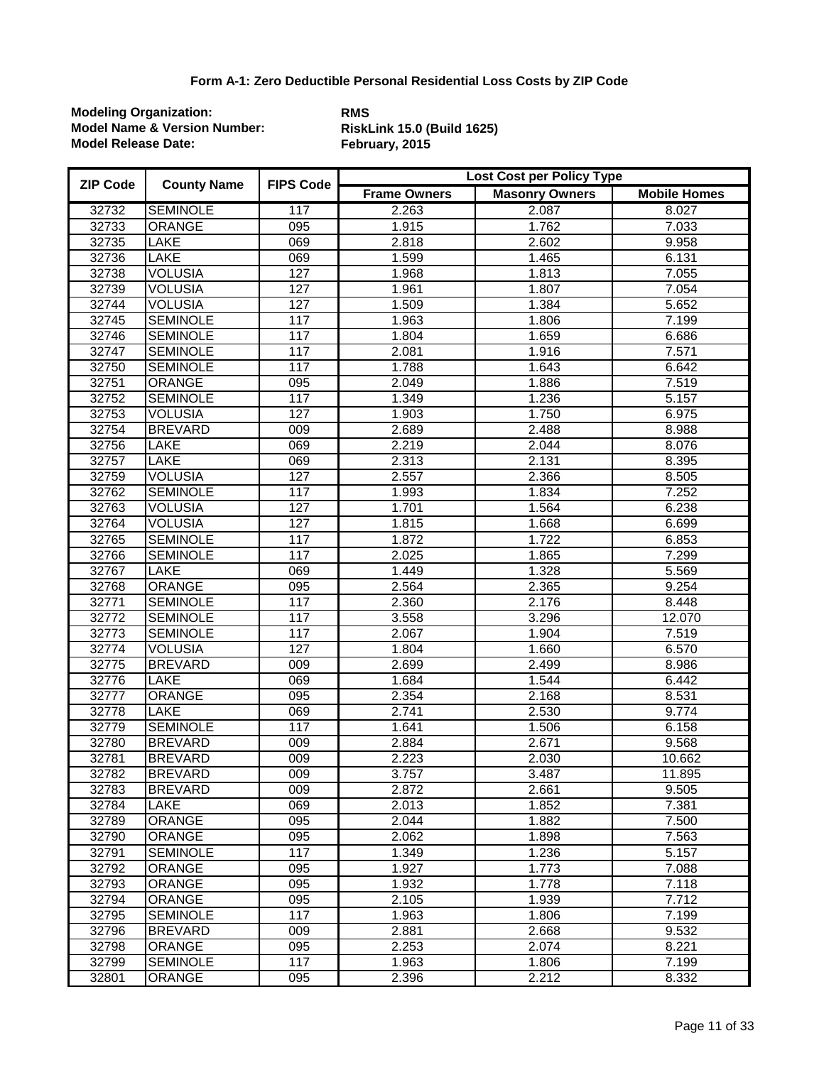**Form A-1: Zero Deductible Personal Residential Loss Costs by ZIP Code**

**Modeling Organization:** **RMS**
**Model Name & Version Number:** **RiskLink 15.0 (Build 1625)**
**Model Release Date:** **February, 2015**

| ZIP Code | County Name | FIPS Code | Lost Cost per Policy Type | | |
|---|---|---|---|---|---|
| | | | Frame Owners | Masonry Owners | Mobile Homes |
| 32732 | SEMINOLE | 117 | 2.263 | 2.087 | 8.027 |
| 32733 | ORANGE | 095 | 1.915 | 1.762 | 7.033 |
| 32735 | LAKE | 069 | 2.818 | 2.602 | 9.958 |
| 32736 | LAKE | 069 | 1.599 | 1.465 | 6.131 |
| 32738 | VOLUSIA | 127 | 1.968 | 1.813 | 7.055 |
| 32739 | VOLUSIA | 127 | 1.961 | 1.807 | 7.054 |
| 32744 | VOLUSIA | 127 | 1.509 | 1.384 | 5.652 |
| 32745 | SEMINOLE | 117 | 1.963 | 1.806 | 7.199 |
| 32746 | SEMINOLE | 117 | 1.804 | 1.659 | 6.686 |
| 32747 | SEMINOLE | 117 | 2.081 | 1.916 | 7.571 |
| 32750 | SEMINOLE | 117 | 1.788 | 1.643 | 6.642 |
| 32751 | ORANGE | 095 | 2.049 | 1.886 | 7.519 |
| 32752 | SEMINOLE | 117 | 1.349 | 1.236 | 5.157 |
| 32753 | VOLUSIA | 127 | 1.903 | 1.750 | 6.975 |
| 32754 | BREVARD | 009 | 2.689 | 2.488 | 8.988 |
| 32756 | LAKE | 069 | 2.219 | 2.044 | 8.076 |
| 32757 | LAKE | 069 | 2.313 | 2.131 | 8.395 |
| 32759 | VOLUSIA | 127 | 2.557 | 2.366 | 8.505 |
| 32762 | SEMINOLE | 117 | 1.993 | 1.834 | 7.252 |
| 32763 | VOLUSIA | 127 | 1.701 | 1.564 | 6.238 |
| 32764 | VOLUSIA | 127 | 1.815 | 1.668 | 6.699 |
| 32765 | SEMINOLE | 117 | 1.872 | 1.722 | 6.853 |
| 32766 | SEMINOLE | 117 | 2.025 | 1.865 | 7.299 |
| 32767 | LAKE | 069 | 1.449 | 1.328 | 5.569 |
| 32768 | ORANGE | 095 | 2.564 | 2.365 | 9.254 |
| 32771 | SEMINOLE | 117 | 2.360 | 2.176 | 8.448 |
| 32772 | SEMINOLE | 117 | 3.558 | 3.296 | 12.070 |
| 32773 | SEMINOLE | 117 | 2.067 | 1.904 | 7.519 |
| 32774 | VOLUSIA | 127 | 1.804 | 1.660 | 6.570 |
| 32775 | BREVARD | 009 | 2.699 | 2.499 | 8.986 |
| 32776 | LAKE | 069 | 1.684 | 1.544 | 6.442 |
| 32777 | ORANGE | 095 | 2.354 | 2.168 | 8.531 |
| 32778 | LAKE | 069 | 2.741 | 2.530 | 9.774 |
| 32779 | SEMINOLE | 117 | 1.641 | 1.506 | 6.158 |
| 32780 | BREVARD | 009 | 2.884 | 2.671 | 9.568 |
| 32781 | BREVARD | 009 | 2.223 | 2.030 | 10.662 |
| 32782 | BREVARD | 009 | 3.757 | 3.487 | 11.895 |
| 32783 | BREVARD | 009 | 2.872 | 2.661 | 9.505 |
| 32784 | LAKE | 069 | 2.013 | 1.852 | 7.381 |
| 32789 | ORANGE | 095 | 2.044 | 1.882 | 7.500 |
| 32790 | ORANGE | 095 | 2.062 | 1.898 | 7.563 |
| 32791 | SEMINOLE | 117 | 1.349 | 1.236 | 5.157 |
| 32792 | ORANGE | 095 | 1.927 | 1.773 | 7.088 |
| 32793 | ORANGE | 095 | 1.932 | 1.778 | 7.118 |
| 32794 | ORANGE | 095 | 2.105 | 1.939 | 7.712 |
| 32795 | SEMINOLE | 117 | 1.963 | 1.806 | 7.199 |
| 32796 | BREVARD | 009 | 2.881 | 2.668 | 9.532 |
| 32798 | ORANGE | 095 | 2.253 | 2.074 | 8.221 |
| 32799 | SEMINOLE | 117 | 1.963 | 1.806 | 7.199 |
| 32801 | ORANGE | 095 | 2.396 | 2.212 | 8.332 |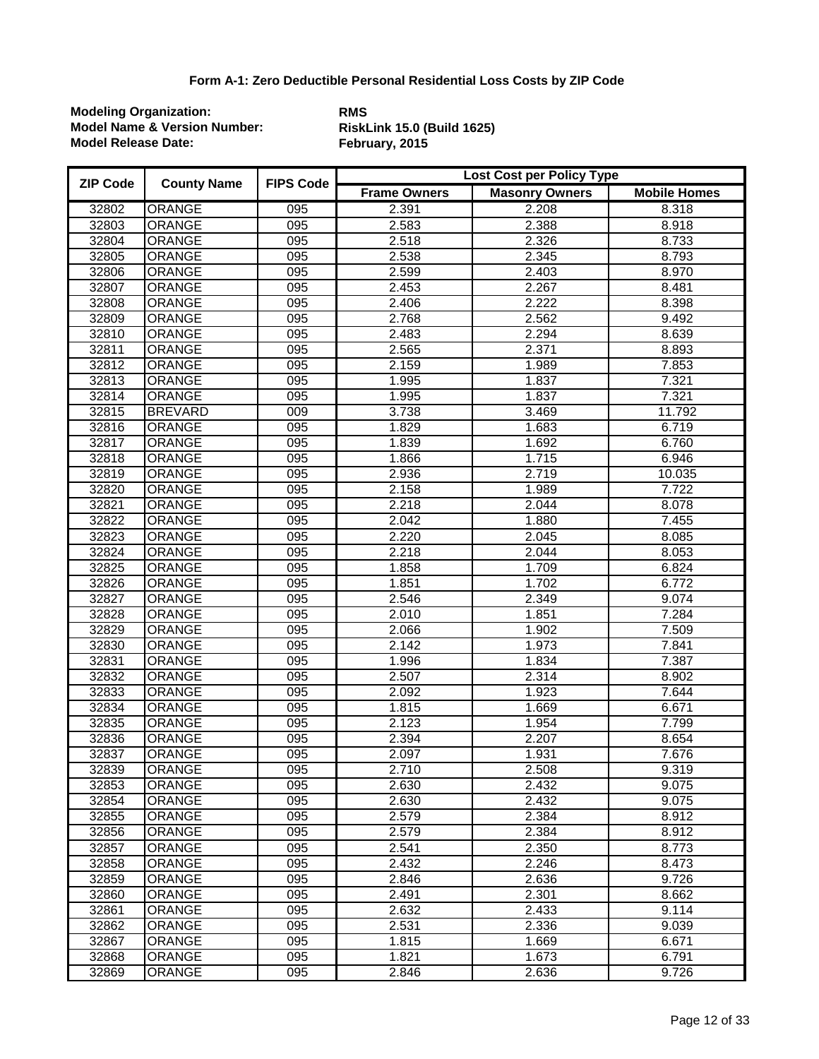### Form A-1: Zero Deductible Personal Residential Loss Costs by ZIP Code

**Modeling Organization:** RMS
**Model Name & Version Number:** RiskLink 15.0 (Build 1625)
**Model Release Date:** February, 2015

| ZIP Code | County Name | FIPS Code | Lost Cost per Policy Type | | |
|---|---|---|---|---|---|
| | | | Frame Owners | Masonry Owners | Mobile Homes |
| 32802 | ORANGE | 095 | 2.391 | 2.208 | 8.318 |
| 32803 | ORANGE | 095 | 2.583 | 2.388 | 8.918 |
| 32804 | ORANGE | 095 | 2.518 | 2.326 | 8.733 |
| 32805 | ORANGE | 095 | 2.538 | 2.345 | 8.793 |
| 32806 | ORANGE | 095 | 2.599 | 2.403 | 8.970 |
| 32807 | ORANGE | 095 | 2.453 | 2.267 | 8.481 |
| 32808 | ORANGE | 095 | 2.406 | 2.222 | 8.398 |
| 32809 | ORANGE | 095 | 2.768 | 2.562 | 9.492 |
| 32810 | ORANGE | 095 | 2.483 | 2.294 | 8.639 |
| 32811 | ORANGE | 095 | 2.565 | 2.371 | 8.893 |
| 32812 | ORANGE | 095 | 2.159 | 1.989 | 7.853 |
| 32813 | ORANGE | 095 | 1.995 | 1.837 | 7.321 |
| 32814 | ORANGE | 095 | 1.995 | 1.837 | 7.321 |
| 32815 | BREVARD | 009 | 3.738 | 3.469 | 11.792 |
| 32816 | ORANGE | 095 | 1.829 | 1.683 | 6.719 |
| 32817 | ORANGE | 095 | 1.839 | 1.692 | 6.760 |
| 32818 | ORANGE | 095 | 1.866 | 1.715 | 6.946 |
| 32819 | ORANGE | 095 | 2.936 | 2.719 | 10.035 |
| 32820 | ORANGE | 095 | 2.158 | 1.989 | 7.722 |
| 32821 | ORANGE | 095 | 2.218 | 2.044 | 8.078 |
| 32822 | ORANGE | 095 | 2.042 | 1.880 | 7.455 |
| 32823 | ORANGE | 095 | 2.220 | 2.045 | 8.085 |
| 32824 | ORANGE | 095 | 2.218 | 2.044 | 8.053 |
| 32825 | ORANGE | 095 | 1.858 | 1.709 | 6.824 |
| 32826 | ORANGE | 095 | 1.851 | 1.702 | 6.772 |
| 32827 | ORANGE | 095 | 2.546 | 2.349 | 9.074 |
| 32828 | ORANGE | 095 | 2.010 | 1.851 | 7.284 |
| 32829 | ORANGE | 095 | 2.066 | 1.902 | 7.509 |
| 32830 | ORANGE | 095 | 2.142 | 1.973 | 7.841 |
| 32831 | ORANGE | 095 | 1.996 | 1.834 | 7.387 |
| 32832 | ORANGE | 095 | 2.507 | 2.314 | 8.902 |
| 32833 | ORANGE | 095 | 2.092 | 1.923 | 7.644 |
| 32834 | ORANGE | 095 | 1.815 | 1.669 | 6.671 |
| 32835 | ORANGE | 095 | 2.123 | 1.954 | 7.799 |
| 32836 | ORANGE | 095 | 2.394 | 2.207 | 8.654 |
| 32837 | ORANGE | 095 | 2.097 | 1.931 | 7.676 |
| 32839 | ORANGE | 095 | 2.710 | 2.508 | 9.319 |
| 32853 | ORANGE | 095 | 2.630 | 2.432 | 9.075 |
| 32854 | ORANGE | 095 | 2.630 | 2.432 | 9.075 |
| 32855 | ORANGE | 095 | 2.579 | 2.384 | 8.912 |
| 32856 | ORANGE | 095 | 2.579 | 2.384 | 8.912 |
| 32857 | ORANGE | 095 | 2.541 | 2.350 | 8.773 |
| 32858 | ORANGE | 095 | 2.432 | 2.246 | 8.473 |
| 32859 | ORANGE | 095 | 2.846 | 2.636 | 9.726 |
| 32860 | ORANGE | 095 | 2.491 | 2.301 | 8.662 |
| 32861 | ORANGE | 095 | 2.632 | 2.433 | 9.114 |
| 32862 | ORANGE | 095 | 2.531 | 2.336 | 9.039 |
| 32867 | ORANGE | 095 | 1.815 | 1.669 | 6.671 |
| 32868 | ORANGE | 095 | 1.821 | 1.673 | 6.791 |
| 32869 | ORANGE | 095 | 2.846 | 2.636 | 9.726 |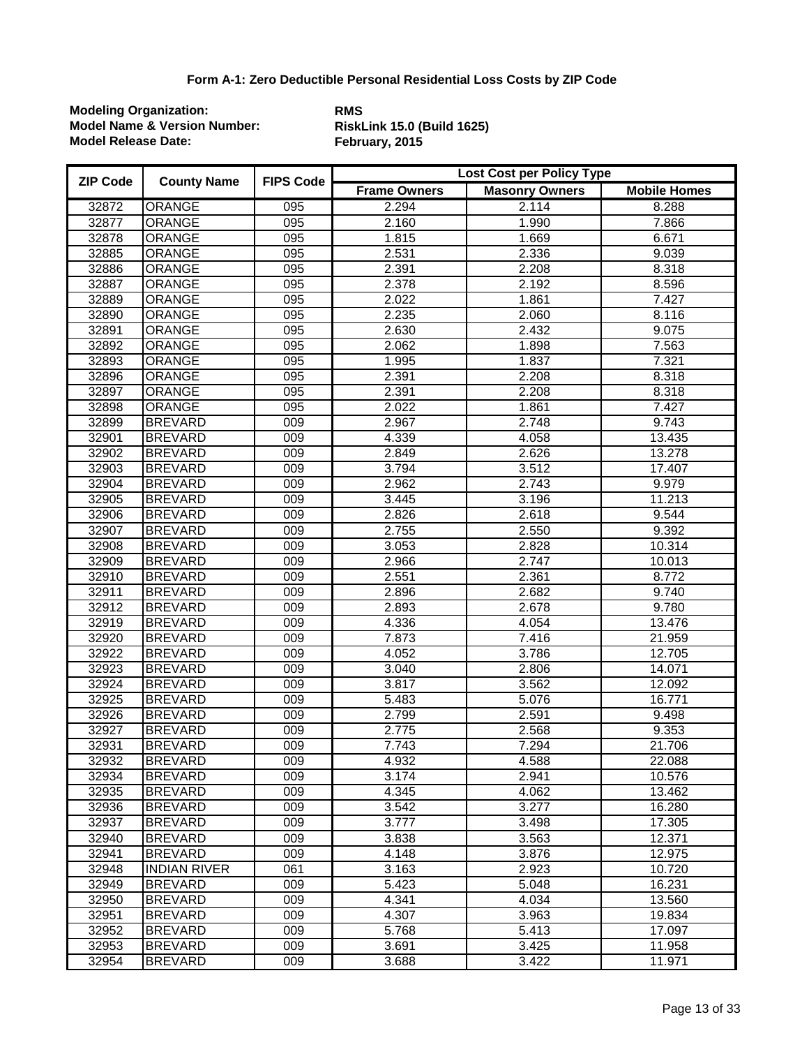**Form A-1: Zero Deductible Personal Residential Loss Costs by ZIP Code**

**Modeling Organization:** **RMS**
**Model Name & Version Number:** **RiskLink 15.0 (Build 1625)**
**Model Release Date:** **February, 2015**

| ZIP Code | County Name | FIPS Code | Lost Cost per Policy Type | | |
|---|---|---|---|---|---|
| | | | Frame Owners | Masonry Owners | Mobile Homes |
| 32872 | ORANGE | 095 | 2.294 | 2.114 | 8.288 |
| 32877 | ORANGE | 095 | 2.160 | 1.990 | 7.866 |
| 32878 | ORANGE | 095 | 1.815 | 1.669 | 6.671 |
| 32885 | ORANGE | 095 | 2.531 | 2.336 | 9.039 |
| 32886 | ORANGE | 095 | 2.391 | 2.208 | 8.318 |
| 32887 | ORANGE | 095 | 2.378 | 2.192 | 8.596 |
| 32889 | ORANGE | 095 | 2.022 | 1.861 | 7.427 |
| 32890 | ORANGE | 095 | 2.235 | 2.060 | 8.116 |
| 32891 | ORANGE | 095 | 2.630 | 2.432 | 9.075 |
| 32892 | ORANGE | 095 | 2.062 | 1.898 | 7.563 |
| 32893 | ORANGE | 095 | 1.995 | 1.837 | 7.321 |
| 32896 | ORANGE | 095 | 2.391 | 2.208 | 8.318 |
| 32897 | ORANGE | 095 | 2.391 | 2.208 | 8.318 |
| 32898 | ORANGE | 095 | 2.022 | 1.861 | 7.427 |
| 32899 | BREVARD | 009 | 2.967 | 2.748 | 9.743 |
| 32901 | BREVARD | 009 | 4.339 | 4.058 | 13.435 |
| 32902 | BREVARD | 009 | 2.849 | 2.626 | 13.278 |
| 32903 | BREVARD | 009 | 3.794 | 3.512 | 17.407 |
| 32904 | BREVARD | 009 | 2.962 | 2.743 | 9.979 |
| 32905 | BREVARD | 009 | 3.445 | 3.196 | 11.213 |
| 32906 | BREVARD | 009 | 2.826 | 2.618 | 9.544 |
| 32907 | BREVARD | 009 | 2.755 | 2.550 | 9.392 |
| 32908 | BREVARD | 009 | 3.053 | 2.828 | 10.314 |
| 32909 | BREVARD | 009 | 2.966 | 2.747 | 10.013 |
| 32910 | BREVARD | 009 | 2.551 | 2.361 | 8.772 |
| 32911 | BREVARD | 009 | 2.896 | 2.682 | 9.740 |
| 32912 | BREVARD | 009 | 2.893 | 2.678 | 9.780 |
| 32919 | BREVARD | 009 | 4.336 | 4.054 | 13.476 |
| 32920 | BREVARD | 009 | 7.873 | 7.416 | 21.959 |
| 32922 | BREVARD | 009 | 4.052 | 3.786 | 12.705 |
| 32923 | BREVARD | 009 | 3.040 | 2.806 | 14.071 |
| 32924 | BREVARD | 009 | 3.817 | 3.562 | 12.092 |
| 32925 | BREVARD | 009 | 5.483 | 5.076 | 16.771 |
| 32926 | BREVARD | 009 | 2.799 | 2.591 | 9.498 |
| 32927 | BREVARD | 009 | 2.775 | 2.568 | 9.353 |
| 32931 | BREVARD | 009 | 7.743 | 7.294 | 21.706 |
| 32932 | BREVARD | 009 | 4.932 | 4.588 | 22.088 |
| 32934 | BREVARD | 009 | 3.174 | 2.941 | 10.576 |
| 32935 | BREVARD | 009 | 4.345 | 4.062 | 13.462 |
| 32936 | BREVARD | 009 | 3.542 | 3.277 | 16.280 |
| 32937 | BREVARD | 009 | 3.777 | 3.498 | 17.305 |
| 32940 | BREVARD | 009 | 3.838 | 3.563 | 12.371 |
| 32941 | BREVARD | 009 | 4.148 | 3.876 | 12.975 |
| 32948 | INDIAN RIVER | 061 | 3.163 | 2.923 | 10.720 |
| 32949 | BREVARD | 009 | 5.423 | 5.048 | 16.231 |
| 32950 | BREVARD | 009 | 4.341 | 4.034 | 13.560 |
| 32951 | BREVARD | 009 | 4.307 | 3.963 | 19.834 |
| 32952 | BREVARD | 009 | 5.768 | 5.413 | 17.097 |
| 32953 | BREVARD | 009 | 3.691 | 3.425 | 11.958 |
| 32954 | BREVARD | 009 | 3.688 | 3.422 | 11.971 |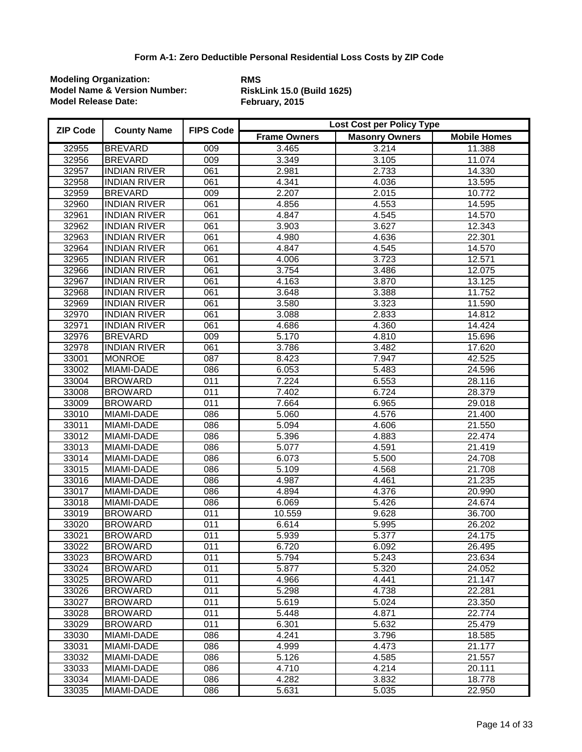**Form A-1: Zero Deductible Personal Residential Loss Costs by ZIP Code**

**Modeling Organization:** **RMS**
**Model Name & Version Number:** **RiskLink 15.0 (Build 1625)**
**Model Release Date:** **February, 2015**

| ZIP Code | County Name | FIPS Code | Lost Cost per Policy Type | | |
|---|---|---|---|---|---|
| | | | Frame Owners | Masonry Owners | Mobile Homes |
| 32955 | BREVARD | 009 | 3.465 | 3.214 | 11.388 |
| 32956 | BREVARD | 009 | 3.349 | 3.105 | 11.074 |
| 32957 | INDIAN RIVER | 061 | 2.981 | 2.733 | 14.330 |
| 32958 | INDIAN RIVER | 061 | 4.341 | 4.036 | 13.595 |
| 32959 | BREVARD | 009 | 2.207 | 2.015 | 10.772 |
| 32960 | INDIAN RIVER | 061 | 4.856 | 4.553 | 14.595 |
| 32961 | INDIAN RIVER | 061 | 4.847 | 4.545 | 14.570 |
| 32962 | INDIAN RIVER | 061 | 3.903 | 3.627 | 12.343 |
| 32963 | INDIAN RIVER | 061 | 4.980 | 4.636 | 22.301 |
| 32964 | INDIAN RIVER | 061 | 4.847 | 4.545 | 14.570 |
| 32965 | INDIAN RIVER | 061 | 4.006 | 3.723 | 12.571 |
| 32966 | INDIAN RIVER | 061 | 3.754 | 3.486 | 12.075 |
| 32967 | INDIAN RIVER | 061 | 4.163 | 3.870 | 13.125 |
| 32968 | INDIAN RIVER | 061 | 3.648 | 3.388 | 11.752 |
| 32969 | INDIAN RIVER | 061 | 3.580 | 3.323 | 11.590 |
| 32970 | INDIAN RIVER | 061 | 3.088 | 2.833 | 14.812 |
| 32971 | INDIAN RIVER | 061 | 4.686 | 4.360 | 14.424 |
| 32976 | BREVARD | 009 | 5.170 | 4.810 | 15.696 |
| 32978 | INDIAN RIVER | 061 | 3.786 | 3.482 | 17.620 |
| 33001 | MONROE | 087 | 8.423 | 7.947 | 42.525 |
| 33002 | MIAMI-DADE | 086 | 6.053 | 5.483 | 24.596 |
| 33004 | BROWARD | 011 | 7.224 | 6.553 | 28.116 |
| 33008 | BROWARD | 011 | 7.402 | 6.724 | 28.379 |
| 33009 | BROWARD | 011 | 7.664 | 6.965 | 29.018 |
| 33010 | MIAMI-DADE | 086 | 5.060 | 4.576 | 21.400 |
| 33011 | MIAMI-DADE | 086 | 5.094 | 4.606 | 21.550 |
| 33012 | MIAMI-DADE | 086 | 5.396 | 4.883 | 22.474 |
| 33013 | MIAMI-DADE | 086 | 5.077 | 4.591 | 21.419 |
| 33014 | MIAMI-DADE | 086 | 6.073 | 5.500 | 24.708 |
| 33015 | MIAMI-DADE | 086 | 5.109 | 4.568 | 21.708 |
| 33016 | MIAMI-DADE | 086 | 4.987 | 4.461 | 21.235 |
| 33017 | MIAMI-DADE | 086 | 4.894 | 4.376 | 20.990 |
| 33018 | MIAMI-DADE | 086 | 6.069 | 5.426 | 24.674 |
| 33019 | BROWARD | 011 | 10.559 | 9.628 | 36.700 |
| 33020 | BROWARD | 011 | 6.614 | 5.995 | 26.202 |
| 33021 | BROWARD | 011 | 5.939 | 5.377 | 24.175 |
| 33022 | BROWARD | 011 | 6.720 | 6.092 | 26.495 |
| 33023 | BROWARD | 011 | 5.794 | 5.243 | 23.634 |
| 33024 | BROWARD | 011 | 5.877 | 5.320 | 24.052 |
| 33025 | BROWARD | 011 | 4.966 | 4.441 | 21.147 |
| 33026 | BROWARD | 011 | 5.298 | 4.738 | 22.281 |
| 33027 | BROWARD | 011 | 5.619 | 5.024 | 23.350 |
| 33028 | BROWARD | 011 | 5.448 | 4.871 | 22.774 |
| 33029 | BROWARD | 011 | 6.301 | 5.632 | 25.479 |
| 33030 | MIAMI-DADE | 086 | 4.241 | 3.796 | 18.585 |
| 33031 | MIAMI-DADE | 086 | 4.999 | 4.473 | 21.177 |
| 33032 | MIAMI-DADE | 086 | 5.126 | 4.585 | 21.557 |
| 33033 | MIAMI-DADE | 086 | 4.710 | 4.214 | 20.111 |
| 33034 | MIAMI-DADE | 086 | 4.282 | 3.832 | 18.778 |
| 33035 | MIAMI-DADE | 086 | 5.631 | 5.035 | 22.950 |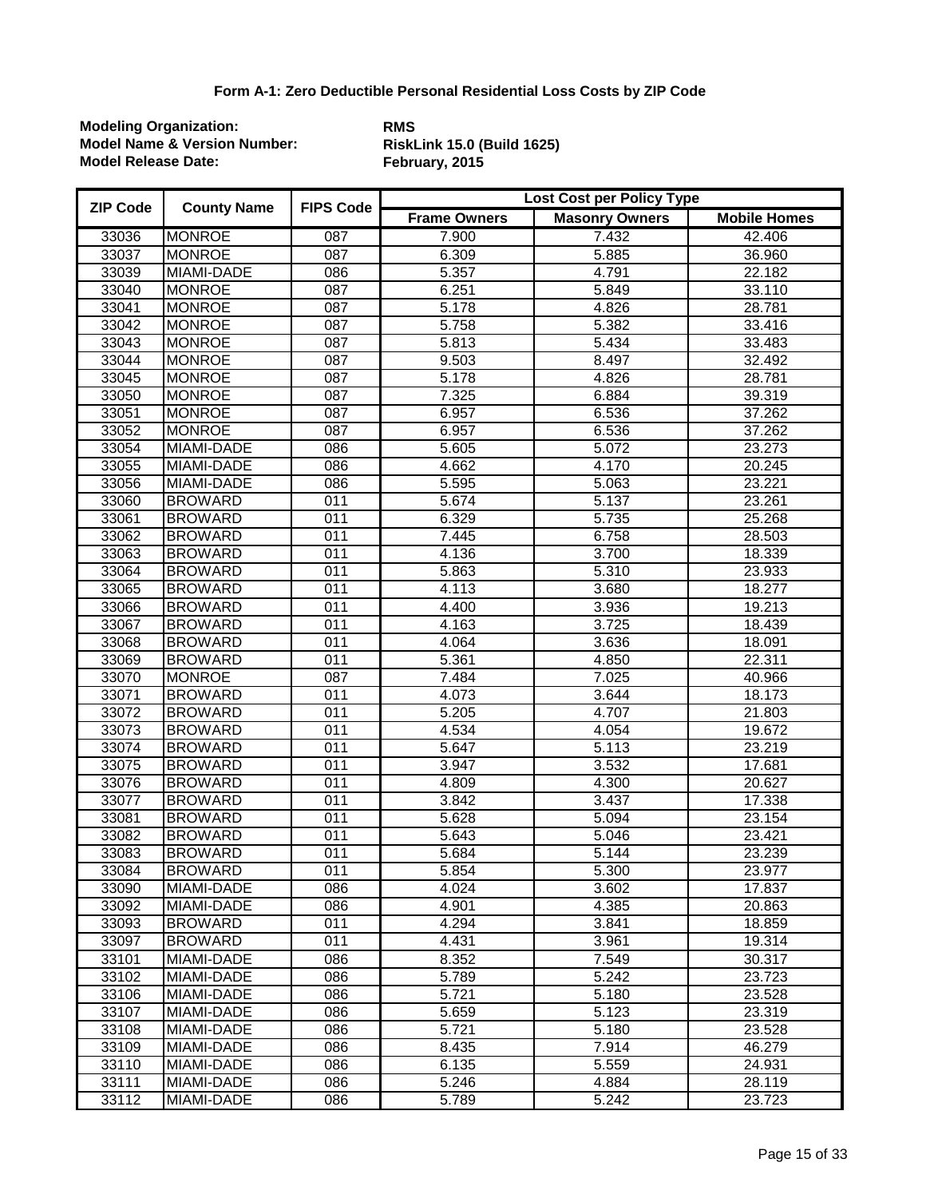# Form A-1: Zero Deductible Personal Residential Loss Costs by ZIP Code

**Modeling Organization:** RMS
**Model Name & Version Number:** RiskLink 15.0 (Build 1625)
**Model Release Date:** February, 2015

| ZIP Code | County Name | FIPS Code | Lost Cost per Policy Type | | |
|---|---|---|---|---|---|
| | | | Frame Owners | Masonry Owners | Mobile Homes |
| 33036 | MONROE | 087 | 7.900 | 7.432 | 42.406 |
| 33037 | MONROE | 087 | 6.309 | 5.885 | 36.960 |
| 33039 | MIAMI-DADE | 086 | 5.357 | 4.791 | 22.182 |
| 33040 | MONROE | 087 | 6.251 | 5.849 | 33.110 |
| 33041 | MONROE | 087 | 5.178 | 4.826 | 28.781 |
| 33042 | MONROE | 087 | 5.758 | 5.382 | 33.416 |
| 33043 | MONROE | 087 | 5.813 | 5.434 | 33.483 |
| 33044 | MONROE | 087 | 9.503 | 8.497 | 32.492 |
| 33045 | MONROE | 087 | 5.178 | 4.826 | 28.781 |
| 33050 | MONROE | 087 | 7.325 | 6.884 | 39.319 |
| 33051 | MONROE | 087 | 6.957 | 6.536 | 37.262 |
| 33052 | MONROE | 087 | 6.957 | 6.536 | 37.262 |
| 33054 | MIAMI-DADE | 086 | 5.605 | 5.072 | 23.273 |
| 33055 | MIAMI-DADE | 086 | 4.662 | 4.170 | 20.245 |
| 33056 | MIAMI-DADE | 086 | 5.595 | 5.063 | 23.221 |
| 33060 | BROWARD | 011 | 5.674 | 5.137 | 23.261 |
| 33061 | BROWARD | 011 | 6.329 | 5.735 | 25.268 |
| 33062 | BROWARD | 011 | 7.445 | 6.758 | 28.503 |
| 33063 | BROWARD | 011 | 4.136 | 3.700 | 18.339 |
| 33064 | BROWARD | 011 | 5.863 | 5.310 | 23.933 |
| 33065 | BROWARD | 011 | 4.113 | 3.680 | 18.277 |
| 33066 | BROWARD | 011 | 4.400 | 3.936 | 19.213 |
| 33067 | BROWARD | 011 | 4.163 | 3.725 | 18.439 |
| 33068 | BROWARD | 011 | 4.064 | 3.636 | 18.091 |
| 33069 | BROWARD | 011 | 5.361 | 4.850 | 22.311 |
| 33070 | MONROE | 087 | 7.484 | 7.025 | 40.966 |
| 33071 | BROWARD | 011 | 4.073 | 3.644 | 18.173 |
| 33072 | BROWARD | 011 | 5.205 | 4.707 | 21.803 |
| 33073 | BROWARD | 011 | 4.534 | 4.054 | 19.672 |
| 33074 | BROWARD | 011 | 5.647 | 5.113 | 23.219 |
| 33075 | BROWARD | 011 | 3.947 | 3.532 | 17.681 |
| 33076 | BROWARD | 011 | 4.809 | 4.300 | 20.627 |
| 33077 | BROWARD | 011 | 3.842 | 3.437 | 17.338 |
| 33081 | BROWARD | 011 | 5.628 | 5.094 | 23.154 |
| 33082 | BROWARD | 011 | 5.643 | 5.046 | 23.421 |
| 33083 | BROWARD | 011 | 5.684 | 5.144 | 23.239 |
| 33084 | BROWARD | 011 | 5.854 | 5.300 | 23.977 |
| 33090 | MIAMI-DADE | 086 | 4.024 | 3.602 | 17.837 |
| 33092 | MIAMI-DADE | 086 | 4.901 | 4.385 | 20.863 |
| 33093 | BROWARD | 011 | 4.294 | 3.841 | 18.859 |
| 33097 | BROWARD | 011 | 4.431 | 3.961 | 19.314 |
| 33101 | MIAMI-DADE | 086 | 8.352 | 7.549 | 30.317 |
| 33102 | MIAMI-DADE | 086 | 5.789 | 5.242 | 23.723 |
| 33106 | MIAMI-DADE | 086 | 5.721 | 5.180 | 23.528 |
| 33107 | MIAMI-DADE | 086 | 5.659 | 5.123 | 23.319 |
| 33108 | MIAMI-DADE | 086 | 5.721 | 5.180 | 23.528 |
| 33109 | MIAMI-DADE | 086 | 8.435 | 7.914 | 46.279 |
| 33110 | MIAMI-DADE | 086 | 6.135 | 5.559 | 24.931 |
| 33111 | MIAMI-DADE | 086 | 5.246 | 4.884 | 28.119 |
| 33112 | MIAMI-DADE | 086 | 5.789 | 5.242 | 23.723 |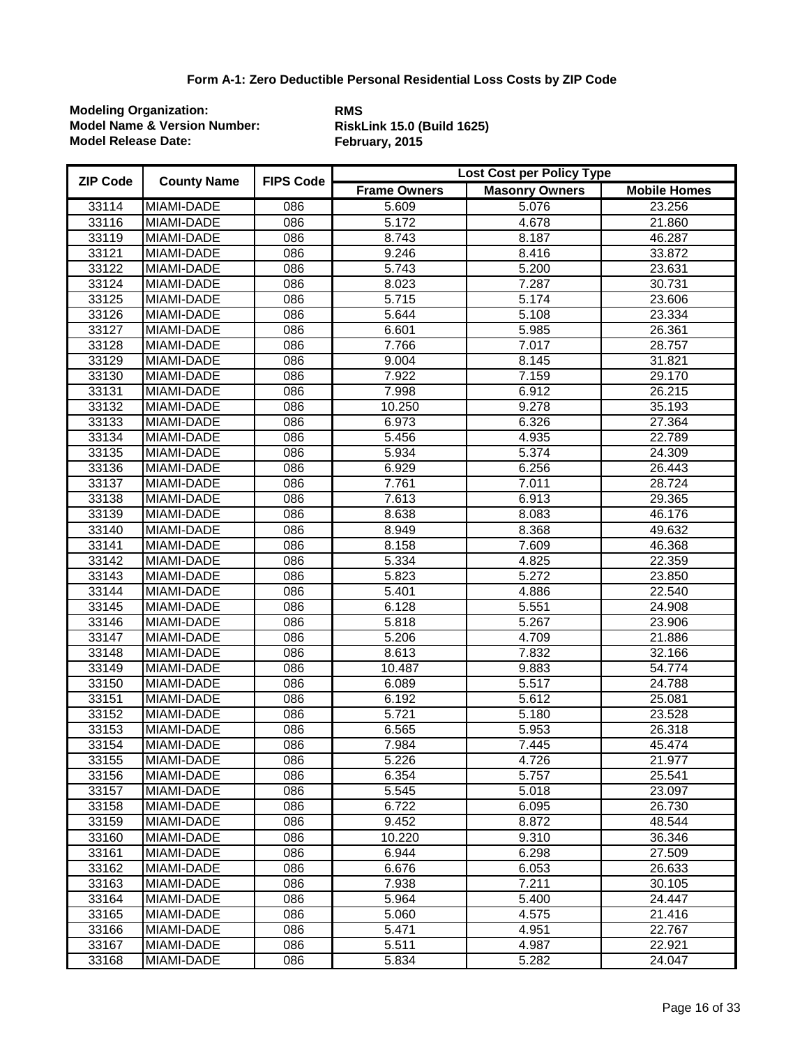**Form A-1: Zero Deductible Personal Residential Loss Costs by ZIP Code**

**Modeling Organization:** **RMS**
**Model Name & Version Number:** **RiskLink 15.0 (Build 1625)**
**Model Release Date:** **February, 2015**

| ZIP Code | County Name | FIPS Code | Lost Cost per Policy Type | | |
|---|---|---|---|---|---|
| | | | Frame Owners | Masonry Owners | Mobile Homes |
| 33114 | MIAMI-DADE | 086 | 5.609 | 5.076 | 23.256 |
| 33116 | MIAMI-DADE | 086 | 5.172 | 4.678 | 21.860 |
| 33119 | MIAMI-DADE | 086 | 8.743 | 8.187 | 46.287 |
| 33121 | MIAMI-DADE | 086 | 9.246 | 8.416 | 33.872 |
| 33122 | MIAMI-DADE | 086 | 5.743 | 5.200 | 23.631 |
| 33124 | MIAMI-DADE | 086 | 8.023 | 7.287 | 30.731 |
| 33125 | MIAMI-DADE | 086 | 5.715 | 5.174 | 23.606 |
| 33126 | MIAMI-DADE | 086 | 5.644 | 5.108 | 23.334 |
| 33127 | MIAMI-DADE | 086 | 6.601 | 5.985 | 26.361 |
| 33128 | MIAMI-DADE | 086 | 7.766 | 7.017 | 28.757 |
| 33129 | MIAMI-DADE | 086 | 9.004 | 8.145 | 31.821 |
| 33130 | MIAMI-DADE | 086 | 7.922 | 7.159 | 29.170 |
| 33131 | MIAMI-DADE | 086 | 7.998 | 6.912 | 26.215 |
| 33132 | MIAMI-DADE | 086 | 10.250 | 9.278 | 35.193 |
| 33133 | MIAMI-DADE | 086 | 6.973 | 6.326 | 27.364 |
| 33134 | MIAMI-DADE | 086 | 5.456 | 4.935 | 22.789 |
| 33135 | MIAMI-DADE | 086 | 5.934 | 5.374 | 24.309 |
| 33136 | MIAMI-DADE | 086 | 6.929 | 6.256 | 26.443 |
| 33137 | MIAMI-DADE | 086 | 7.761 | 7.011 | 28.724 |
| 33138 | MIAMI-DADE | 086 | 7.613 | 6.913 | 29.365 |
| 33139 | MIAMI-DADE | 086 | 8.638 | 8.083 | 46.176 |
| 33140 | MIAMI-DADE | 086 | 8.949 | 8.368 | 49.632 |
| 33141 | MIAMI-DADE | 086 | 8.158 | 7.609 | 46.368 |
| 33142 | MIAMI-DADE | 086 | 5.334 | 4.825 | 22.359 |
| 33143 | MIAMI-DADE | 086 | 5.823 | 5.272 | 23.850 |
| 33144 | MIAMI-DADE | 086 | 5.401 | 4.886 | 22.540 |
| 33145 | MIAMI-DADE | 086 | 6.128 | 5.551 | 24.908 |
| 33146 | MIAMI-DADE | 086 | 5.818 | 5.267 | 23.906 |
| 33147 | MIAMI-DADE | 086 | 5.206 | 4.709 | 21.886 |
| 33148 | MIAMI-DADE | 086 | 8.613 | 7.832 | 32.166 |
| 33149 | MIAMI-DADE | 086 | 10.487 | 9.883 | 54.774 |
| 33150 | MIAMI-DADE | 086 | 6.089 | 5.517 | 24.788 |
| 33151 | MIAMI-DADE | 086 | 6.192 | 5.612 | 25.081 |
| 33152 | MIAMI-DADE | 086 | 5.721 | 5.180 | 23.528 |
| 33153 | MIAMI-DADE | 086 | 6.565 | 5.953 | 26.318 |
| 33154 | MIAMI-DADE | 086 | 7.984 | 7.445 | 45.474 |
| 33155 | MIAMI-DADE | 086 | 5.226 | 4.726 | 21.977 |
| 33156 | MIAMI-DADE | 086 | 6.354 | 5.757 | 25.541 |
| 33157 | MIAMI-DADE | 086 | 5.545 | 5.018 | 23.097 |
| 33158 | MIAMI-DADE | 086 | 6.722 | 6.095 | 26.730 |
| 33159 | MIAMI-DADE | 086 | 9.452 | 8.872 | 48.544 |
| 33160 | MIAMI-DADE | 086 | 10.220 | 9.310 | 36.346 |
| 33161 | MIAMI-DADE | 086 | 6.944 | 6.298 | 27.509 |
| 33162 | MIAMI-DADE | 086 | 6.676 | 6.053 | 26.633 |
| 33163 | MIAMI-DADE | 086 | 7.938 | 7.211 | 30.105 |
| 33164 | MIAMI-DADE | 086 | 5.964 | 5.400 | 24.447 |
| 33165 | MIAMI-DADE | 086 | 5.060 | 4.575 | 21.416 |
| 33166 | MIAMI-DADE | 086 | 5.471 | 4.951 | 22.767 |
| 33167 | MIAMI-DADE | 086 | 5.511 | 4.987 | 22.921 |
| 33168 | MIAMI-DADE | 086 | 5.834 | 5.282 | 24.047 |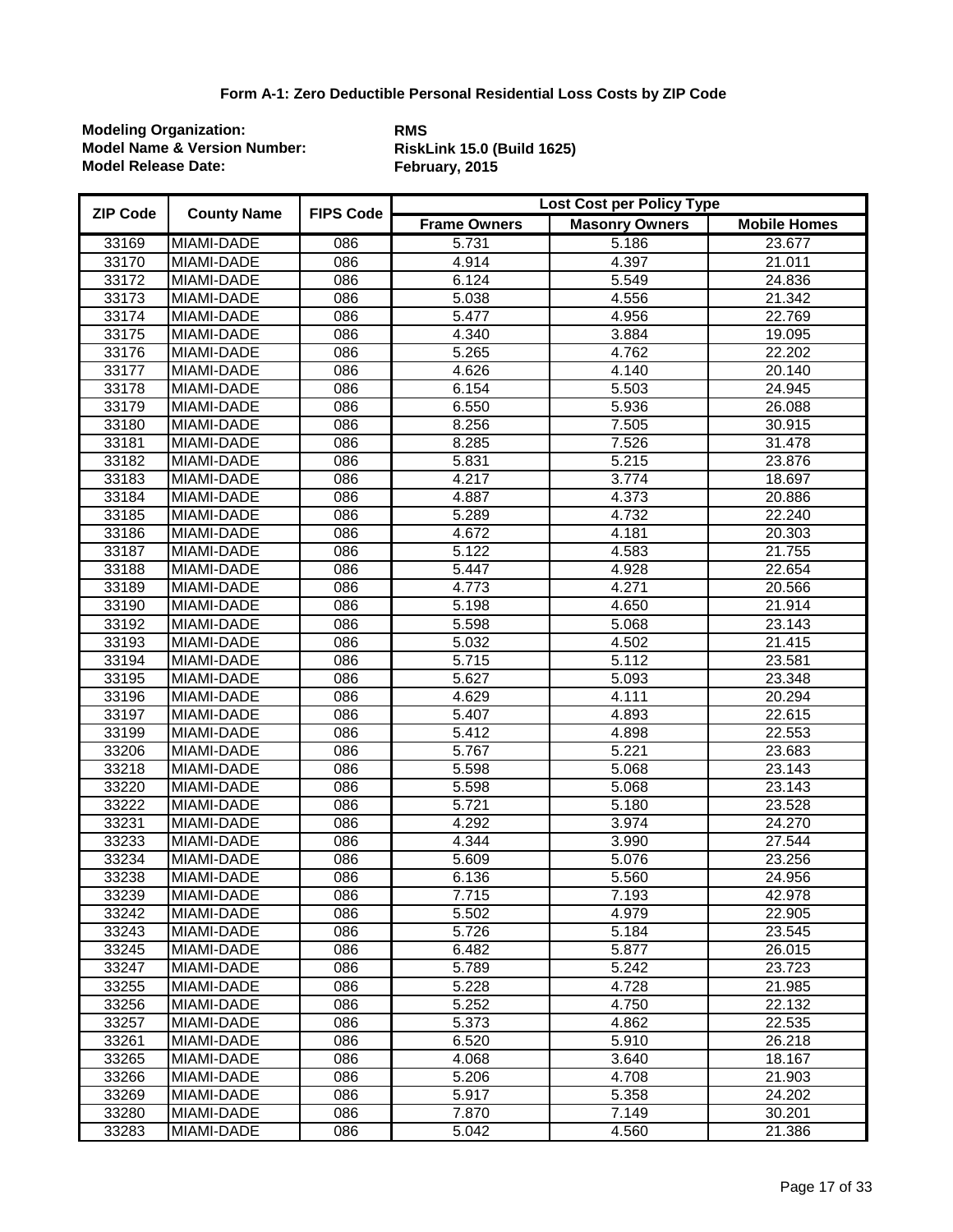**Form A-1: Zero Deductible Personal Residential Loss Costs by ZIP Code**

**Modeling Organization:** **RMS**
**Model Name & Version Number:** **RiskLink 15.0 (Build 1625)**
**Model Release Date:** **February, 2015**

| ZIP Code | County Name | FIPS Code | Lost Cost per Policy Type | | |
|---|---|---|---|---|---|
| | | | Frame Owners | Masonry Owners | Mobile Homes |
| 33169 | MIAMI-DADE | 086 | 5.731 | 5.186 | 23.677 |
| 33170 | MIAMI-DADE | 086 | 4.914 | 4.397 | 21.011 |
| 33172 | MIAMI-DADE | 086 | 6.124 | 5.549 | 24.836 |
| 33173 | MIAMI-DADE | 086 | 5.038 | 4.556 | 21.342 |
| 33174 | MIAMI-DADE | 086 | 5.477 | 4.956 | 22.769 |
| 33175 | MIAMI-DADE | 086 | 4.340 | 3.884 | 19.095 |
| 33176 | MIAMI-DADE | 086 | 5.265 | 4.762 | 22.202 |
| 33177 | MIAMI-DADE | 086 | 4.626 | 4.140 | 20.140 |
| 33178 | MIAMI-DADE | 086 | 6.154 | 5.503 | 24.945 |
| 33179 | MIAMI-DADE | 086 | 6.550 | 5.936 | 26.088 |
| 33180 | MIAMI-DADE | 086 | 8.256 | 7.505 | 30.915 |
| 33181 | MIAMI-DADE | 086 | 8.285 | 7.526 | 31.478 |
| 33182 | MIAMI-DADE | 086 | 5.831 | 5.215 | 23.876 |
| 33183 | MIAMI-DADE | 086 | 4.217 | 3.774 | 18.697 |
| 33184 | MIAMI-DADE | 086 | 4.887 | 4.373 | 20.886 |
| 33185 | MIAMI-DADE | 086 | 5.289 | 4.732 | 22.240 |
| 33186 | MIAMI-DADE | 086 | 4.672 | 4.181 | 20.303 |
| 33187 | MIAMI-DADE | 086 | 5.122 | 4.583 | 21.755 |
| 33188 | MIAMI-DADE | 086 | 5.447 | 4.928 | 22.654 |
| 33189 | MIAMI-DADE | 086 | 4.773 | 4.271 | 20.566 |
| 33190 | MIAMI-DADE | 086 | 5.198 | 4.650 | 21.914 |
| 33192 | MIAMI-DADE | 086 | 5.598 | 5.068 | 23.143 |
| 33193 | MIAMI-DADE | 086 | 5.032 | 4.502 | 21.415 |
| 33194 | MIAMI-DADE | 086 | 5.715 | 5.112 | 23.581 |
| 33195 | MIAMI-DADE | 086 | 5.627 | 5.093 | 23.348 |
| 33196 | MIAMI-DADE | 086 | 4.629 | 4.111 | 20.294 |
| 33197 | MIAMI-DADE | 086 | 5.407 | 4.893 | 22.615 |
| 33199 | MIAMI-DADE | 086 | 5.412 | 4.898 | 22.553 |
| 33206 | MIAMI-DADE | 086 | 5.767 | 5.221 | 23.683 |
| 33218 | MIAMI-DADE | 086 | 5.598 | 5.068 | 23.143 |
| 33220 | MIAMI-DADE | 086 | 5.598 | 5.068 | 23.143 |
| 33222 | MIAMI-DADE | 086 | 5.721 | 5.180 | 23.528 |
| 33231 | MIAMI-DADE | 086 | 4.292 | 3.974 | 24.270 |
| 33233 | MIAMI-DADE | 086 | 4.344 | 3.990 | 27.544 |
| 33234 | MIAMI-DADE | 086 | 5.609 | 5.076 | 23.256 |
| 33238 | MIAMI-DADE | 086 | 6.136 | 5.560 | 24.956 |
| 33239 | MIAMI-DADE | 086 | 7.715 | 7.193 | 42.978 |
| 33242 | MIAMI-DADE | 086 | 5.502 | 4.979 | 22.905 |
| 33243 | MIAMI-DADE | 086 | 5.726 | 5.184 | 23.545 |
| 33245 | MIAMI-DADE | 086 | 6.482 | 5.877 | 26.015 |
| 33247 | MIAMI-DADE | 086 | 5.789 | 5.242 | 23.723 |
| 33255 | MIAMI-DADE | 086 | 5.228 | 4.728 | 21.985 |
| 33256 | MIAMI-DADE | 086 | 5.252 | 4.750 | 22.132 |
| 33257 | MIAMI-DADE | 086 | 5.373 | 4.862 | 22.535 |
| 33261 | MIAMI-DADE | 086 | 6.520 | 5.910 | 26.218 |
| 33265 | MIAMI-DADE | 086 | 4.068 | 3.640 | 18.167 |
| 33266 | MIAMI-DADE | 086 | 5.206 | 4.708 | 21.903 |
| 33269 | MIAMI-DADE | 086 | 5.917 | 5.358 | 24.202 |
| 33280 | MIAMI-DADE | 086 | 7.870 | 7.149 | 30.201 |
| 33283 | MIAMI-DADE | 086 | 5.042 | 4.560 | 21.386 |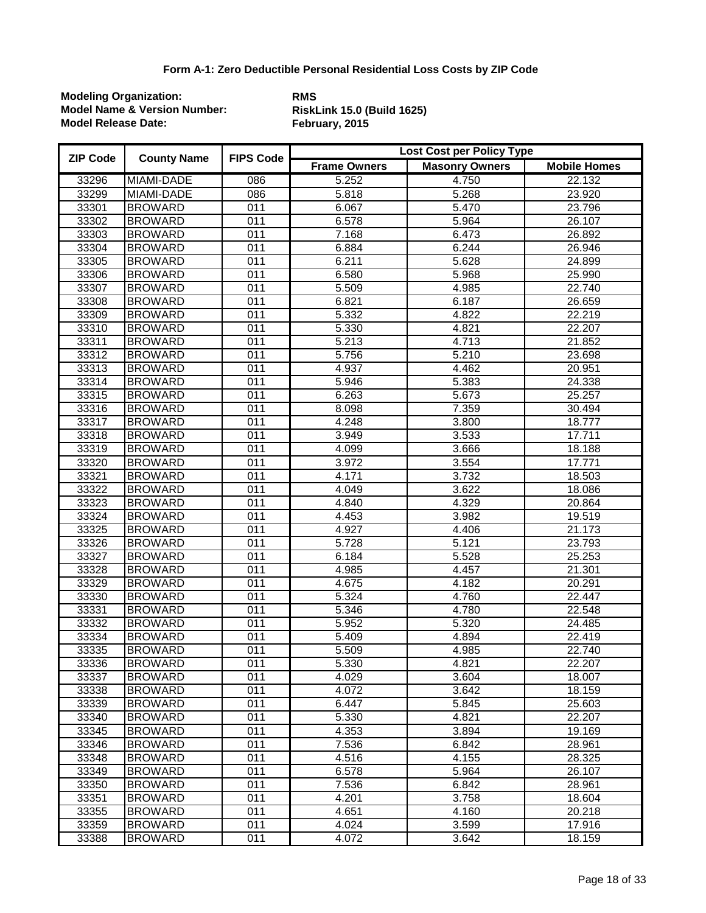# Form A-1: Zero Deductible Personal Residential Loss Costs by ZIP Code

**Modeling Organization:** RMS
**Model Name & Version Number:** RiskLink 15.0 (Build 1625)
**Model Release Date:** February, 2015

| ZIP Code | County Name | FIPS Code | Lost Cost per Policy Type | | |
|---|---|---|---|---|---|
| | | | Frame Owners | Masonry Owners | Mobile Homes |
| 33296 | MIAMI-DADE | 086 | 5.252 | 4.750 | 22.132 |
| 33299 | MIAMI-DADE | 086 | 5.818 | 5.268 | 23.920 |
| 33301 | BROWARD | 011 | 6.067 | 5.470 | 23.796 |
| 33302 | BROWARD | 011 | 6.578 | 5.964 | 26.107 |
| 33303 | BROWARD | 011 | 7.168 | 6.473 | 26.892 |
| 33304 | BROWARD | 011 | 6.884 | 6.244 | 26.946 |
| 33305 | BROWARD | 011 | 6.211 | 5.628 | 24.899 |
| 33306 | BROWARD | 011 | 6.580 | 5.968 | 25.990 |
| 33307 | BROWARD | 011 | 5.509 | 4.985 | 22.740 |
| 33308 | BROWARD | 011 | 6.821 | 6.187 | 26.659 |
| 33309 | BROWARD | 011 | 5.332 | 4.822 | 22.219 |
| 33310 | BROWARD | 011 | 5.330 | 4.821 | 22.207 |
| 33311 | BROWARD | 011 | 5.213 | 4.713 | 21.852 |
| 33312 | BROWARD | 011 | 5.756 | 5.210 | 23.698 |
| 33313 | BROWARD | 011 | 4.937 | 4.462 | 20.951 |
| 33314 | BROWARD | 011 | 5.946 | 5.383 | 24.338 |
| 33315 | BROWARD | 011 | 6.263 | 5.673 | 25.257 |
| 33316 | BROWARD | 011 | 8.098 | 7.359 | 30.494 |
| 33317 | BROWARD | 011 | 4.248 | 3.800 | 18.777 |
| 33318 | BROWARD | 011 | 3.949 | 3.533 | 17.711 |
| 33319 | BROWARD | 011 | 4.099 | 3.666 | 18.188 |
| 33320 | BROWARD | 011 | 3.972 | 3.554 | 17.771 |
| 33321 | BROWARD | 011 | 4.171 | 3.732 | 18.503 |
| 33322 | BROWARD | 011 | 4.049 | 3.622 | 18.086 |
| 33323 | BROWARD | 011 | 4.840 | 4.329 | 20.864 |
| 33324 | BROWARD | 011 | 4.453 | 3.982 | 19.519 |
| 33325 | BROWARD | 011 | 4.927 | 4.406 | 21.173 |
| 33326 | BROWARD | 011 | 5.728 | 5.121 | 23.793 |
| 33327 | BROWARD | 011 | 6.184 | 5.528 | 25.253 |
| 33328 | BROWARD | 011 | 4.985 | 4.457 | 21.301 |
| 33329 | BROWARD | 011 | 4.675 | 4.182 | 20.291 |
| 33330 | BROWARD | 011 | 5.324 | 4.760 | 22.447 |
| 33331 | BROWARD | 011 | 5.346 | 4.780 | 22.548 |
| 33332 | BROWARD | 011 | 5.952 | 5.320 | 24.485 |
| 33334 | BROWARD | 011 | 5.409 | 4.894 | 22.419 |
| 33335 | BROWARD | 011 | 5.509 | 4.985 | 22.740 |
| 33336 | BROWARD | 011 | 5.330 | 4.821 | 22.207 |
| 33337 | BROWARD | 011 | 4.029 | 3.604 | 18.007 |
| 33338 | BROWARD | 011 | 4.072 | 3.642 | 18.159 |
| 33339 | BROWARD | 011 | 6.447 | 5.845 | 25.603 |
| 33340 | BROWARD | 011 | 5.330 | 4.821 | 22.207 |
| 33345 | BROWARD | 011 | 4.353 | 3.894 | 19.169 |
| 33346 | BROWARD | 011 | 7.536 | 6.842 | 28.961 |
| 33348 | BROWARD | 011 | 4.516 | 4.155 | 28.325 |
| 33349 | BROWARD | 011 | 6.578 | 5.964 | 26.107 |
| 33350 | BROWARD | 011 | 7.536 | 6.842 | 28.961 |
| 33351 | BROWARD | 011 | 4.201 | 3.758 | 18.604 |
| 33355 | BROWARD | 011 | 4.651 | 4.160 | 20.218 |
| 33359 | BROWARD | 011 | 4.024 | 3.599 | 17.916 |
| 33388 | BROWARD | 011 | 4.072 | 3.642 | 18.159 |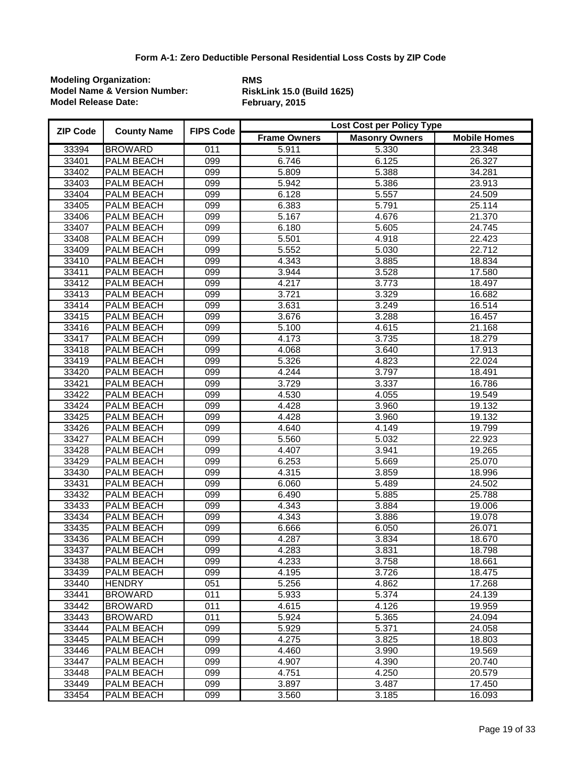**Form A-1: Zero Deductible Personal Residential Loss Costs by ZIP Code**

**Modeling Organization:** **RMS**
**Model Name & Version Number:** **RiskLink 15.0 (Build 1625)**
**Model Release Date:** **February, 2015**

| ZIP Code | County Name | FIPS Code | Lost Cost per Policy Type | | |
|---|---|---|---|---|---|
| | | | Frame Owners | Masonry Owners | Mobile Homes |
| 33394 | BROWARD | 011 | 5.911 | 5.330 | 23.348 |
| 33401 | PALM BEACH | 099 | 6.746 | 6.125 | 26.327 |
| 33402 | PALM BEACH | 099 | 5.809 | 5.388 | 34.281 |
| 33403 | PALM BEACH | 099 | 5.942 | 5.386 | 23.913 |
| 33404 | PALM BEACH | 099 | 6.128 | 5.557 | 24.509 |
| 33405 | PALM BEACH | 099 | 6.383 | 5.791 | 25.114 |
| 33406 | PALM BEACH | 099 | 5.167 | 4.676 | 21.370 |
| 33407 | PALM BEACH | 099 | 6.180 | 5.605 | 24.745 |
| 33408 | PALM BEACH | 099 | 5.501 | 4.918 | 22.423 |
| 33409 | PALM BEACH | 099 | 5.552 | 5.030 | 22.712 |
| 33410 | PALM BEACH | 099 | 4.343 | 3.885 | 18.834 |
| 33411 | PALM BEACH | 099 | 3.944 | 3.528 | 17.580 |
| 33412 | PALM BEACH | 099 | 4.217 | 3.773 | 18.497 |
| 33413 | PALM BEACH | 099 | 3.721 | 3.329 | 16.682 |
| 33414 | PALM BEACH | 099 | 3.631 | 3.249 | 16.514 |
| 33415 | PALM BEACH | 099 | 3.676 | 3.288 | 16.457 |
| 33416 | PALM BEACH | 099 | 5.100 | 4.615 | 21.168 |
| 33417 | PALM BEACH | 099 | 4.173 | 3.735 | 18.279 |
| 33418 | PALM BEACH | 099 | 4.068 | 3.640 | 17.913 |
| 33419 | PALM BEACH | 099 | 5.326 | 4.823 | 22.024 |
| 33420 | PALM BEACH | 099 | 4.244 | 3.797 | 18.491 |
| 33421 | PALM BEACH | 099 | 3.729 | 3.337 | 16.786 |
| 33422 | PALM BEACH | 099 | 4.530 | 4.055 | 19.549 |
| 33424 | PALM BEACH | 099 | 4.428 | 3.960 | 19.132 |
| 33425 | PALM BEACH | 099 | 4.428 | 3.960 | 19.132 |
| 33426 | PALM BEACH | 099 | 4.640 | 4.149 | 19.799 |
| 33427 | PALM BEACH | 099 | 5.560 | 5.032 | 22.923 |
| 33428 | PALM BEACH | 099 | 4.407 | 3.941 | 19.265 |
| 33429 | PALM BEACH | 099 | 6.253 | 5.669 | 25.070 |
| 33430 | PALM BEACH | 099 | 4.315 | 3.859 | 18.996 |
| 33431 | PALM BEACH | 099 | 6.060 | 5.489 | 24.502 |
| 33432 | PALM BEACH | 099 | 6.490 | 5.885 | 25.788 |
| 33433 | PALM BEACH | 099 | 4.343 | 3.884 | 19.006 |
| 33434 | PALM BEACH | 099 | 4.343 | 3.886 | 19.078 |
| 33435 | PALM BEACH | 099 | 6.666 | 6.050 | 26.071 |
| 33436 | PALM BEACH | 099 | 4.287 | 3.834 | 18.670 |
| 33437 | PALM BEACH | 099 | 4.283 | 3.831 | 18.798 |
| 33438 | PALM BEACH | 099 | 4.233 | 3.758 | 18.661 |
| 33439 | PALM BEACH | 099 | 4.195 | 3.726 | 18.475 |
| 33440 | HENDRY | 051 | 5.256 | 4.862 | 17.268 |
| 33441 | BROWARD | 011 | 5.933 | 5.374 | 24.139 |
| 33442 | BROWARD | 011 | 4.615 | 4.126 | 19.959 |
| 33443 | BROWARD | 011 | 5.924 | 5.365 | 24.094 |
| 33444 | PALM BEACH | 099 | 5.929 | 5.371 | 24.058 |
| 33445 | PALM BEACH | 099 | 4.275 | 3.825 | 18.803 |
| 33446 | PALM BEACH | 099 | 4.460 | 3.990 | 19.569 |
| 33447 | PALM BEACH | 099 | 4.907 | 4.390 | 20.740 |
| 33448 | PALM BEACH | 099 | 4.751 | 4.250 | 20.579 |
| 33449 | PALM BEACH | 099 | 3.897 | 3.487 | 17.450 |
| 33454 | PALM BEACH | 099 | 3.560 | 3.185 | 16.093 |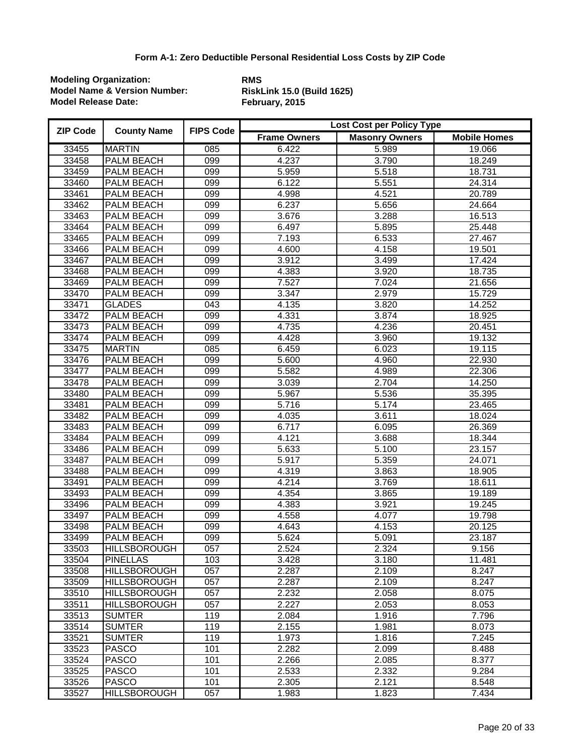# Form A-1: Zero Deductible Personal Residential Loss Costs by ZIP Code

**Modeling Organization:** **RMS**
**Model Name & Version Number:** **RiskLink 15.0 (Build 1625)**
**Model Release Date:** **February, 2015**

| ZIP Code | County Name | FIPS Code | Lost Cost per Policy Type | | |
|---|---|---|---|---|---|
| | | | Frame Owners | Masonry Owners | Mobile Homes |
| 33455 | MARTIN | 085 | 6.422 | 5.989 | 19.066 |
| 33458 | PALM BEACH | 099 | 4.237 | 3.790 | 18.249 |
| 33459 | PALM BEACH | 099 | 5.959 | 5.518 | 18.731 |
| 33460 | PALM BEACH | 099 | 6.122 | 5.551 | 24.314 |
| 33461 | PALM BEACH | 099 | 4.998 | 4.521 | 20.789 |
| 33462 | PALM BEACH | 099 | 6.237 | 5.656 | 24.664 |
| 33463 | PALM BEACH | 099 | 3.676 | 3.288 | 16.513 |
| 33464 | PALM BEACH | 099 | 6.497 | 5.895 | 25.448 |
| 33465 | PALM BEACH | 099 | 7.193 | 6.533 | 27.467 |
| 33466 | PALM BEACH | 099 | 4.600 | 4.158 | 19.501 |
| 33467 | PALM BEACH | 099 | 3.912 | 3.499 | 17.424 |
| 33468 | PALM BEACH | 099 | 4.383 | 3.920 | 18.735 |
| 33469 | PALM BEACH | 099 | 7.527 | 7.024 | 21.656 |
| 33470 | PALM BEACH | 099 | 3.347 | 2.979 | 15.729 |
| 33471 | GLADES | 043 | 4.135 | 3.820 | 14.252 |
| 33472 | PALM BEACH | 099 | 4.331 | 3.874 | 18.925 |
| 33473 | PALM BEACH | 099 | 4.735 | 4.236 | 20.451 |
| 33474 | PALM BEACH | 099 | 4.428 | 3.960 | 19.132 |
| 33475 | MARTIN | 085 | 6.459 | 6.023 | 19.115 |
| 33476 | PALM BEACH | 099 | 5.600 | 4.960 | 22.930 |
| 33477 | PALM BEACH | 099 | 5.582 | 4.989 | 22.306 |
| 33478 | PALM BEACH | 099 | 3.039 | 2.704 | 14.250 |
| 33480 | PALM BEACH | 099 | 5.967 | 5.536 | 35.395 |
| 33481 | PALM BEACH | 099 | 5.716 | 5.174 | 23.465 |
| 33482 | PALM BEACH | 099 | 4.035 | 3.611 | 18.024 |
| 33483 | PALM BEACH | 099 | 6.717 | 6.095 | 26.369 |
| 33484 | PALM BEACH | 099 | 4.121 | 3.688 | 18.344 |
| 33486 | PALM BEACH | 099 | 5.633 | 5.100 | 23.157 |
| 33487 | PALM BEACH | 099 | 5.917 | 5.359 | 24.071 |
| 33488 | PALM BEACH | 099 | 4.319 | 3.863 | 18.905 |
| 33491 | PALM BEACH | 099 | 4.214 | 3.769 | 18.611 |
| 33493 | PALM BEACH | 099 | 4.354 | 3.865 | 19.189 |
| 33496 | PALM BEACH | 099 | 4.383 | 3.921 | 19.245 |
| 33497 | PALM BEACH | 099 | 4.558 | 4.077 | 19.798 |
| 33498 | PALM BEACH | 099 | 4.643 | 4.153 | 20.125 |
| 33499 | PALM BEACH | 099 | 5.624 | 5.091 | 23.187 |
| 33503 | HILLSBOROUGH | 057 | 2.524 | 2.324 | 9.156 |
| 33504 | PINELLAS | 103 | 3.428 | 3.180 | 11.481 |
| 33508 | HILLSBOROUGH | 057 | 2.287 | 2.109 | 8.247 |
| 33509 | HILLSBOROUGH | 057 | 2.287 | 2.109 | 8.247 |
| 33510 | HILLSBOROUGH | 057 | 2.232 | 2.058 | 8.075 |
| 33511 | HILLSBOROUGH | 057 | 2.227 | 2.053 | 8.053 |
| 33513 | SUMTER | 119 | 2.084 | 1.916 | 7.796 |
| 33514 | SUMTER | 119 | 2.155 | 1.981 | 8.073 |
| 33521 | SUMTER | 119 | 1.973 | 1.816 | 7.245 |
| 33523 | PASCO | 101 | 2.282 | 2.099 | 8.488 |
| 33524 | PASCO | 101 | 2.266 | 2.085 | 8.377 |
| 33525 | PASCO | 101 | 2.533 | 2.332 | 9.284 |
| 33526 | PASCO | 101 | 2.305 | 2.121 | 8.548 |
| 33527 | HILLSBOROUGH | 057 | 1.983 | 1.823 | 7.434 |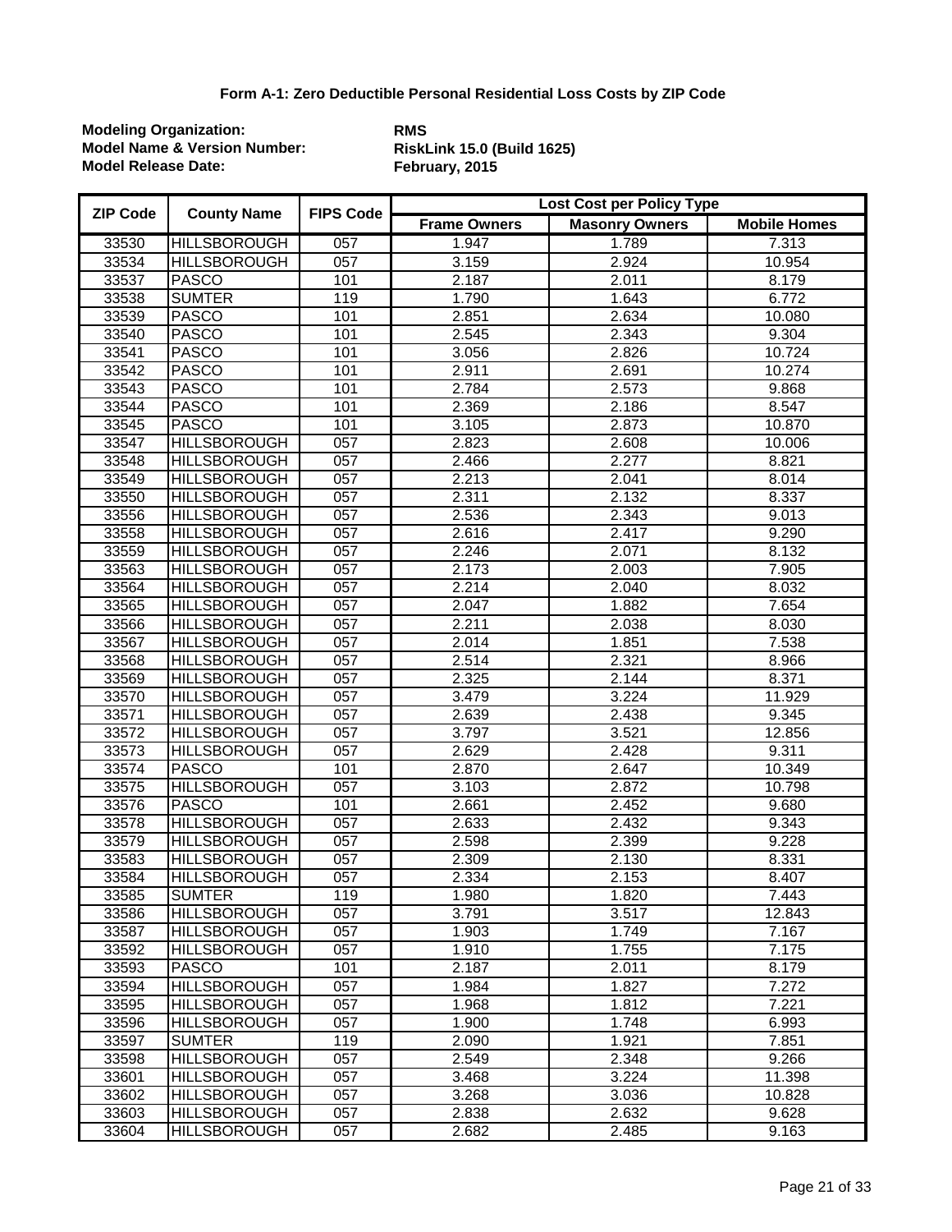**Form A-1: Zero Deductible Personal Residential Loss Costs by ZIP Code**

**Modeling Organization:** **RMS**
**Model Name & Version Number:** **RiskLink 15.0 (Build 1625)**
**Model Release Date:** **February, 2015**

| ZIP Code | County Name | FIPS Code | Lost Cost per Policy Type | | |
|---|---|---|---|---|---|
| | | | Frame Owners | Masonry Owners | Mobile Homes |
| 33530 | HILLSBOROUGH | 057 | 1.947 | 1.789 | 7.313 |
| 33534 | HILLSBOROUGH | 057 | 3.159 | 2.924 | 10.954 |
| 33537 | PASCO | 101 | 2.187 | 2.011 | 8.179 |
| 33538 | SUMTER | 119 | 1.790 | 1.643 | 6.772 |
| 33539 | PASCO | 101 | 2.851 | 2.634 | 10.080 |
| 33540 | PASCO | 101 | 2.545 | 2.343 | 9.304 |
| 33541 | PASCO | 101 | 3.056 | 2.826 | 10.724 |
| 33542 | PASCO | 101 | 2.911 | 2.691 | 10.274 |
| 33543 | PASCO | 101 | 2.784 | 2.573 | 9.868 |
| 33544 | PASCO | 101 | 2.369 | 2.186 | 8.547 |
| 33545 | PASCO | 101 | 3.105 | 2.873 | 10.870 |
| 33547 | HILLSBOROUGH | 057 | 2.823 | 2.608 | 10.006 |
| 33548 | HILLSBOROUGH | 057 | 2.466 | 2.277 | 8.821 |
| 33549 | HILLSBOROUGH | 057 | 2.213 | 2.041 | 8.014 |
| 33550 | HILLSBOROUGH | 057 | 2.311 | 2.132 | 8.337 |
| 33556 | HILLSBOROUGH | 057 | 2.536 | 2.343 | 9.013 |
| 33558 | HILLSBOROUGH | 057 | 2.616 | 2.417 | 9.290 |
| 33559 | HILLSBOROUGH | 057 | 2.246 | 2.071 | 8.132 |
| 33563 | HILLSBOROUGH | 057 | 2.173 | 2.003 | 7.905 |
| 33564 | HILLSBOROUGH | 057 | 2.214 | 2.040 | 8.032 |
| 33565 | HILLSBOROUGH | 057 | 2.047 | 1.882 | 7.654 |
| 33566 | HILLSBOROUGH | 057 | 2.211 | 2.038 | 8.030 |
| 33567 | HILLSBOROUGH | 057 | 2.014 | 1.851 | 7.538 |
| 33568 | HILLSBOROUGH | 057 | 2.514 | 2.321 | 8.966 |
| 33569 | HILLSBOROUGH | 057 | 2.325 | 2.144 | 8.371 |
| 33570 | HILLSBOROUGH | 057 | 3.479 | 3.224 | 11.929 |
| 33571 | HILLSBOROUGH | 057 | 2.639 | 2.438 | 9.345 |
| 33572 | HILLSBOROUGH | 057 | 3.797 | 3.521 | 12.856 |
| 33573 | HILLSBOROUGH | 057 | 2.629 | 2.428 | 9.311 |
| 33574 | PASCO | 101 | 2.870 | 2.647 | 10.349 |
| 33575 | HILLSBOROUGH | 057 | 3.103 | 2.872 | 10.798 |
| 33576 | PASCO | 101 | 2.661 | 2.452 | 9.680 |
| 33578 | HILLSBOROUGH | 057 | 2.633 | 2.432 | 9.343 |
| 33579 | HILLSBOROUGH | 057 | 2.598 | 2.399 | 9.228 |
| 33583 | HILLSBOROUGH | 057 | 2.309 | 2.130 | 8.331 |
| 33584 | HILLSBOROUGH | 057 | 2.334 | 2.153 | 8.407 |
| 33585 | SUMTER | 119 | 1.980 | 1.820 | 7.443 |
| 33586 | HILLSBOROUGH | 057 | 3.791 | 3.517 | 12.843 |
| 33587 | HILLSBOROUGH | 057 | 1.903 | 1.749 | 7.167 |
| 33592 | HILLSBOROUGH | 057 | 1.910 | 1.755 | 7.175 |
| 33593 | PASCO | 101 | 2.187 | 2.011 | 8.179 |
| 33594 | HILLSBOROUGH | 057 | 1.984 | 1.827 | 7.272 |
| 33595 | HILLSBOROUGH | 057 | 1.968 | 1.812 | 7.221 |
| 33596 | HILLSBOROUGH | 057 | 1.900 | 1.748 | 6.993 |
| 33597 | SUMTER | 119 | 2.090 | 1.921 | 7.851 |
| 33598 | HILLSBOROUGH | 057 | 2.549 | 2.348 | 9.266 |
| 33601 | HILLSBOROUGH | 057 | 3.468 | 3.224 | 11.398 |
| 33602 | HILLSBOROUGH | 057 | 3.268 | 3.036 | 10.828 |
| 33603 | HILLSBOROUGH | 057 | 2.838 | 2.632 | 9.628 |
| 33604 | HILLSBOROUGH | 057 | 2.682 | 2.485 | 9.163 |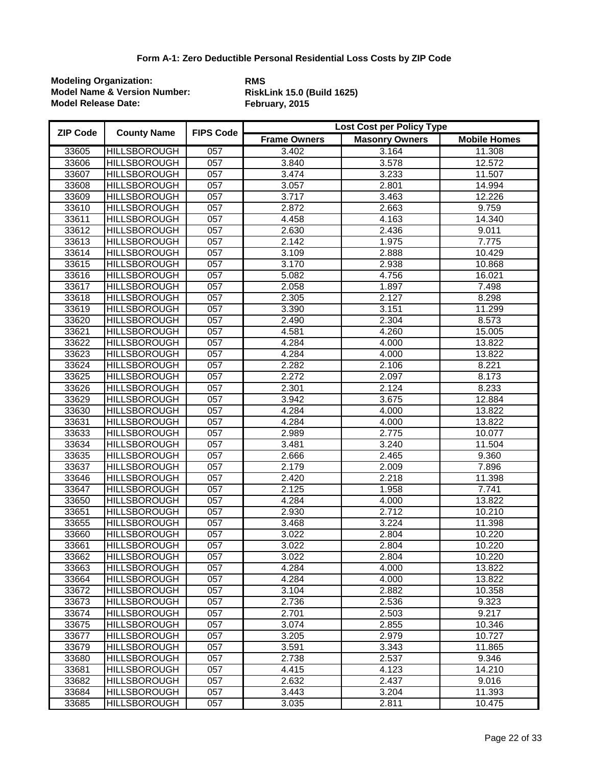# Form A-1: Zero Deductible Personal Residential Loss Costs by ZIP Code

**Modeling Organization:** RMS
**Model Name & Version Number:** RiskLink 15.0 (Build 1625)
**Model Release Date:** February, 2015

| ZIP Code | County Name | FIPS Code | Lost Cost per Policy Type | | |
|---|---|---|---|---|---|
| | | | Frame Owners | Masonry Owners | Mobile Homes |
| 33605 | HILLSBOROUGH | 057 | 3.402 | 3.164 | 11.308 |
| 33606 | HILLSBOROUGH | 057 | 3.840 | 3.578 | 12.572 |
| 33607 | HILLSBOROUGH | 057 | 3.474 | 3.233 | 11.507 |
| 33608 | HILLSBOROUGH | 057 | 3.057 | 2.801 | 14.994 |
| 33609 | HILLSBOROUGH | 057 | 3.717 | 3.463 | 12.226 |
| 33610 | HILLSBOROUGH | 057 | 2.872 | 2.663 | 9.759 |
| 33611 | HILLSBOROUGH | 057 | 4.458 | 4.163 | 14.340 |
| 33612 | HILLSBOROUGH | 057 | 2.630 | 2.436 | 9.011 |
| 33613 | HILLSBOROUGH | 057 | 2.142 | 1.975 | 7.775 |
| 33614 | HILLSBOROUGH | 057 | 3.109 | 2.888 | 10.429 |
| 33615 | HILLSBOROUGH | 057 | 3.170 | 2.938 | 10.868 |
| 33616 | HILLSBOROUGH | 057 | 5.082 | 4.756 | 16.021 |
| 33617 | HILLSBOROUGH | 057 | 2.058 | 1.897 | 7.498 |
| 33618 | HILLSBOROUGH | 057 | 2.305 | 2.127 | 8.298 |
| 33619 | HILLSBOROUGH | 057 | 3.390 | 3.151 | 11.299 |
| 33620 | HILLSBOROUGH | 057 | 2.490 | 2.304 | 8.573 |
| 33621 | HILLSBOROUGH | 057 | 4.581 | 4.260 | 15.005 |
| 33622 | HILLSBOROUGH | 057 | 4.284 | 4.000 | 13.822 |
| 33623 | HILLSBOROUGH | 057 | 4.284 | 4.000 | 13.822 |
| 33624 | HILLSBOROUGH | 057 | 2.282 | 2.106 | 8.221 |
| 33625 | HILLSBOROUGH | 057 | 2.272 | 2.097 | 8.173 |
| 33626 | HILLSBOROUGH | 057 | 2.301 | 2.124 | 8.233 |
| 33629 | HILLSBOROUGH | 057 | 3.942 | 3.675 | 12.884 |
| 33630 | HILLSBOROUGH | 057 | 4.284 | 4.000 | 13.822 |
| 33631 | HILLSBOROUGH | 057 | 4.284 | 4.000 | 13.822 |
| 33633 | HILLSBOROUGH | 057 | 2.989 | 2.775 | 10.077 |
| 33634 | HILLSBOROUGH | 057 | 3.481 | 3.240 | 11.504 |
| 33635 | HILLSBOROUGH | 057 | 2.666 | 2.465 | 9.360 |
| 33637 | HILLSBOROUGH | 057 | 2.179 | 2.009 | 7.896 |
| 33646 | HILLSBOROUGH | 057 | 2.420 | 2.218 | 11.398 |
| 33647 | HILLSBOROUGH | 057 | 2.125 | 1.958 | 7.741 |
| 33650 | HILLSBOROUGH | 057 | 4.284 | 4.000 | 13.822 |
| 33651 | HILLSBOROUGH | 057 | 2.930 | 2.712 | 10.210 |
| 33655 | HILLSBOROUGH | 057 | 3.468 | 3.224 | 11.398 |
| 33660 | HILLSBOROUGH | 057 | 3.022 | 2.804 | 10.220 |
| 33661 | HILLSBOROUGH | 057 | 3.022 | 2.804 | 10.220 |
| 33662 | HILLSBOROUGH | 057 | 3.022 | 2.804 | 10.220 |
| 33663 | HILLSBOROUGH | 057 | 4.284 | 4.000 | 13.822 |
| 33664 | HILLSBOROUGH | 057 | 4.284 | 4.000 | 13.822 |
| 33672 | HILLSBOROUGH | 057 | 3.104 | 2.882 | 10.358 |
| 33673 | HILLSBOROUGH | 057 | 2.736 | 2.536 | 9.323 |
| 33674 | HILLSBOROUGH | 057 | 2.701 | 2.503 | 9.217 |
| 33675 | HILLSBOROUGH | 057 | 3.074 | 2.855 | 10.346 |
| 33677 | HILLSBOROUGH | 057 | 3.205 | 2.979 | 10.727 |
| 33679 | HILLSBOROUGH | 057 | 3.591 | 3.343 | 11.865 |
| 33680 | HILLSBOROUGH | 057 | 2.738 | 2.537 | 9.346 |
| 33681 | HILLSBOROUGH | 057 | 4.415 | 4.123 | 14.210 |
| 33682 | HILLSBOROUGH | 057 | 2.632 | 2.437 | 9.016 |
| 33684 | HILLSBOROUGH | 057 | 3.443 | 3.204 | 11.393 |
| 33685 | HILLSBOROUGH | 057 | 3.035 | 2.811 | 10.475 |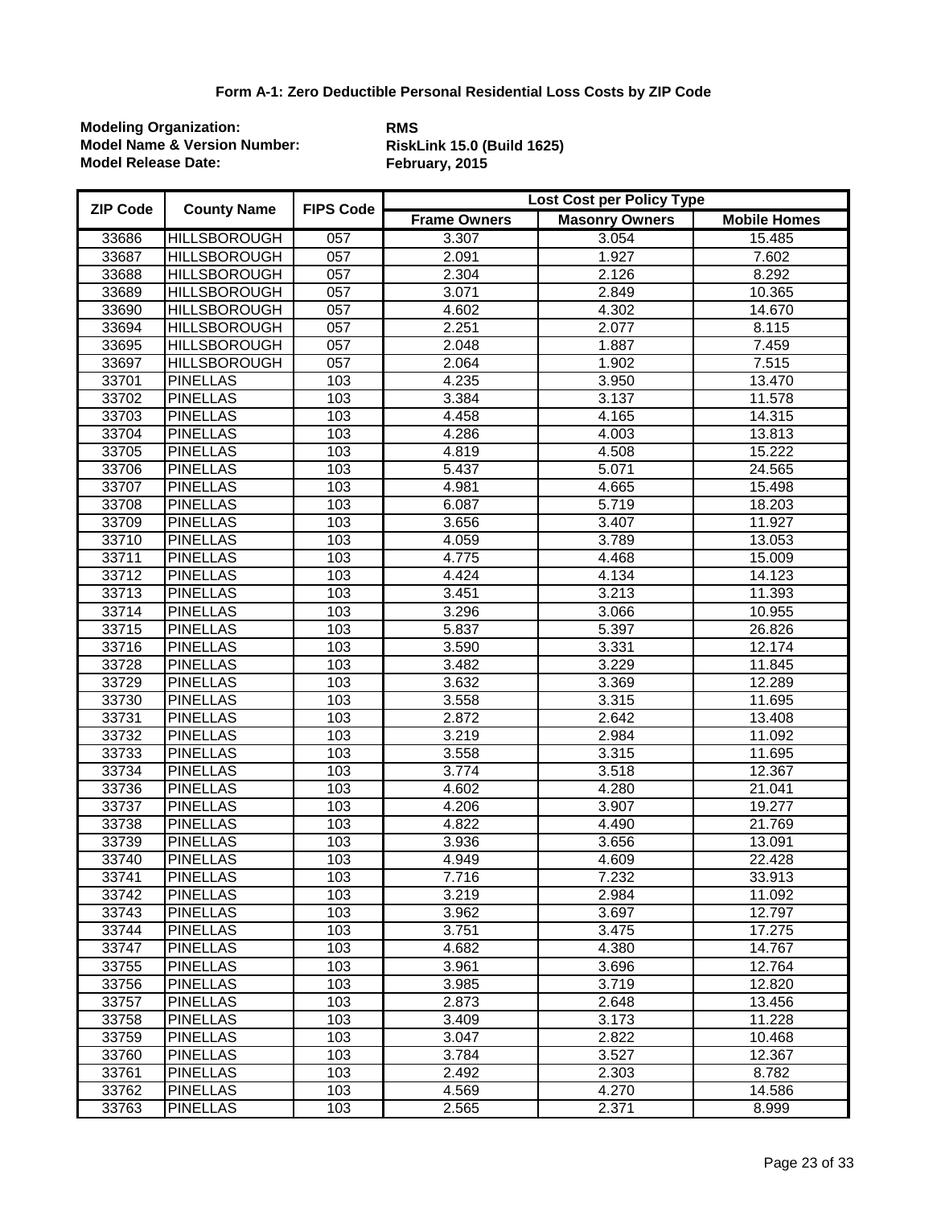**Form A-1: Zero Deductible Personal Residential Loss Costs by ZIP Code**

**Modeling Organization:** **RMS**
**Model Name & Version Number:** **RiskLink 15.0 (Build 1625)**
**Model Release Date:** **February, 2015**

| ZIP Code | County Name | FIPS Code | Lost Cost per Policy Type | | |
|---|---|---|---|---|---|
| | | | Frame Owners | Masonry Owners | Mobile Homes |
| 33686 | HILLSBOROUGH | 057 | 3.307 | 3.054 | 15.485 |
| 33687 | HILLSBOROUGH | 057 | 2.091 | 1.927 | 7.602 |
| 33688 | HILLSBOROUGH | 057 | 2.304 | 2.126 | 8.292 |
| 33689 | HILLSBOROUGH | 057 | 3.071 | 2.849 | 10.365 |
| 33690 | HILLSBOROUGH | 057 | 4.602 | 4.302 | 14.670 |
| 33694 | HILLSBOROUGH | 057 | 2.251 | 2.077 | 8.115 |
| 33695 | HILLSBOROUGH | 057 | 2.048 | 1.887 | 7.459 |
| 33697 | HILLSBOROUGH | 057 | 2.064 | 1.902 | 7.515 |
| 33701 | PINELLAS | 103 | 4.235 | 3.950 | 13.470 |
| 33702 | PINELLAS | 103 | 3.384 | 3.137 | 11.578 |
| 33703 | PINELLAS | 103 | 4.458 | 4.165 | 14.315 |
| 33704 | PINELLAS | 103 | 4.286 | 4.003 | 13.813 |
| 33705 | PINELLAS | 103 | 4.819 | 4.508 | 15.222 |
| 33706 | PINELLAS | 103 | 5.437 | 5.071 | 24.565 |
| 33707 | PINELLAS | 103 | 4.981 | 4.665 | 15.498 |
| 33708 | PINELLAS | 103 | 6.087 | 5.719 | 18.203 |
| 33709 | PINELLAS | 103 | 3.656 | 3.407 | 11.927 |
| 33710 | PINELLAS | 103 | 4.059 | 3.789 | 13.053 |
| 33711 | PINELLAS | 103 | 4.775 | 4.468 | 15.009 |
| 33712 | PINELLAS | 103 | 4.424 | 4.134 | 14.123 |
| 33713 | PINELLAS | 103 | 3.451 | 3.213 | 11.393 |
| 33714 | PINELLAS | 103 | 3.296 | 3.066 | 10.955 |
| 33715 | PINELLAS | 103 | 5.837 | 5.397 | 26.826 |
| 33716 | PINELLAS | 103 | 3.590 | 3.331 | 12.174 |
| 33728 | PINELLAS | 103 | 3.482 | 3.229 | 11.845 |
| 33729 | PINELLAS | 103 | 3.632 | 3.369 | 12.289 |
| 33730 | PINELLAS | 103 | 3.558 | 3.315 | 11.695 |
| 33731 | PINELLAS | 103 | 2.872 | 2.642 | 13.408 |
| 33732 | PINELLAS | 103 | 3.219 | 2.984 | 11.092 |
| 33733 | PINELLAS | 103 | 3.558 | 3.315 | 11.695 |
| 33734 | PINELLAS | 103 | 3.774 | 3.518 | 12.367 |
| 33736 | PINELLAS | 103 | 4.602 | 4.280 | 21.041 |
| 33737 | PINELLAS | 103 | 4.206 | 3.907 | 19.277 |
| 33738 | PINELLAS | 103 | 4.822 | 4.490 | 21.769 |
| 33739 | PINELLAS | 103 | 3.936 | 3.656 | 13.091 |
| 33740 | PINELLAS | 103 | 4.949 | 4.609 | 22.428 |
| 33741 | PINELLAS | 103 | 7.716 | 7.232 | 33.913 |
| 33742 | PINELLAS | 103 | 3.219 | 2.984 | 11.092 |
| 33743 | PINELLAS | 103 | 3.962 | 3.697 | 12.797 |
| 33744 | PINELLAS | 103 | 3.751 | 3.475 | 17.275 |
| 33747 | PINELLAS | 103 | 4.682 | 4.380 | 14.767 |
| 33755 | PINELLAS | 103 | 3.961 | 3.696 | 12.764 |
| 33756 | PINELLAS | 103 | 3.985 | 3.719 | 12.820 |
| 33757 | PINELLAS | 103 | 2.873 | 2.648 | 13.456 |
| 33758 | PINELLAS | 103 | 3.409 | 3.173 | 11.228 |
| 33759 | PINELLAS | 103 | 3.047 | 2.822 | 10.468 |
| 33760 | PINELLAS | 103 | 3.784 | 3.527 | 12.367 |
| 33761 | PINELLAS | 103 | 2.492 | 2.303 | 8.782 |
| 33762 | PINELLAS | 103 | 4.569 | 4.270 | 14.586 |
| 33763 | PINELLAS | 103 | 2.565 | 2.371 | 8.999 |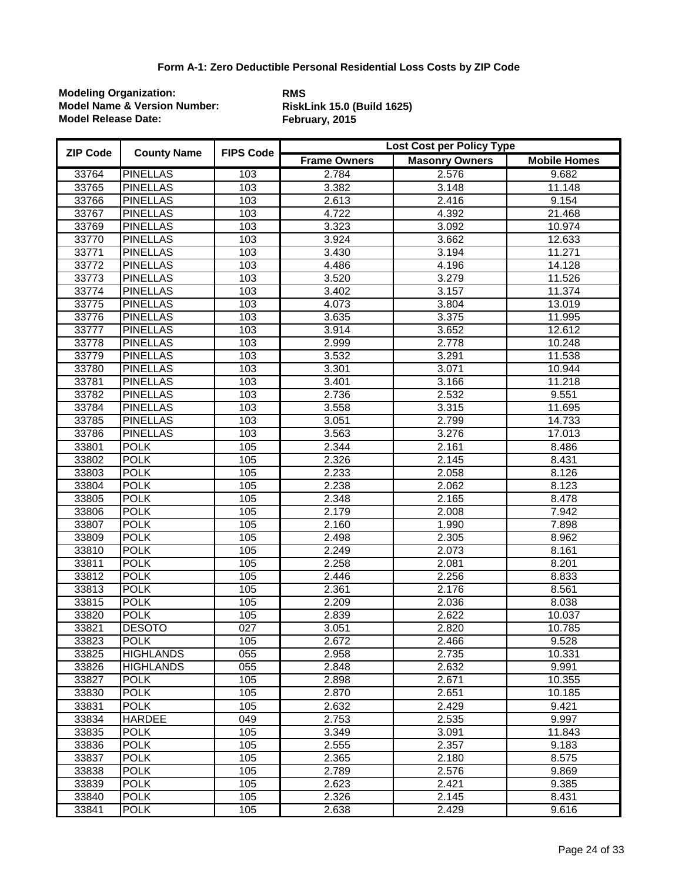# Form A-1: Zero Deductible Personal Residential Loss Costs by ZIP Code

**Modeling Organization:** **RMS**
**Model Name & Version Number:** **RiskLink 15.0 (Build 1625)**
**Model Release Date:** **February, 2015**

| ZIP Code | County Name | FIPS Code | Lost Cost per Policy Type | | |
|---|---|---|---|---|---|
| | | | Frame Owners | Masonry Owners | Mobile Homes |
| 33764 | PINELLAS | 103 | 2.784 | 2.576 | 9.682 |
| 33765 | PINELLAS | 103 | 3.382 | 3.148 | 11.148 |
| 33766 | PINELLAS | 103 | 2.613 | 2.416 | 9.154 |
| 33767 | PINELLAS | 103 | 4.722 | 4.392 | 21.468 |
| 33769 | PINELLAS | 103 | 3.323 | 3.092 | 10.974 |
| 33770 | PINELLAS | 103 | 3.924 | 3.662 | 12.633 |
| 33771 | PINELLAS | 103 | 3.430 | 3.194 | 11.271 |
| 33772 | PINELLAS | 103 | 4.486 | 4.196 | 14.128 |
| 33773 | PINELLAS | 103 | 3.520 | 3.279 | 11.526 |
| 33774 | PINELLAS | 103 | 3.402 | 3.157 | 11.374 |
| 33775 | PINELLAS | 103 | 4.073 | 3.804 | 13.019 |
| 33776 | PINELLAS | 103 | 3.635 | 3.375 | 11.995 |
| 33777 | PINELLAS | 103 | 3.914 | 3.652 | 12.612 |
| 33778 | PINELLAS | 103 | 2.999 | 2.778 | 10.248 |
| 33779 | PINELLAS | 103 | 3.532 | 3.291 | 11.538 |
| 33780 | PINELLAS | 103 | 3.301 | 3.071 | 10.944 |
| 33781 | PINELLAS | 103 | 3.401 | 3.166 | 11.218 |
| 33782 | PINELLAS | 103 | 2.736 | 2.532 | 9.551 |
| 33784 | PINELLAS | 103 | 3.558 | 3.315 | 11.695 |
| 33785 | PINELLAS | 103 | 3.051 | 2.799 | 14.733 |
| 33786 | PINELLAS | 103 | 3.563 | 3.276 | 17.013 |
| 33801 | POLK | 105 | 2.344 | 2.161 | 8.486 |
| 33802 | POLK | 105 | 2.326 | 2.145 | 8.431 |
| 33803 | POLK | 105 | 2.233 | 2.058 | 8.126 |
| 33804 | POLK | 105 | 2.238 | 2.062 | 8.123 |
| 33805 | POLK | 105 | 2.348 | 2.165 | 8.478 |
| 33806 | POLK | 105 | 2.179 | 2.008 | 7.942 |
| 33807 | POLK | 105 | 2.160 | 1.990 | 7.898 |
| 33809 | POLK | 105 | 2.498 | 2.305 | 8.962 |
| 33810 | POLK | 105 | 2.249 | 2.073 | 8.161 |
| 33811 | POLK | 105 | 2.258 | 2.081 | 8.201 |
| 33812 | POLK | 105 | 2.446 | 2.256 | 8.833 |
| 33813 | POLK | 105 | 2.361 | 2.176 | 8.561 |
| 33815 | POLK | 105 | 2.209 | 2.036 | 8.038 |
| 33820 | POLK | 105 | 2.839 | 2.622 | 10.037 |
| 33821 | DESOTO | 027 | 3.051 | 2.820 | 10.785 |
| 33823 | POLK | 105 | 2.672 | 2.466 | 9.528 |
| 33825 | HIGHLANDS | 055 | 2.958 | 2.735 | 10.331 |
| 33826 | HIGHLANDS | 055 | 2.848 | 2.632 | 9.991 |
| 33827 | POLK | 105 | 2.898 | 2.671 | 10.355 |
| 33830 | POLK | 105 | 2.870 | 2.651 | 10.185 |
| 33831 | POLK | 105 | 2.632 | 2.429 | 9.421 |
| 33834 | HARDEE | 049 | 2.753 | 2.535 | 9.997 |
| 33835 | POLK | 105 | 3.349 | 3.091 | 11.843 |
| 33836 | POLK | 105 | 2.555 | 2.357 | 9.183 |
| 33837 | POLK | 105 | 2.365 | 2.180 | 8.575 |
| 33838 | POLK | 105 | 2.789 | 2.576 | 9.869 |
| 33839 | POLK | 105 | 2.623 | 2.421 | 9.385 |
| 33840 | POLK | 105 | 2.326 | 2.145 | 8.431 |
| 33841 | POLK | 105 | 2.638 | 2.429 | 9.616 |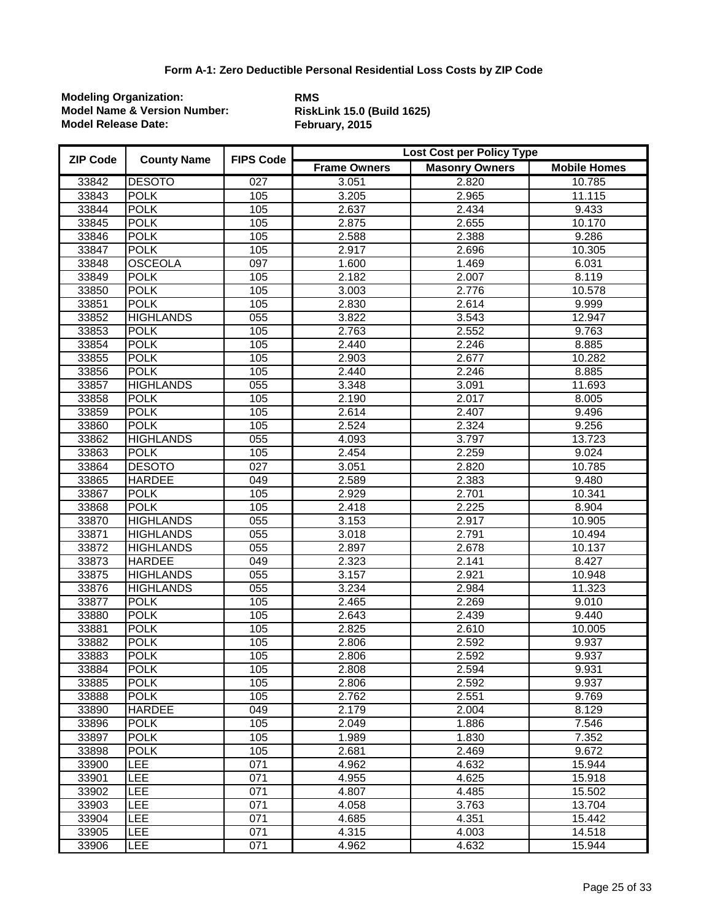### Form A-1: Zero Deductible Personal Residential Loss Costs by ZIP Code

**Modeling Organization:** **RMS**
**Model Name & Version Number:** **RiskLink 15.0 (Build 1625)**
**Model Release Date:** **February, 2015**

| ZIP Code | County Name | FIPS Code | Lost Cost per Policy Type | | |
|---|---|---|---|---|---|
| | | | Frame Owners | Masonry Owners | Mobile Homes |
| 33842 | DESOTO | 027 | 3.051 | 2.820 | 10.785 |
| 33843 | POLK | 105 | 3.205 | 2.965 | 11.115 |
| 33844 | POLK | 105 | 2.637 | 2.434 | 9.433 |
| 33845 | POLK | 105 | 2.875 | 2.655 | 10.170 |
| 33846 | POLK | 105 | 2.588 | 2.388 | 9.286 |
| 33847 | POLK | 105 | 2.917 | 2.696 | 10.305 |
| 33848 | OSCEOLA | 097 | 1.600 | 1.469 | 6.031 |
| 33849 | POLK | 105 | 2.182 | 2.007 | 8.119 |
| 33850 | POLK | 105 | 3.003 | 2.776 | 10.578 |
| 33851 | POLK | 105 | 2.830 | 2.614 | 9.999 |
| 33852 | HIGHLANDS | 055 | 3.822 | 3.543 | 12.947 |
| 33853 | POLK | 105 | 2.763 | 2.552 | 9.763 |
| 33854 | POLK | 105 | 2.440 | 2.246 | 8.885 |
| 33855 | POLK | 105 | 2.903 | 2.677 | 10.282 |
| 33856 | POLK | 105 | 2.440 | 2.246 | 8.885 |
| 33857 | HIGHLANDS | 055 | 3.348 | 3.091 | 11.693 |
| 33858 | POLK | 105 | 2.190 | 2.017 | 8.005 |
| 33859 | POLK | 105 | 2.614 | 2.407 | 9.496 |
| 33860 | POLK | 105 | 2.524 | 2.324 | 9.256 |
| 33862 | HIGHLANDS | 055 | 4.093 | 3.797 | 13.723 |
| 33863 | POLK | 105 | 2.454 | 2.259 | 9.024 |
| 33864 | DESOTO | 027 | 3.051 | 2.820 | 10.785 |
| 33865 | HARDEE | 049 | 2.589 | 2.383 | 9.480 |
| 33867 | POLK | 105 | 2.929 | 2.701 | 10.341 |
| 33868 | POLK | 105 | 2.418 | 2.225 | 8.904 |
| 33870 | HIGHLANDS | 055 | 3.153 | 2.917 | 10.905 |
| 33871 | HIGHLANDS | 055 | 3.018 | 2.791 | 10.494 |
| 33872 | HIGHLANDS | 055 | 2.897 | 2.678 | 10.137 |
| 33873 | HARDEE | 049 | 2.323 | 2.141 | 8.427 |
| 33875 | HIGHLANDS | 055 | 3.157 | 2.921 | 10.948 |
| 33876 | HIGHLANDS | 055 | 3.234 | 2.984 | 11.323 |
| 33877 | POLK | 105 | 2.465 | 2.269 | 9.010 |
| 33880 | POLK | 105 | 2.643 | 2.439 | 9.440 |
| 33881 | POLK | 105 | 2.825 | 2.610 | 10.005 |
| 33882 | POLK | 105 | 2.806 | 2.592 | 9.937 |
| 33883 | POLK | 105 | 2.806 | 2.592 | 9.937 |
| 33884 | POLK | 105 | 2.808 | 2.594 | 9.931 |
| 33885 | POLK | 105 | 2.806 | 2.592 | 9.937 |
| 33888 | POLK | 105 | 2.762 | 2.551 | 9.769 |
| 33890 | HARDEE | 049 | 2.179 | 2.004 | 8.129 |
| 33896 | POLK | 105 | 2.049 | 1.886 | 7.546 |
| 33897 | POLK | 105 | 1.989 | 1.830 | 7.352 |
| 33898 | POLK | 105 | 2.681 | 2.469 | 9.672 |
| 33900 | LEE | 071 | 4.962 | 4.632 | 15.944 |
| 33901 | LEE | 071 | 4.955 | 4.625 | 15.918 |
| 33902 | LEE | 071 | 4.807 | 4.485 | 15.502 |
| 33903 | LEE | 071 | 4.058 | 3.763 | 13.704 |
| 33904 | LEE | 071 | 4.685 | 4.351 | 15.442 |
| 33905 | LEE | 071 | 4.315 | 4.003 | 14.518 |
| 33906 | LEE | 071 | 4.962 | 4.632 | 15.944 |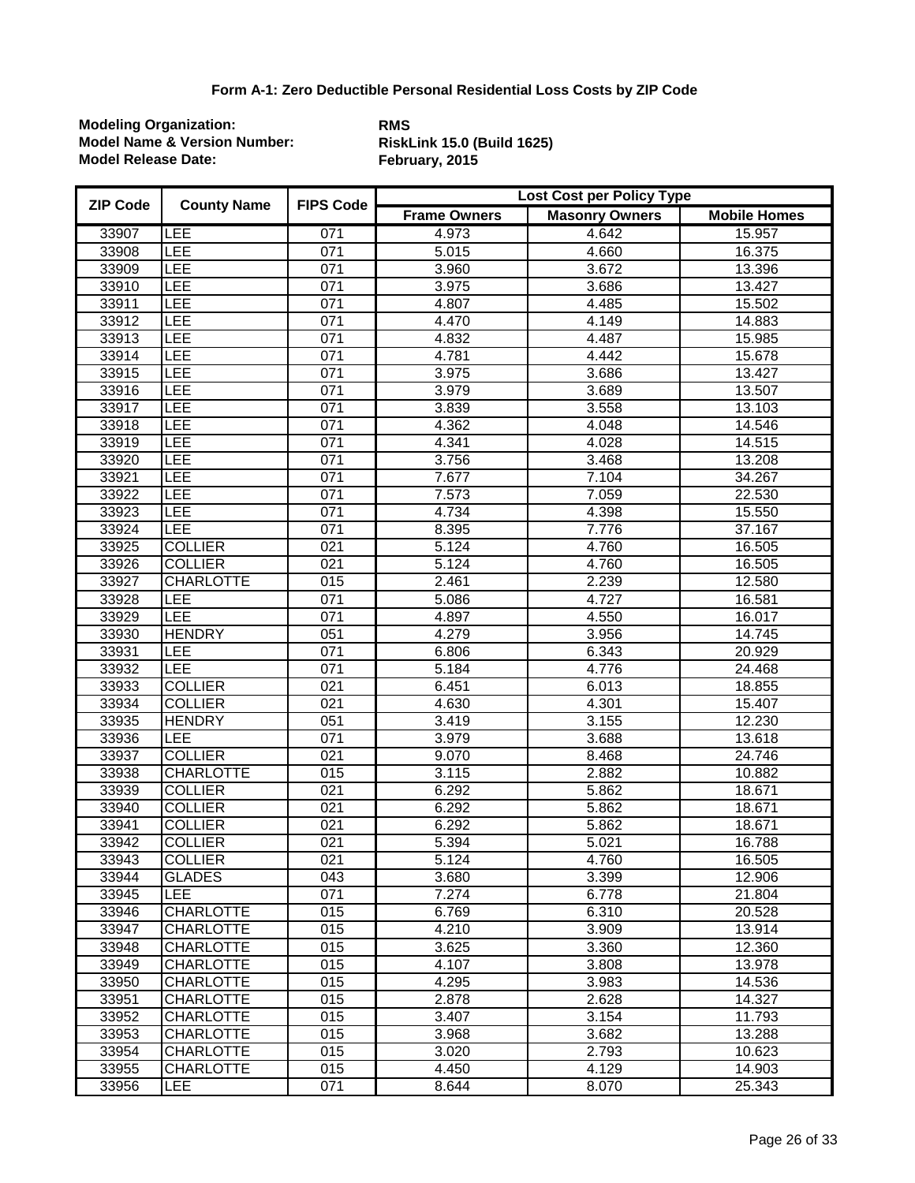### Form A-1: Zero Deductible Personal Residential Loss Costs by ZIP Code

**Modeling Organization:** RMS
**Model Name & Version Number:** RiskLink 15.0 (Build 1625)
**Model Release Date:** February, 2015

| ZIP Code | County Name | FIPS Code | Lost Cost per Policy Type | | |
|---|---|---|---|---|---|
| | | | Frame Owners | Masonry Owners | Mobile Homes |
| 33907 | LEE | 071 | 4.973 | 4.642 | 15.957 |
| 33908 | LEE | 071 | 5.015 | 4.660 | 16.375 |
| 33909 | LEE | 071 | 3.960 | 3.672 | 13.396 |
| 33910 | LEE | 071 | 3.975 | 3.686 | 13.427 |
| 33911 | LEE | 071 | 4.807 | 4.485 | 15.502 |
| 33912 | LEE | 071 | 4.470 | 4.149 | 14.883 |
| 33913 | LEE | 071 | 4.832 | 4.487 | 15.985 |
| 33914 | LEE | 071 | 4.781 | 4.442 | 15.678 |
| 33915 | LEE | 071 | 3.975 | 3.686 | 13.427 |
| 33916 | LEE | 071 | 3.979 | 3.689 | 13.507 |
| 33917 | LEE | 071 | 3.839 | 3.558 | 13.103 |
| 33918 | LEE | 071 | 4.362 | 4.048 | 14.546 |
| 33919 | LEE | 071 | 4.341 | 4.028 | 14.515 |
| 33920 | LEE | 071 | 3.756 | 3.468 | 13.208 |
| 33921 | LEE | 071 | 7.677 | 7.104 | 34.267 |
| 33922 | LEE | 071 | 7.573 | 7.059 | 22.530 |
| 33923 | LEE | 071 | 4.734 | 4.398 | 15.550 |
| 33924 | LEE | 071 | 8.395 | 7.776 | 37.167 |
| 33925 | COLLIER | 021 | 5.124 | 4.760 | 16.505 |
| 33926 | COLLIER | 021 | 5.124 | 4.760 | 16.505 |
| 33927 | CHARLOTTE | 015 | 2.461 | 2.239 | 12.580 |
| 33928 | LEE | 071 | 5.086 | 4.727 | 16.581 |
| 33929 | LEE | 071 | 4.897 | 4.550 | 16.017 |
| 33930 | HENDRY | 051 | 4.279 | 3.956 | 14.745 |
| 33931 | LEE | 071 | 6.806 | 6.343 | 20.929 |
| 33932 | LEE | 071 | 5.184 | 4.776 | 24.468 |
| 33933 | COLLIER | 021 | 6.451 | 6.013 | 18.855 |
| 33934 | COLLIER | 021 | 4.630 | 4.301 | 15.407 |
| 33935 | HENDRY | 051 | 3.419 | 3.155 | 12.230 |
| 33936 | LEE | 071 | 3.979 | 3.688 | 13.618 |
| 33937 | COLLIER | 021 | 9.070 | 8.468 | 24.746 |
| 33938 | CHARLOTTE | 015 | 3.115 | 2.882 | 10.882 |
| 33939 | COLLIER | 021 | 6.292 | 5.862 | 18.671 |
| 33940 | COLLIER | 021 | 6.292 | 5.862 | 18.671 |
| 33941 | COLLIER | 021 | 6.292 | 5.862 | 18.671 |
| 33942 | COLLIER | 021 | 5.394 | 5.021 | 16.788 |
| 33943 | COLLIER | 021 | 5.124 | 4.760 | 16.505 |
| 33944 | GLADES | 043 | 3.680 | 3.399 | 12.906 |
| 33945 | LEE | 071 | 7.274 | 6.778 | 21.804 |
| 33946 | CHARLOTTE | 015 | 6.769 | 6.310 | 20.528 |
| 33947 | CHARLOTTE | 015 | 4.210 | 3.909 | 13.914 |
| 33948 | CHARLOTTE | 015 | 3.625 | 3.360 | 12.360 |
| 33949 | CHARLOTTE | 015 | 4.107 | 3.808 | 13.978 |
| 33950 | CHARLOTTE | 015 | 4.295 | 3.983 | 14.536 |
| 33951 | CHARLOTTE | 015 | 2.878 | 2.628 | 14.327 |
| 33952 | CHARLOTTE | 015 | 3.407 | 3.154 | 11.793 |
| 33953 | CHARLOTTE | 015 | 3.968 | 3.682 | 13.288 |
| 33954 | CHARLOTTE | 015 | 3.020 | 2.793 | 10.623 |
| 33955 | CHARLOTTE | 015 | 4.450 | 4.129 | 14.903 |
| 33956 | LEE | 071 | 8.644 | 8.070 | 25.343 |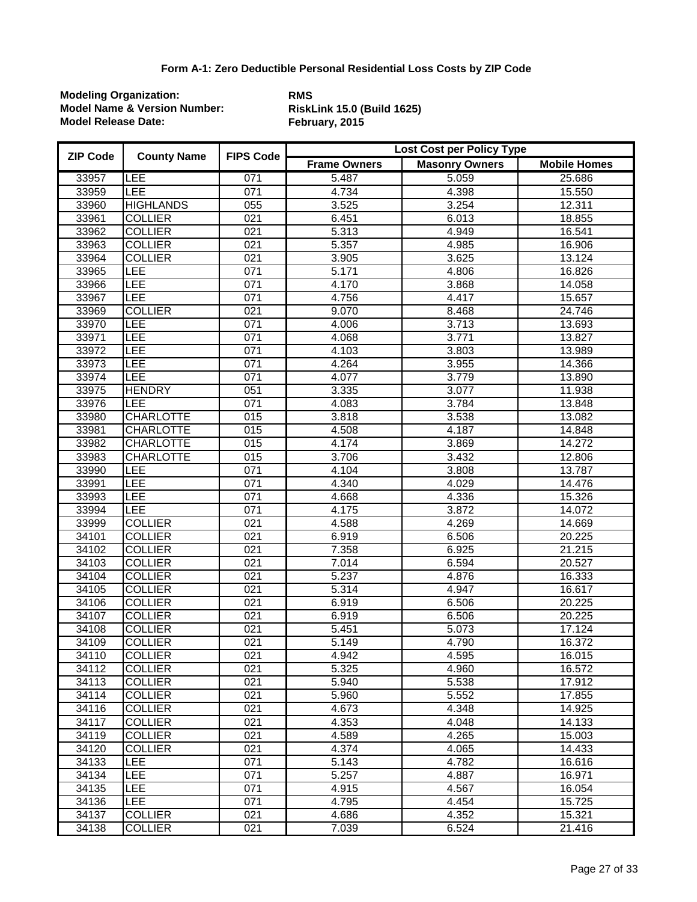**Form A-1: Zero Deductible Personal Residential Loss Costs by ZIP Code**

**Modeling Organization:** RMS
**Model Name & Version Number:** RiskLink 15.0 (Build 1625)
**Model Release Date:** February, 2015

| ZIP Code | County Name | FIPS Code | Lost Cost per Policy Type | | |
|---|---|---|---|---|---|
| | | | Frame Owners | Masonry Owners | Mobile Homes |
| 33957 | LEE | 071 | 5.487 | 5.059 | 25.686 |
| 33959 | LEE | 071 | 4.734 | 4.398 | 15.550 |
| 33960 | HIGHLANDS | 055 | 3.525 | 3.254 | 12.311 |
| 33961 | COLLIER | 021 | 6.451 | 6.013 | 18.855 |
| 33962 | COLLIER | 021 | 5.313 | 4.949 | 16.541 |
| 33963 | COLLIER | 021 | 5.357 | 4.985 | 16.906 |
| 33964 | COLLIER | 021 | 3.905 | 3.625 | 13.124 |
| 33965 | LEE | 071 | 5.171 | 4.806 | 16.826 |
| 33966 | LEE | 071 | 4.170 | 3.868 | 14.058 |
| 33967 | LEE | 071 | 4.756 | 4.417 | 15.657 |
| 33969 | COLLIER | 021 | 9.070 | 8.468 | 24.746 |
| 33970 | LEE | 071 | 4.006 | 3.713 | 13.693 |
| 33971 | LEE | 071 | 4.068 | 3.771 | 13.827 |
| 33972 | LEE | 071 | 4.103 | 3.803 | 13.989 |
| 33973 | LEE | 071 | 4.264 | 3.955 | 14.366 |
| 33974 | LEE | 071 | 4.077 | 3.779 | 13.890 |
| 33975 | HENDRY | 051 | 3.335 | 3.077 | 11.938 |
| 33976 | LEE | 071 | 4.083 | 3.784 | 13.848 |
| 33980 | CHARLOTTE | 015 | 3.818 | 3.538 | 13.082 |
| 33981 | CHARLOTTE | 015 | 4.508 | 4.187 | 14.848 |
| 33982 | CHARLOTTE | 015 | 4.174 | 3.869 | 14.272 |
| 33983 | CHARLOTTE | 015 | 3.706 | 3.432 | 12.806 |
| 33990 | LEE | 071 | 4.104 | 3.808 | 13.787 |
| 33991 | LEE | 071 | 4.340 | 4.029 | 14.476 |
| 33993 | LEE | 071 | 4.668 | 4.336 | 15.326 |
| 33994 | LEE | 071 | 4.175 | 3.872 | 14.072 |
| 33999 | COLLIER | 021 | 4.588 | 4.269 | 14.669 |
| 34101 | COLLIER | 021 | 6.919 | 6.506 | 20.225 |
| 34102 | COLLIER | 021 | 7.358 | 6.925 | 21.215 |
| 34103 | COLLIER | 021 | 7.014 | 6.594 | 20.527 |
| 34104 | COLLIER | 021 | 5.237 | 4.876 | 16.333 |
| 34105 | COLLIER | 021 | 5.314 | 4.947 | 16.617 |
| 34106 | COLLIER | 021 | 6.919 | 6.506 | 20.225 |
| 34107 | COLLIER | 021 | 6.919 | 6.506 | 20.225 |
| 34108 | COLLIER | 021 | 5.451 | 5.073 | 17.124 |
| 34109 | COLLIER | 021 | 5.149 | 4.790 | 16.372 |
| 34110 | COLLIER | 021 | 4.942 | 4.595 | 16.015 |
| 34112 | COLLIER | 021 | 5.325 | 4.960 | 16.572 |
| 34113 | COLLIER | 021 | 5.940 | 5.538 | 17.912 |
| 34114 | COLLIER | 021 | 5.960 | 5.552 | 17.855 |
| 34116 | COLLIER | 021 | 4.673 | 4.348 | 14.925 |
| 34117 | COLLIER | 021 | 4.353 | 4.048 | 14.133 |
| 34119 | COLLIER | 021 | 4.589 | 4.265 | 15.003 |
| 34120 | COLLIER | 021 | 4.374 | 4.065 | 14.433 |
| 34133 | LEE | 071 | 5.143 | 4.782 | 16.616 |
| 34134 | LEE | 071 | 5.257 | 4.887 | 16.971 |
| 34135 | LEE | 071 | 4.915 | 4.567 | 16.054 |
| 34136 | LEE | 071 | 4.795 | 4.454 | 15.725 |
| 34137 | COLLIER | 021 | 4.686 | 4.352 | 15.321 |
| 34138 | COLLIER | 021 | 7.039 | 6.524 | 21.416 |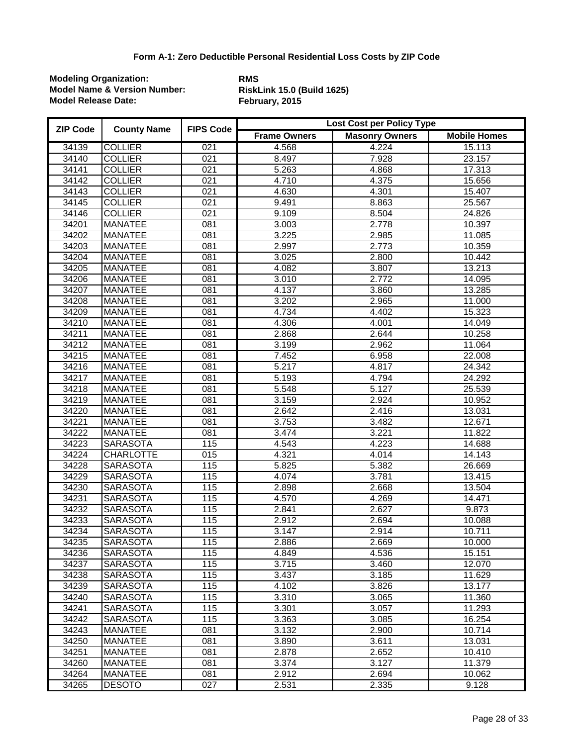### Form A-1: Zero Deductible Personal Residential Loss Costs by ZIP Code

**Modeling Organization:** RMS
**Model Name & Version Number:** RiskLink 15.0 (Build 1625)
**Model Release Date:** February, 2015

| ZIP Code | County Name | FIPS Code | Lost Cost per Policy Type | | |
|---|---|---|---|---|---|
| | | | Frame Owners | Masonry Owners | Mobile Homes |
| 34139 | COLLIER | 021 | 4.568 | 4.224 | 15.113 |
| 34140 | COLLIER | 021 | 8.497 | 7.928 | 23.157 |
| 34141 | COLLIER | 021 | 5.263 | 4.868 | 17.313 |
| 34142 | COLLIER | 021 | 4.710 | 4.375 | 15.656 |
| 34143 | COLLIER | 021 | 4.630 | 4.301 | 15.407 |
| 34145 | COLLIER | 021 | 9.491 | 8.863 | 25.567 |
| 34146 | COLLIER | 021 | 9.109 | 8.504 | 24.826 |
| 34201 | MANATEE | 081 | 3.003 | 2.778 | 10.397 |
| 34202 | MANATEE | 081 | 3.225 | 2.985 | 11.085 |
| 34203 | MANATEE | 081 | 2.997 | 2.773 | 10.359 |
| 34204 | MANATEE | 081 | 3.025 | 2.800 | 10.442 |
| 34205 | MANATEE | 081 | 4.082 | 3.807 | 13.213 |
| 34206 | MANATEE | 081 | 3.010 | 2.772 | 14.095 |
| 34207 | MANATEE | 081 | 4.137 | 3.860 | 13.285 |
| 34208 | MANATEE | 081 | 3.202 | 2.965 | 11.000 |
| 34209 | MANATEE | 081 | 4.734 | 4.402 | 15.323 |
| 34210 | MANATEE | 081 | 4.306 | 4.001 | 14.049 |
| 34211 | MANATEE | 081 | 2.868 | 2.644 | 10.258 |
| 34212 | MANATEE | 081 | 3.199 | 2.962 | 11.064 |
| 34215 | MANATEE | 081 | 7.452 | 6.958 | 22.008 |
| 34216 | MANATEE | 081 | 5.217 | 4.817 | 24.342 |
| 34217 | MANATEE | 081 | 5.193 | 4.794 | 24.292 |
| 34218 | MANATEE | 081 | 5.548 | 5.127 | 25.539 |
| 34219 | MANATEE | 081 | 3.159 | 2.924 | 10.952 |
| 34220 | MANATEE | 081 | 2.642 | 2.416 | 13.031 |
| 34221 | MANATEE | 081 | 3.753 | 3.482 | 12.671 |
| 34222 | MANATEE | 081 | 3.474 | 3.221 | 11.822 |
| 34223 | SARASOTA | 115 | 4.543 | 4.223 | 14.688 |
| 34224 | CHARLOTTE | 015 | 4.321 | 4.014 | 14.143 |
| 34228 | SARASOTA | 115 | 5.825 | 5.382 | 26.669 |
| 34229 | SARASOTA | 115 | 4.074 | 3.781 | 13.415 |
| 34230 | SARASOTA | 115 | 2.898 | 2.668 | 13.504 |
| 34231 | SARASOTA | 115 | 4.570 | 4.269 | 14.471 |
| 34232 | SARASOTA | 115 | 2.841 | 2.627 | 9.873 |
| 34233 | SARASOTA | 115 | 2.912 | 2.694 | 10.088 |
| 34234 | SARASOTA | 115 | 3.147 | 2.914 | 10.711 |
| 34235 | SARASOTA | 115 | 2.886 | 2.669 | 10.000 |
| 34236 | SARASOTA | 115 | 4.849 | 4.536 | 15.151 |
| 34237 | SARASOTA | 115 | 3.715 | 3.460 | 12.070 |
| 34238 | SARASOTA | 115 | 3.437 | 3.185 | 11.629 |
| 34239 | SARASOTA | 115 | 4.102 | 3.826 | 13.177 |
| 34240 | SARASOTA | 115 | 3.310 | 3.065 | 11.360 |
| 34241 | SARASOTA | 115 | 3.301 | 3.057 | 11.293 |
| 34242 | SARASOTA | 115 | 3.363 | 3.085 | 16.254 |
| 34243 | MANATEE | 081 | 3.132 | 2.900 | 10.714 |
| 34250 | MANATEE | 081 | 3.890 | 3.611 | 13.031 |
| 34251 | MANATEE | 081 | 2.878 | 2.652 | 10.410 |
| 34260 | MANATEE | 081 | 3.374 | 3.127 | 11.379 |
| 34264 | MANATEE | 081 | 2.912 | 2.694 | 10.062 |
| 34265 | DESOTO | 027 | 2.531 | 2.335 | 9.128 |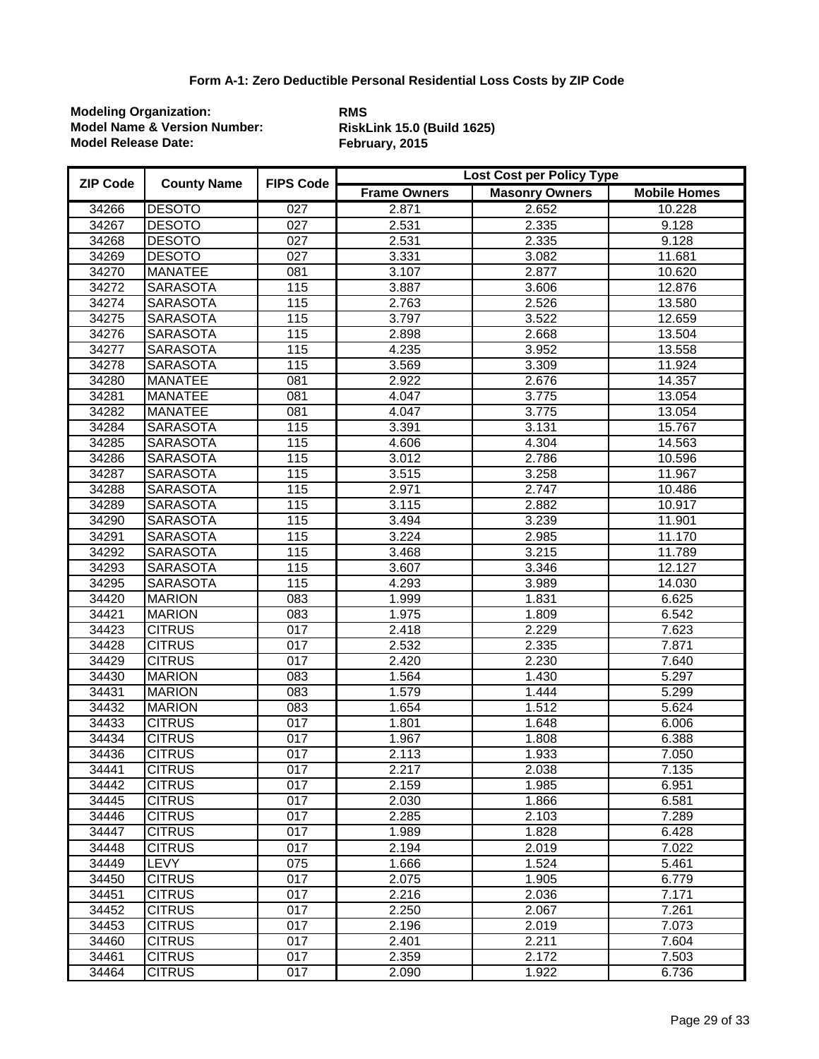### Form A-1: Zero Deductible Personal Residential Loss Costs by ZIP Code

**Modeling Organization:** **RMS**
**Model Name & Version Number:** **RiskLink 15.0 (Build 1625)**
**Model Release Date:** **February, 2015**

| ZIP Code | County Name | FIPS Code | Lost Cost per Policy Type | | |
|---|---|---|---|---|---|
| | | | Frame Owners | Masonry Owners | Mobile Homes |
| 34266 | DESOTO | 027 | 2.871 | 2.652 | 10.228 |
| 34267 | DESOTO | 027 | 2.531 | 2.335 | 9.128 |
| 34268 | DESOTO | 027 | 2.531 | 2.335 | 9.128 |
| 34269 | DESOTO | 027 | 3.331 | 3.082 | 11.681 |
| 34270 | MANATEE | 081 | 3.107 | 2.877 | 10.620 |
| 34272 | SARASOTA | 115 | 3.887 | 3.606 | 12.876 |
| 34274 | SARASOTA | 115 | 2.763 | 2.526 | 13.580 |
| 34275 | SARASOTA | 115 | 3.797 | 3.522 | 12.659 |
| 34276 | SARASOTA | 115 | 2.898 | 2.668 | 13.504 |
| 34277 | SARASOTA | 115 | 4.235 | 3.952 | 13.558 |
| 34278 | SARASOTA | 115 | 3.569 | 3.309 | 11.924 |
| 34280 | MANATEE | 081 | 2.922 | 2.676 | 14.357 |
| 34281 | MANATEE | 081 | 4.047 | 3.775 | 13.054 |
| 34282 | MANATEE | 081 | 4.047 | 3.775 | 13.054 |
| 34284 | SARASOTA | 115 | 3.391 | 3.131 | 15.767 |
| 34285 | SARASOTA | 115 | 4.606 | 4.304 | 14.563 |
| 34286 | SARASOTA | 115 | 3.012 | 2.786 | 10.596 |
| 34287 | SARASOTA | 115 | 3.515 | 3.258 | 11.967 |
| 34288 | SARASOTA | 115 | 2.971 | 2.747 | 10.486 |
| 34289 | SARASOTA | 115 | 3.115 | 2.882 | 10.917 |
| 34290 | SARASOTA | 115 | 3.494 | 3.239 | 11.901 |
| 34291 | SARASOTA | 115 | 3.224 | 2.985 | 11.170 |
| 34292 | SARASOTA | 115 | 3.468 | 3.215 | 11.789 |
| 34293 | SARASOTA | 115 | 3.607 | 3.346 | 12.127 |
| 34295 | SARASOTA | 115 | 4.293 | 3.989 | 14.030 |
| 34420 | MARION | 083 | 1.999 | 1.831 | 6.625 |
| 34421 | MARION | 083 | 1.975 | 1.809 | 6.542 |
| 34423 | CITRUS | 017 | 2.418 | 2.229 | 7.623 |
| 34428 | CITRUS | 017 | 2.532 | 2.335 | 7.871 |
| 34429 | CITRUS | 017 | 2.420 | 2.230 | 7.640 |
| 34430 | MARION | 083 | 1.564 | 1.430 | 5.297 |
| 34431 | MARION | 083 | 1.579 | 1.444 | 5.299 |
| 34432 | MARION | 083 | 1.654 | 1.512 | 5.624 |
| 34433 | CITRUS | 017 | 1.801 | 1.648 | 6.006 |
| 34434 | CITRUS | 017 | 1.967 | 1.808 | 6.388 |
| 34436 | CITRUS | 017 | 2.113 | 1.933 | 7.050 |
| 34441 | CITRUS | 017 | 2.217 | 2.038 | 7.135 |
| 34442 | CITRUS | 017 | 2.159 | 1.985 | 6.951 |
| 34445 | CITRUS | 017 | 2.030 | 1.866 | 6.581 |
| 34446 | CITRUS | 017 | 2.285 | 2.103 | 7.289 |
| 34447 | CITRUS | 017 | 1.989 | 1.828 | 6.428 |
| 34448 | CITRUS | 017 | 2.194 | 2.019 | 7.022 |
| 34449 | LEVY | 075 | 1.666 | 1.524 | 5.461 |
| 34450 | CITRUS | 017 | 2.075 | 1.905 | 6.779 |
| 34451 | CITRUS | 017 | 2.216 | 2.036 | 7.171 |
| 34452 | CITRUS | 017 | 2.250 | 2.067 | 7.261 |
| 34453 | CITRUS | 017 | 2.196 | 2.019 | 7.073 |
| 34460 | CITRUS | 017 | 2.401 | 2.211 | 7.604 |
| 34461 | CITRUS | 017 | 2.359 | 2.172 | 7.503 |
| 34464 | CITRUS | 017 | 2.090 | 1.922 | 6.736 |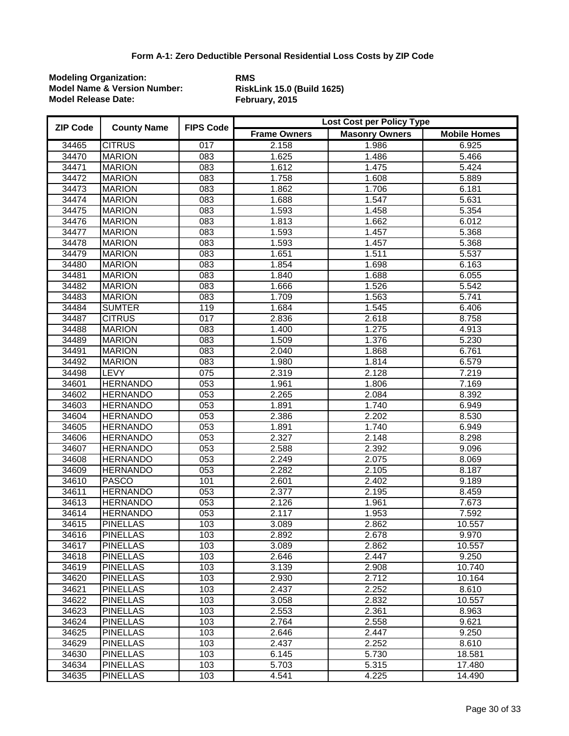### Form A-1: Zero Deductible Personal Residential Loss Costs by ZIP Code

**Modeling Organization:** RMS
**Model Name & Version Number:** RiskLink 15.0 (Build 1625)
**Model Release Date:** February, 2015

| ZIP Code | County Name | FIPS Code | Lost Cost per Policy Type | | |
|---|---|---|---|---|---|
| | | | Frame Owners | Masonry Owners | Mobile Homes |
| 34465 | CITRUS | 017 | 2.158 | 1.986 | 6.925 |
| 34470 | MARION | 083 | 1.625 | 1.486 | 5.466 |
| 34471 | MARION | 083 | 1.612 | 1.475 | 5.424 |
| 34472 | MARION | 083 | 1.758 | 1.608 | 5.889 |
| 34473 | MARION | 083 | 1.862 | 1.706 | 6.181 |
| 34474 | MARION | 083 | 1.688 | 1.547 | 5.631 |
| 34475 | MARION | 083 | 1.593 | 1.458 | 5.354 |
| 34476 | MARION | 083 | 1.813 | 1.662 | 6.012 |
| 34477 | MARION | 083 | 1.593 | 1.457 | 5.368 |
| 34478 | MARION | 083 | 1.593 | 1.457 | 5.368 |
| 34479 | MARION | 083 | 1.651 | 1.511 | 5.537 |
| 34480 | MARION | 083 | 1.854 | 1.698 | 6.163 |
| 34481 | MARION | 083 | 1.840 | 1.688 | 6.055 |
| 34482 | MARION | 083 | 1.666 | 1.526 | 5.542 |
| 34483 | MARION | 083 | 1.709 | 1.563 | 5.741 |
| 34484 | SUMTER | 119 | 1.684 | 1.545 | 6.406 |
| 34487 | CITRUS | 017 | 2.836 | 2.618 | 8.758 |
| 34488 | MARION | 083 | 1.400 | 1.275 | 4.913 |
| 34489 | MARION | 083 | 1.509 | 1.376 | 5.230 |
| 34491 | MARION | 083 | 2.040 | 1.868 | 6.761 |
| 34492 | MARION | 083 | 1.980 | 1.814 | 6.579 |
| 34498 | LEVY | 075 | 2.319 | 2.128 | 7.219 |
| 34601 | HERNANDO | 053 | 1.961 | 1.806 | 7.169 |
| 34602 | HERNANDO | 053 | 2.265 | 2.084 | 8.392 |
| 34603 | HERNANDO | 053 | 1.891 | 1.740 | 6.949 |
| 34604 | HERNANDO | 053 | 2.386 | 2.202 | 8.530 |
| 34605 | HERNANDO | 053 | 1.891 | 1.740 | 6.949 |
| 34606 | HERNANDO | 053 | 2.327 | 2.148 | 8.298 |
| 34607 | HERNANDO | 053 | 2.588 | 2.392 | 9.096 |
| 34608 | HERNANDO | 053 | 2.249 | 2.075 | 8.069 |
| 34609 | HERNANDO | 053 | 2.282 | 2.105 | 8.187 |
| 34610 | PASCO | 101 | 2.601 | 2.402 | 9.189 |
| 34611 | HERNANDO | 053 | 2.377 | 2.195 | 8.459 |
| 34613 | HERNANDO | 053 | 2.126 | 1.961 | 7.673 |
| 34614 | HERNANDO | 053 | 2.117 | 1.953 | 7.592 |
| 34615 | PINELLAS | 103 | 3.089 | 2.862 | 10.557 |
| 34616 | PINELLAS | 103 | 2.892 | 2.678 | 9.970 |
| 34617 | PINELLAS | 103 | 3.089 | 2.862 | 10.557 |
| 34618 | PINELLAS | 103 | 2.646 | 2.447 | 9.250 |
| 34619 | PINELLAS | 103 | 3.139 | 2.908 | 10.740 |
| 34620 | PINELLAS | 103 | 2.930 | 2.712 | 10.164 |
| 34621 | PINELLAS | 103 | 2.437 | 2.252 | 8.610 |
| 34622 | PINELLAS | 103 | 3.058 | 2.832 | 10.557 |
| 34623 | PINELLAS | 103 | 2.553 | 2.361 | 8.963 |
| 34624 | PINELLAS | 103 | 2.764 | 2.558 | 9.621 |
| 34625 | PINELLAS | 103 | 2.646 | 2.447 | 9.250 |
| 34629 | PINELLAS | 103 | 2.437 | 2.252 | 8.610 |
| 34630 | PINELLAS | 103 | 6.145 | 5.730 | 18.581 |
| 34634 | PINELLAS | 103 | 5.703 | 5.315 | 17.480 |
| 34635 | PINELLAS | 103 | 4.541 | 4.225 | 14.490 |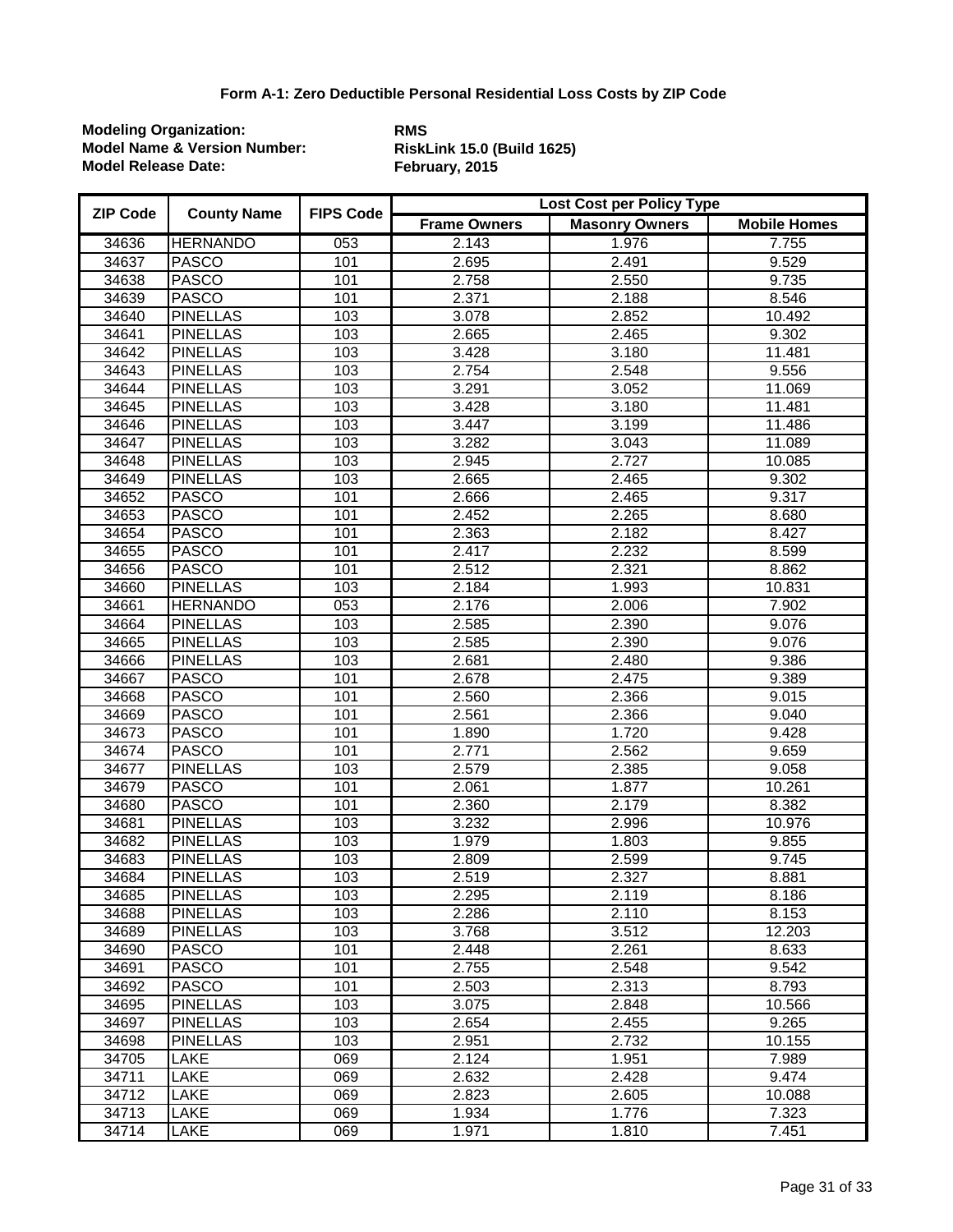**Form A-1: Zero Deductible Personal Residential Loss Costs by ZIP Code**

**Modeling Organization:** **RMS**
**Model Name & Version Number:** **RiskLink 15.0 (Build 1625)**
**Model Release Date:** **February, 2015**

| ZIP Code | County Name | FIPS Code | Lost Cost per Policy Type | | |
|---|---|---|---|---|---|
| | | | Frame Owners | Masonry Owners | Mobile Homes |
| 34636 | HERNANDO | 053 | 2.143 | 1.976 | 7.755 |
| 34637 | PASCO | 101 | 2.695 | 2.491 | 9.529 |
| 34638 | PASCO | 101 | 2.758 | 2.550 | 9.735 |
| 34639 | PASCO | 101 | 2.371 | 2.188 | 8.546 |
| 34640 | PINELLAS | 103 | 3.078 | 2.852 | 10.492 |
| 34641 | PINELLAS | 103 | 2.665 | 2.465 | 9.302 |
| 34642 | PINELLAS | 103 | 3.428 | 3.180 | 11.481 |
| 34643 | PINELLAS | 103 | 2.754 | 2.548 | 9.556 |
| 34644 | PINELLAS | 103 | 3.291 | 3.052 | 11.069 |
| 34645 | PINELLAS | 103 | 3.428 | 3.180 | 11.481 |
| 34646 | PINELLAS | 103 | 3.447 | 3.199 | 11.486 |
| 34647 | PINELLAS | 103 | 3.282 | 3.043 | 11.089 |
| 34648 | PINELLAS | 103 | 2.945 | 2.727 | 10.085 |
| 34649 | PINELLAS | 103 | 2.665 | 2.465 | 9.302 |
| 34652 | PASCO | 101 | 2.666 | 2.465 | 9.317 |
| 34653 | PASCO | 101 | 2.452 | 2.265 | 8.680 |
| 34654 | PASCO | 101 | 2.363 | 2.182 | 8.427 |
| 34655 | PASCO | 101 | 2.417 | 2.232 | 8.599 |
| 34656 | PASCO | 101 | 2.512 | 2.321 | 8.862 |
| 34660 | PINELLAS | 103 | 2.184 | 1.993 | 10.831 |
| 34661 | HERNANDO | 053 | 2.176 | 2.006 | 7.902 |
| 34664 | PINELLAS | 103 | 2.585 | 2.390 | 9.076 |
| 34665 | PINELLAS | 103 | 2.585 | 2.390 | 9.076 |
| 34666 | PINELLAS | 103 | 2.681 | 2.480 | 9.386 |
| 34667 | PASCO | 101 | 2.678 | 2.475 | 9.389 |
| 34668 | PASCO | 101 | 2.560 | 2.366 | 9.015 |
| 34669 | PASCO | 101 | 2.561 | 2.366 | 9.040 |
| 34673 | PASCO | 101 | 1.890 | 1.720 | 9.428 |
| 34674 | PASCO | 101 | 2.771 | 2.562 | 9.659 |
| 34677 | PINELLAS | 103 | 2.579 | 2.385 | 9.058 |
| 34679 | PASCO | 101 | 2.061 | 1.877 | 10.261 |
| 34680 | PASCO | 101 | 2.360 | 2.179 | 8.382 |
| 34681 | PINELLAS | 103 | 3.232 | 2.996 | 10.976 |
| 34682 | PINELLAS | 103 | 1.979 | 1.803 | 9.855 |
| 34683 | PINELLAS | 103 | 2.809 | 2.599 | 9.745 |
| 34684 | PINELLAS | 103 | 2.519 | 2.327 | 8.881 |
| 34685 | PINELLAS | 103 | 2.295 | 2.119 | 8.186 |
| 34688 | PINELLAS | 103 | 2.286 | 2.110 | 8.153 |
| 34689 | PINELLAS | 103 | 3.768 | 3.512 | 12.203 |
| 34690 | PASCO | 101 | 2.448 | 2.261 | 8.633 |
| 34691 | PASCO | 101 | 2.755 | 2.548 | 9.542 |
| 34692 | PASCO | 101 | 2.503 | 2.313 | 8.793 |
| 34695 | PINELLAS | 103 | 3.075 | 2.848 | 10.566 |
| 34697 | PINELLAS | 103 | 2.654 | 2.455 | 9.265 |
| 34698 | PINELLAS | 103 | 2.951 | 2.732 | 10.155 |
| 34705 | LAKE | 069 | 2.124 | 1.951 | 7.989 |
| 34711 | LAKE | 069 | 2.632 | 2.428 | 9.474 |
| 34712 | LAKE | 069 | 2.823 | 2.605 | 10.088 |
| 34713 | LAKE | 069 | 1.934 | 1.776 | 7.323 |
| 34714 | LAKE | 069 | 1.971 | 1.810 | 7.451 |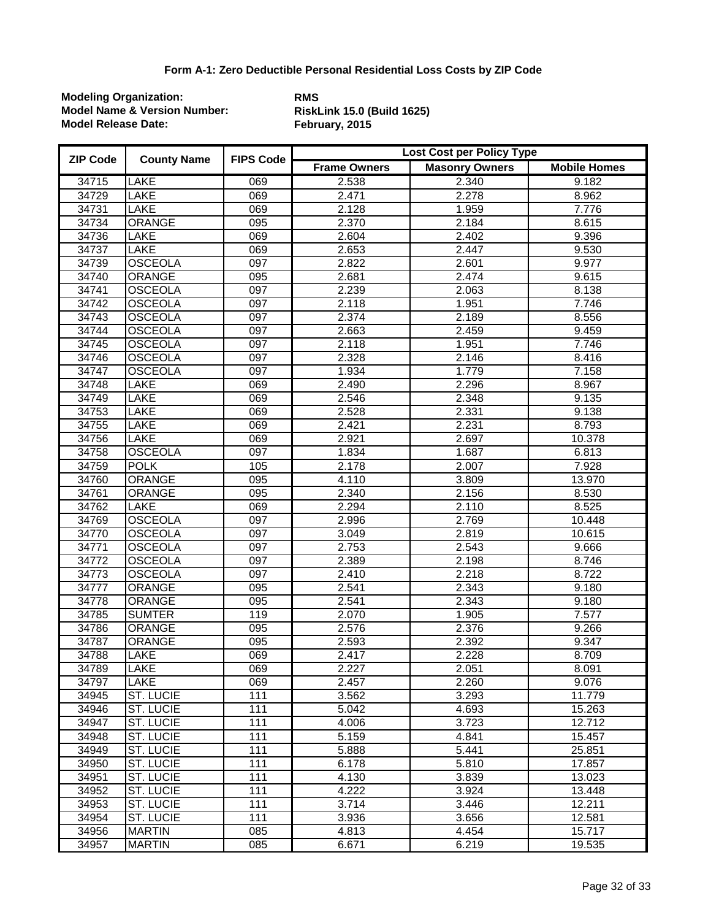### Form A-1: Zero Deductible Personal Residential Loss Costs by ZIP Code

**Modeling Organization:** **RMS**
**Model Name & Version Number:** **RiskLink 15.0 (Build 1625)**
**Model Release Date:** **February, 2015**

| ZIP Code | County Name | FIPS Code | Lost Cost per Policy Type | | |
|---|---|---|---|---|---|
| | | | Frame Owners | Masonry Owners | Mobile Homes |
| 34715 | LAKE | 069 | 2.538 | 2.340 | 9.182 |
| 34729 | LAKE | 069 | 2.471 | 2.278 | 8.962 |
| 34731 | LAKE | 069 | 2.128 | 1.959 | 7.776 |
| 34734 | ORANGE | 095 | 2.370 | 2.184 | 8.615 |
| 34736 | LAKE | 069 | 2.604 | 2.402 | 9.396 |
| 34737 | LAKE | 069 | 2.653 | 2.447 | 9.530 |
| 34739 | OSCEOLA | 097 | 2.822 | 2.601 | 9.977 |
| 34740 | ORANGE | 095 | 2.681 | 2.474 | 9.615 |
| 34741 | OSCEOLA | 097 | 2.239 | 2.063 | 8.138 |
| 34742 | OSCEOLA | 097 | 2.118 | 1.951 | 7.746 |
| 34743 | OSCEOLA | 097 | 2.374 | 2.189 | 8.556 |
| 34744 | OSCEOLA | 097 | 2.663 | 2.459 | 9.459 |
| 34745 | OSCEOLA | 097 | 2.118 | 1.951 | 7.746 |
| 34746 | OSCEOLA | 097 | 2.328 | 2.146 | 8.416 |
| 34747 | OSCEOLA | 097 | 1.934 | 1.779 | 7.158 |
| 34748 | LAKE | 069 | 2.490 | 2.296 | 8.967 |
| 34749 | LAKE | 069 | 2.546 | 2.348 | 9.135 |
| 34753 | LAKE | 069 | 2.528 | 2.331 | 9.138 |
| 34755 | LAKE | 069 | 2.421 | 2.231 | 8.793 |
| 34756 | LAKE | 069 | 2.921 | 2.697 | 10.378 |
| 34758 | OSCEOLA | 097 | 1.834 | 1.687 | 6.813 |
| 34759 | POLK | 105 | 2.178 | 2.007 | 7.928 |
| 34760 | ORANGE | 095 | 4.110 | 3.809 | 13.970 |
| 34761 | ORANGE | 095 | 2.340 | 2.156 | 8.530 |
| 34762 | LAKE | 069 | 2.294 | 2.110 | 8.525 |
| 34769 | OSCEOLA | 097 | 2.996 | 2.769 | 10.448 |
| 34770 | OSCEOLA | 097 | 3.049 | 2.819 | 10.615 |
| 34771 | OSCEOLA | 097 | 2.753 | 2.543 | 9.666 |
| 34772 | OSCEOLA | 097 | 2.389 | 2.198 | 8.746 |
| 34773 | OSCEOLA | 097 | 2.410 | 2.218 | 8.722 |
| 34777 | ORANGE | 095 | 2.541 | 2.343 | 9.180 |
| 34778 | ORANGE | 095 | 2.541 | 2.343 | 9.180 |
| 34785 | SUMTER | 119 | 2.070 | 1.905 | 7.577 |
| 34786 | ORANGE | 095 | 2.576 | 2.376 | 9.266 |
| 34787 | ORANGE | 095 | 2.593 | 2.392 | 9.347 |
| 34788 | LAKE | 069 | 2.417 | 2.228 | 8.709 |
| 34789 | LAKE | 069 | 2.227 | 2.051 | 8.091 |
| 34797 | LAKE | 069 | 2.457 | 2.260 | 9.076 |
| 34945 | ST. LUCIE | 111 | 3.562 | 3.293 | 11.779 |
| 34946 | ST. LUCIE | 111 | 5.042 | 4.693 | 15.263 |
| 34947 | ST. LUCIE | 111 | 4.006 | 3.723 | 12.712 |
| 34948 | ST. LUCIE | 111 | 5.159 | 4.841 | 15.457 |
| 34949 | ST. LUCIE | 111 | 5.888 | 5.441 | 25.851 |
| 34950 | ST. LUCIE | 111 | 6.178 | 5.810 | 17.857 |
| 34951 | ST. LUCIE | 111 | 4.130 | 3.839 | 13.023 |
| 34952 | ST. LUCIE | 111 | 4.222 | 3.924 | 13.448 |
| 34953 | ST. LUCIE | 111 | 3.714 | 3.446 | 12.211 |
| 34954 | ST. LUCIE | 111 | 3.936 | 3.656 | 12.581 |
| 34956 | MARTIN | 085 | 4.813 | 4.454 | 15.717 |
| 34957 | MARTIN | 085 | 6.671 | 6.219 | 19.535 |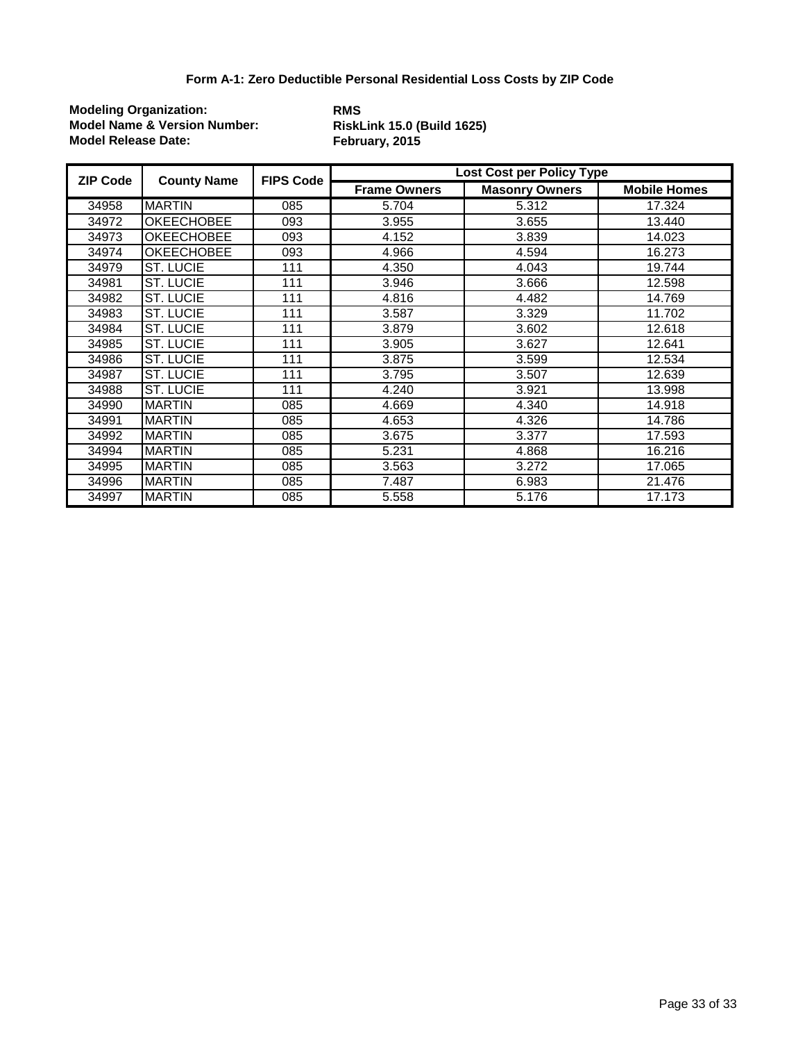**Form A-1: Zero Deductible Personal Residential Loss Costs by ZIP Code**

**Modeling Organization:** **RMS**
**Model Name & Version Number:** **RiskLink 15.0 (Build 1625)**
**Model Release Date:** **February, 2015**

| ZIP Code | County Name | FIPS Code | Lost Cost per Policy Type | | |
|---|---|---|---|---|---|
| | | | Frame Owners | Masonry Owners | Mobile Homes |
| 34958 | MARTIN | 085 | 5.704 | 5.312 | 17.324 |
| 34972 | OKEECHOBEE | 093 | 3.955 | 3.655 | 13.440 |
| 34973 | OKEECHOBEE | 093 | 4.152 | 3.839 | 14.023 |
| 34974 | OKEECHOBEE | 093 | 4.966 | 4.594 | 16.273 |
| 34979 | ST. LUCIE | 111 | 4.350 | 4.043 | 19.744 |
| 34981 | ST. LUCIE | 111 | 3.946 | 3.666 | 12.598 |
| 34982 | ST. LUCIE | 111 | 4.816 | 4.482 | 14.769 |
| 34983 | ST. LUCIE | 111 | 3.587 | 3.329 | 11.702 |
| 34984 | ST. LUCIE | 111 | 3.879 | 3.602 | 12.618 |
| 34985 | ST. LUCIE | 111 | 3.905 | 3.627 | 12.641 |
| 34986 | ST. LUCIE | 111 | 3.875 | 3.599 | 12.534 |
| 34987 | ST. LUCIE | 111 | 3.795 | 3.507 | 12.639 |
| 34988 | ST. LUCIE | 111 | 4.240 | 3.921 | 13.998 |
| 34990 | MARTIN | 085 | 4.669 | 4.340 | 14.918 |
| 34991 | MARTIN | 085 | 4.653 | 4.326 | 14.786 |
| 34992 | MARTIN | 085 | 3.675 | 3.377 | 17.593 |
| 34994 | MARTIN | 085 | 5.231 | 4.868 | 16.216 |
| 34995 | MARTIN | 085 | 3.563 | 3.272 | 17.065 |
| 34996 | MARTIN | 085 | 7.487 | 6.983 | 21.476 |
| 34997 | MARTIN | 085 | 5.558 | 5.176 | 17.173 |